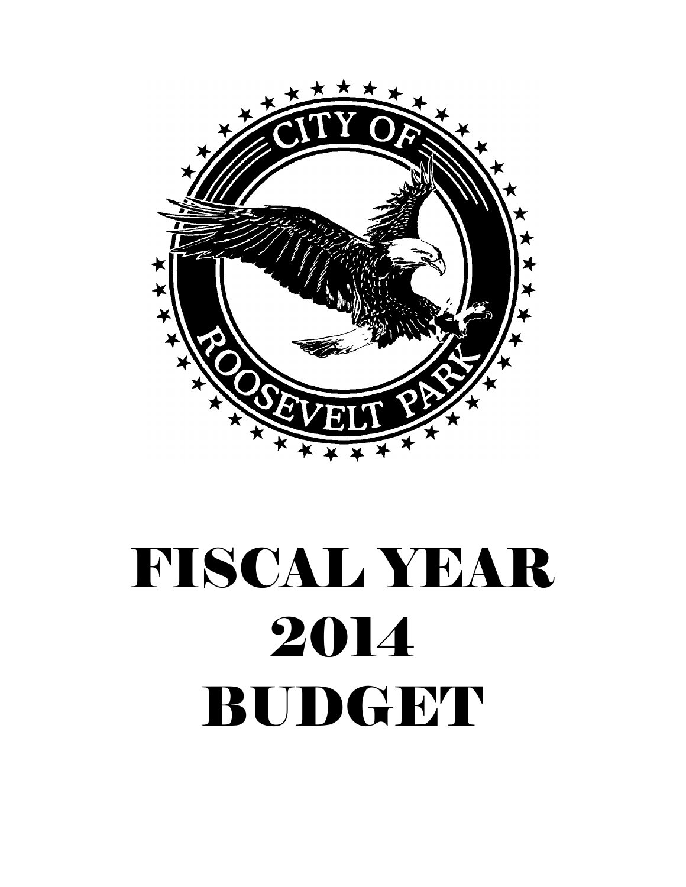CITY OF ROOSEVELT PARK

# FISCAL YEAR 2014 BUDGET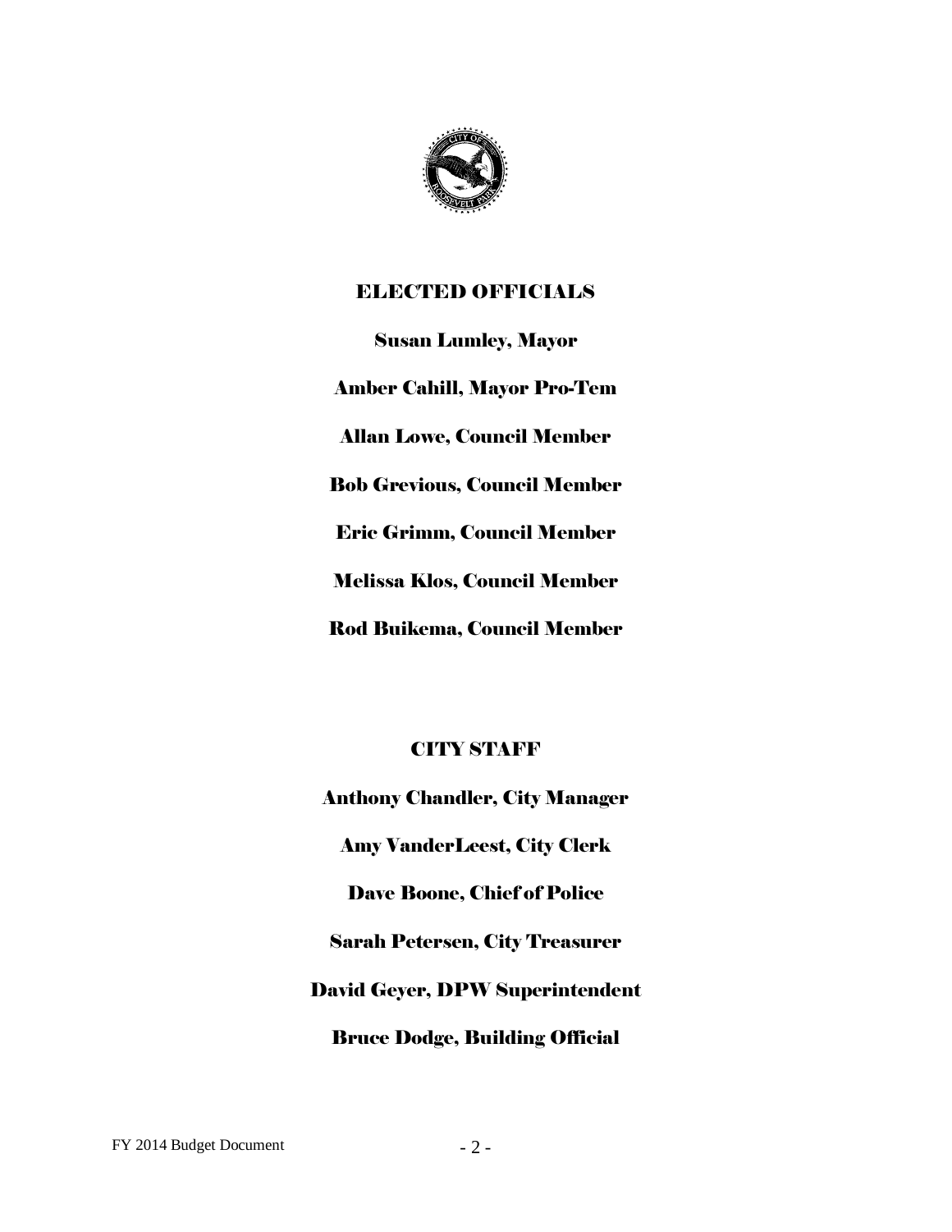## ELECTED OFFICIALS

Susan Lumley, Mayor

Amber Cahill, Mayor Pro-Tem

Allan Lowe, Council Member

Bob Grevious, Council Member

Eric Grimm, Council Member

Melissa Klos, Council Member

Rod Buikema, Council Member

## CITY STAFF

Anthony Chandler, City Manager

Amy VanderLeest, City Clerk

Dave Boone, Chief of Police

Sarah Petersen, City Treasurer

David Geyer, DPW Superintendent

Bruce Dodge, Building Official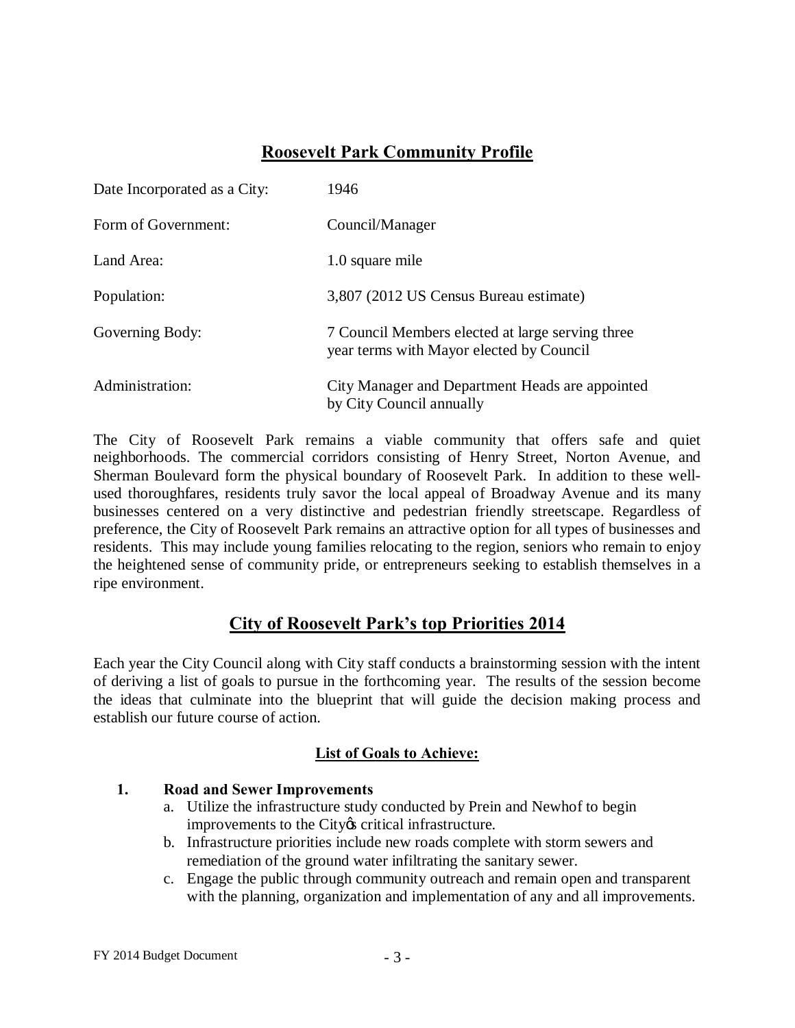## Roosevelt Park Community Profile

| | |
|---|---|
| Date Incorporated as a City: | 1946 |
| Form of Government: | Council/Manager |
| Land Area: | 1.0 square mile |
| Population: | 3,807 (2012 US Census Bureau estimate) |
| Governing Body: | 7 Council Members elected at large serving three year terms with Mayor elected by Council |
| Administration: | City Manager and Department Heads are appointed by City Council annually |

The City of Roosevelt Park remains a viable community that offers safe and quiet neighborhoods. The commercial corridors consisting of Henry Street, Norton Avenue, and Sherman Boulevard form the physical boundary of Roosevelt Park. In addition to these well-used thoroughfares, residents truly savor the local appeal of Broadway Avenue and its many businesses centered on a very distinctive and pedestrian friendly streetscape. Regardless of preference, the City of Roosevelt Park remains an attractive option for all types of businesses and residents. This may include young families relocating to the region, seniors who remain to enjoy the heightened sense of community pride, or entrepreneurs seeking to establish themselves in a ripe environment.

## City of Roosevelt Park's top Priorities 2014

Each year the City Council along with City staff conducts a brainstorming session with the intent of deriving a list of goals to pursue in the forthcoming year. The results of the session become the ideas that culminate into the blueprint that will guide the decision making process and establish our future course of action.

### List of Goals to Achieve:

1. **Road and Sewer Improvements**
   a. Utilize the infrastructure study conducted by Prein and Newhof to begin improvements to the City's critical infrastructure.
   b. Infrastructure priorities include new roads complete with storm sewers and remediation of the ground water infiltrating the sanitary sewer.
   c. Engage the public through community outreach and remain open and transparent with the planning, organization and implementation of any and all improvements.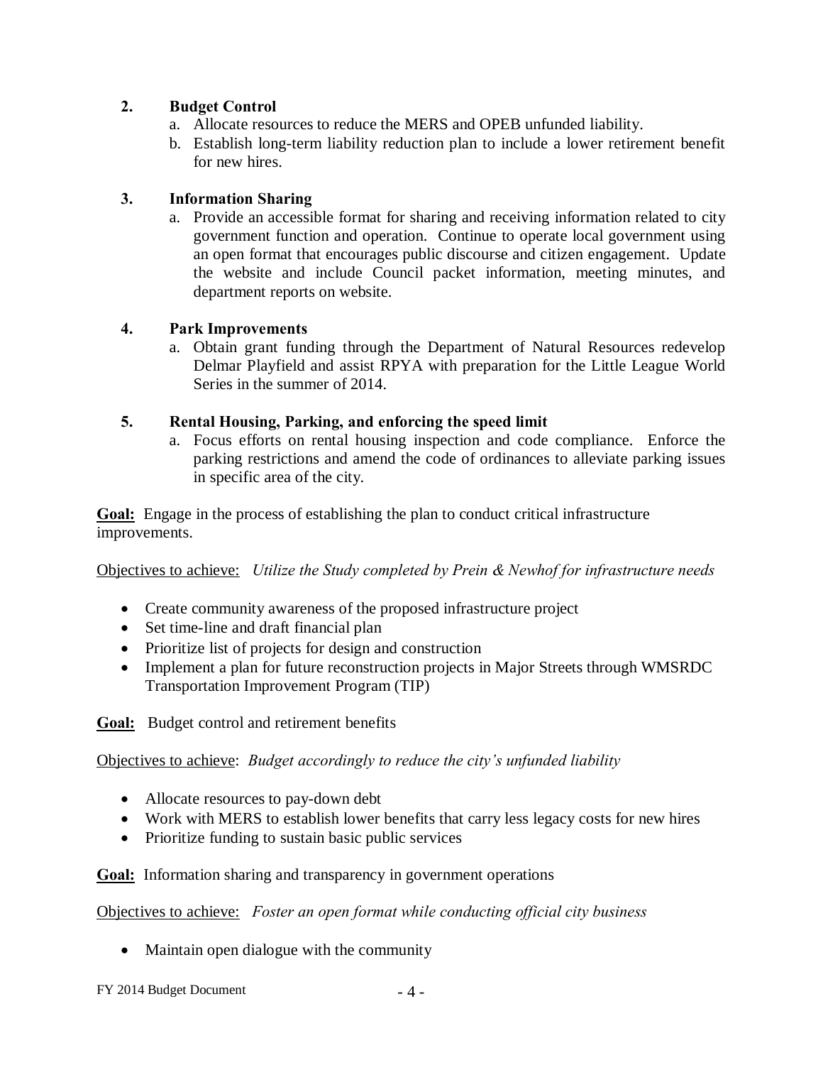**2. Budget Control**

a. Allocate resources to reduce the MERS and OPEB unfunded liability.
b. Establish long-term liability reduction plan to include a lower retirement benefit for new hires.

**3. Information Sharing**

a. Provide an accessible format for sharing and receiving information related to city government function and operation. Continue to operate local government using an open format that encourages public discourse and citizen engagement. Update the website and include Council packet information, meeting minutes, and department reports on website.

**4. Park Improvements**

a. Obtain grant funding through the Department of Natural Resources redevelop Delmar Playfield and assist RPYA with preparation for the Little League World Series in the summer of 2014.

**5. Rental Housing, Parking, and enforcing the speed limit**

a. Focus efforts on rental housing inspection and code compliance. Enforce the parking restrictions and amend the code of ordinances to alleviate parking issues in specific area of the city.

**Goal:** Engage in the process of establishing the plan to conduct critical infrastructure improvements.

Objectives to achieve: *Utilize the Study completed by Prein & Newhof for infrastructure needs*

- Create community awareness of the proposed infrastructure project
- Set time-line and draft financial plan
- Prioritize list of projects for design and construction
- Implement a plan for future reconstruction projects in Major Streets through WMSRDC Transportation Improvement Program (TIP)

**Goal:** Budget control and retirement benefits

Objectives to achieve: *Budget accordingly to reduce the city's unfunded liability*

- Allocate resources to pay-down debt
- Work with MERS to establish lower benefits that carry less legacy costs for new hires
- Prioritize funding to sustain basic public services

**Goal:** Information sharing and transparency in government operations

Objectives to achieve: *Foster an open format while conducting official city business*

- Maintain open dialogue with the community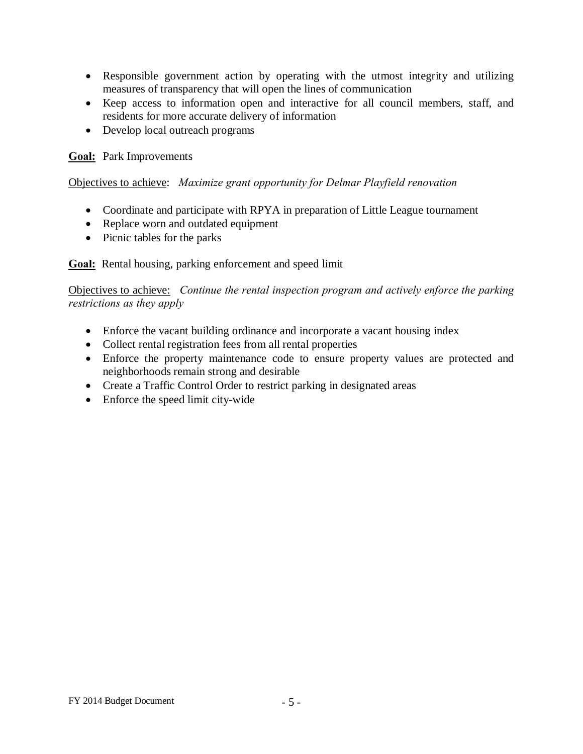- Responsible government action by operating with the utmost integrity and utilizing measures of transparency that will open the lines of communication
- Keep access to information open and interactive for all council members, staff, and residents for more accurate delivery of information
- Develop local outreach programs

**Goal:** Park Improvements

Objectives to achieve: *Maximize grant opportunity for Delmar Playfield renovation*

- Coordinate and participate with RPYA in preparation of Little League tournament
- Replace worn and outdated equipment
- Picnic tables for the parks

**Goal:** Rental housing, parking enforcement and speed limit

Objectives to achieve: *Continue the rental inspection program and actively enforce the parking restrictions as they apply*

- Enforce the vacant building ordinance and incorporate a vacant housing index
- Collect rental registration fees from all rental properties
- Enforce the property maintenance code to ensure property values are protected and neighborhoods remain strong and desirable
- Create a Traffic Control Order to restrict parking in designated areas
- Enforce the speed limit city-wide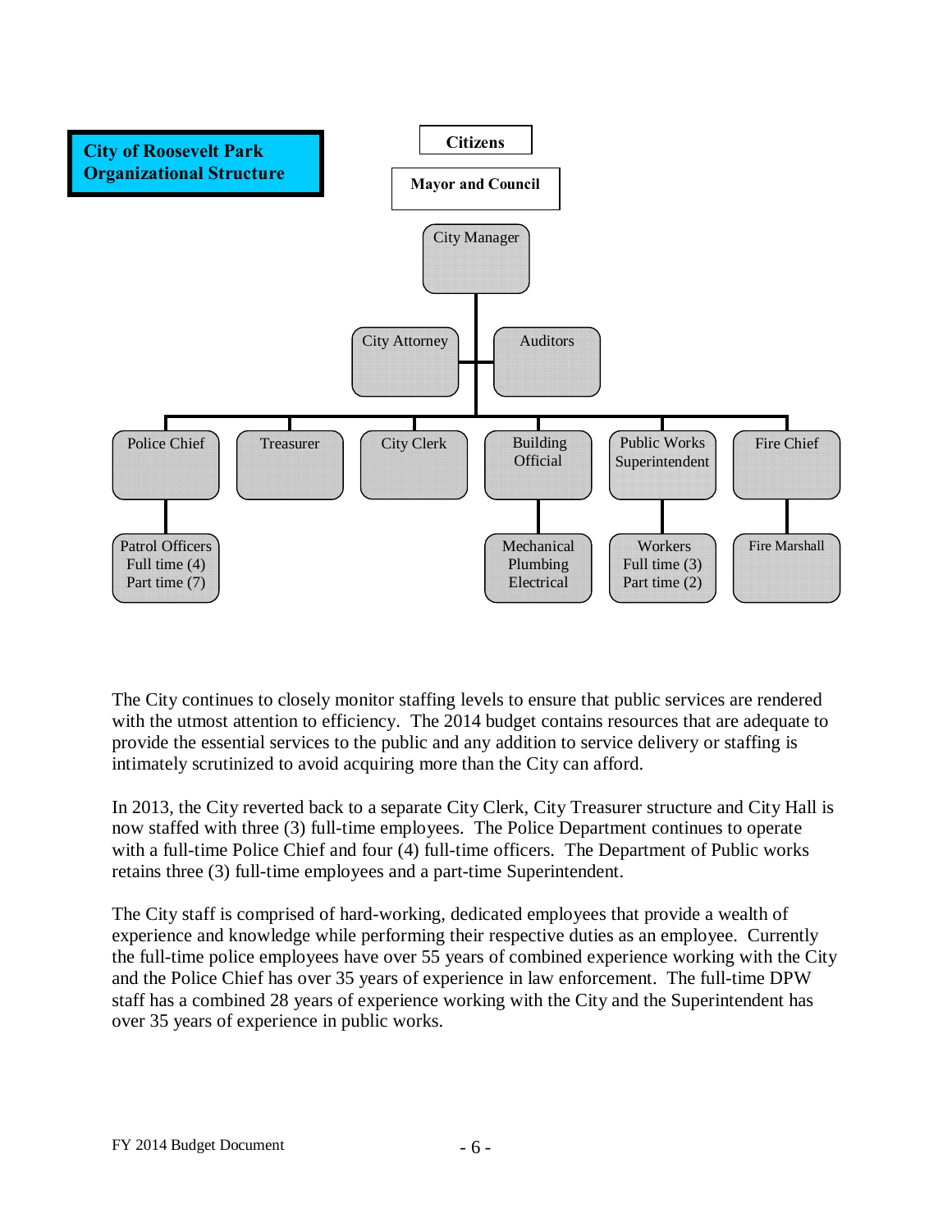## City of Roosevelt Park Organizational Structure

- **Citizens**
  - **Mayor and Council**
    - City Manager
      - City Attorney
      - Auditors
      - Police Chief
        - Patrol Officers Full time (4) Part time (7)
      - Treasurer
      - City Clerk
      - Building Official
        - Mechanical Plumbing Electrical
      - Public Works Superintendent
        - Workers Full time (3) Part time (2)
      - Fire Chief
        - Fire Marshall

The City continues to closely monitor staffing levels to ensure that public services are rendered with the utmost attention to efficiency. The 2014 budget contains resources that are adequate to provide the essential services to the public and any addition to service delivery or staffing is intimately scrutinized to avoid acquiring more than the City can afford.

In 2013, the City reverted back to a separate City Clerk, City Treasurer structure and City Hall is now staffed with three (3) full-time employees. The Police Department continues to operate with a full-time Police Chief and four (4) full-time officers. The Department of Public works retains three (3) full-time employees and a part-time Superintendent.

The City staff is comprised of hard-working, dedicated employees that provide a wealth of experience and knowledge while performing their respective duties as an employee. Currently the full-time police employees have over 55 years of combined experience working with the City and the Police Chief has over 35 years of experience in law enforcement. The full-time DPW staff has a combined 28 years of experience working with the City and the Superintendent has over 35 years of experience in public works.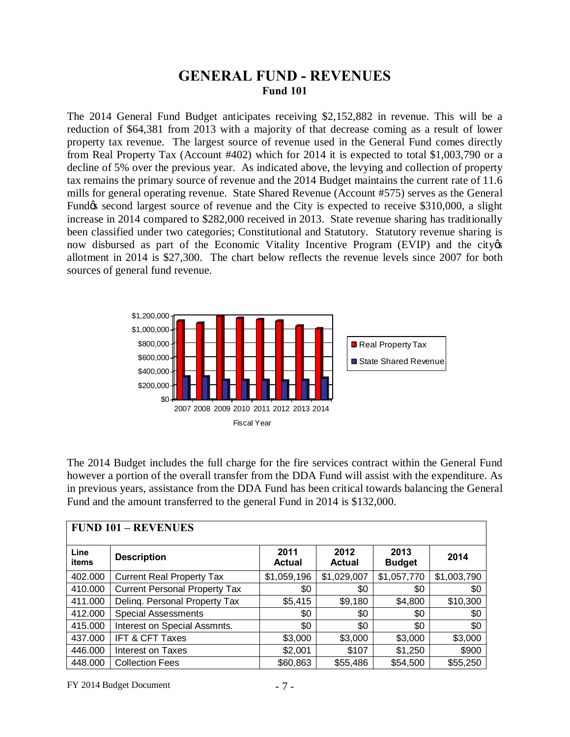# GENERAL FUND - REVENUES

**Fund 101**

The 2014 General Fund Budget anticipates receiving $2,152,882 in revenue. This will be a reduction of $64,381 from 2013 with a majority of that decrease coming as a result of lower property tax revenue. The largest source of revenue used in the General Fund comes directly from Real Property Tax (Account #402) which for 2014 it is expected to total $1,003,790 or a decline of 5% over the previous year. As indicated above, the levying and collection of property tax remains the primary source of revenue and the 2014 Budget maintains the current rate of 11.6 mills for general operating revenue. State Shared Revenue (Account #575) serves as the General Fundǿs second largest source of revenue and the City is expected to receive $310,000, a slight increase in 2014 compared to $282,000 received in 2013. State revenue sharing has traditionally been classified under two categories; Constitutional and Statutory. Statutory revenue sharing is now disbursed as part of the Economic Vitality Incentive Program (EVIP) and the cityǿs allotment in 2014 is $27,300. The chart below reflects the revenue levels since 2007 for both sources of general fund revenue.

The 2014 Budget includes the full charge for the fire services contract within the General Fund however a portion of the overall transfer from the DDA Fund will assist with the expenditure. As in previous years, assistance from the DDA Fund has been critical towards balancing the General Fund and the amount transferred to the general Fund in 2014 is $132,000.

| FUND 101 – REVENUES | | | | | |
|---|---|---|---|---|---|
| **Line items** | **Description** | **2011 Actual** | **2012 Actual** | **2013 Budget** | **2014** |
| 402.000 | Current Real Property Tax | $1,059,196 | $1,029,007 | $1,057,770 | $1,003,790 |
| 410.000 | Current Personal Property Tax | $0 | $0 | $0 | $0 |
| 411.000 | Delinq. Personal Property Tax | $5,415 | $9,180 | $4,800 | $10,300 |
| 412.000 | Special Assessments | $0 | $0 | $0 | $0 |
| 415.000 | Interest on Special Assmnts. | $0 | $0 | $0 | $0 |
| 437.000 | IFT & CFT Taxes | $3,000 | $3,000 | $3,000 | $3,000 |
| 446.000 | Interest on Taxes | $2,001 | $107 | $1,250 | $900 |
| 448.000 | Collection Fees | $60,863 | $55,486 | $54,500 | $55,250 |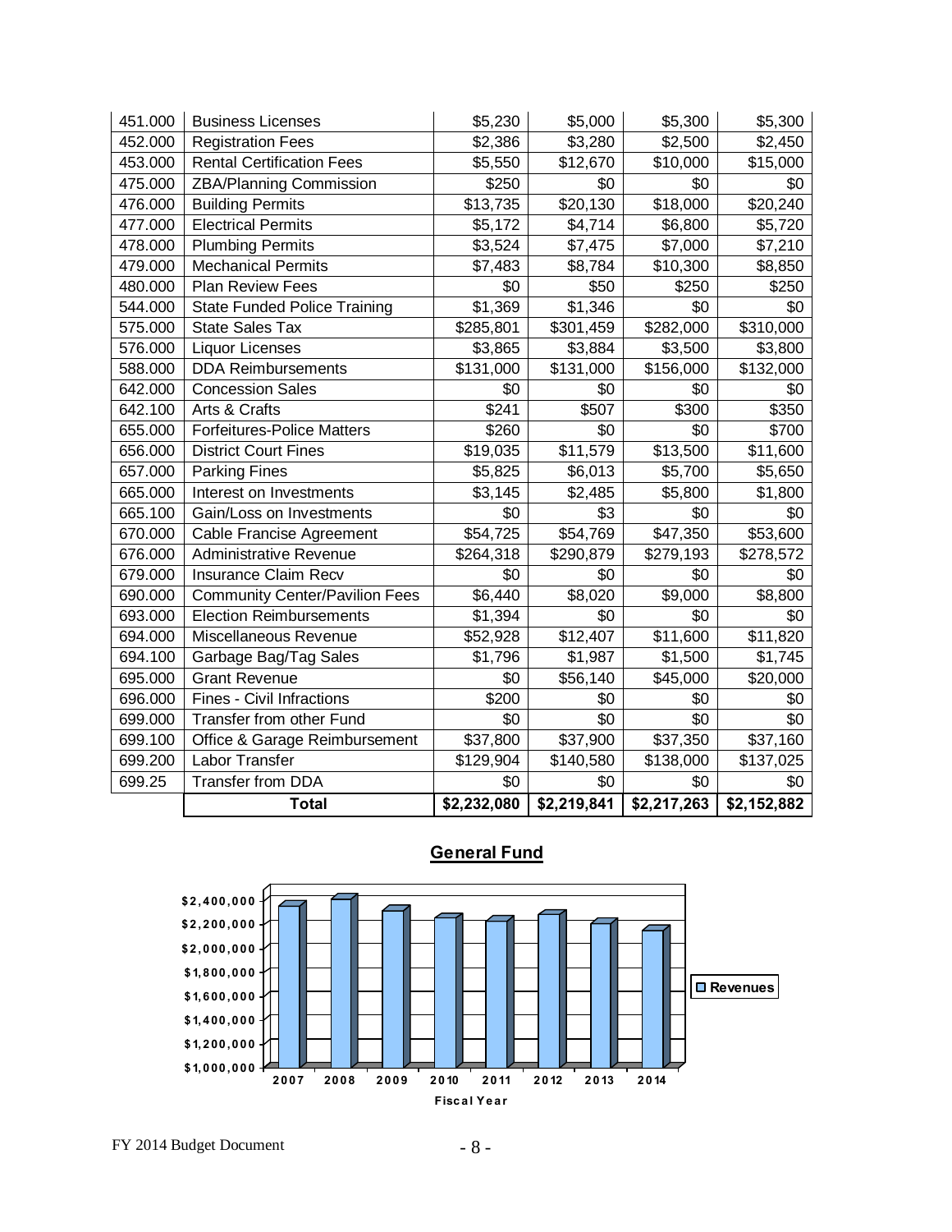| 451.000 | Business Licenses | $5,230 | $5,000 | $5,300 | $5,300 |
|---|---|---|---|---|---|
| 452.000 | Registration Fees | $2,386 | $3,280 | $2,500 | $2,450 |
| 453.000 | Rental Certification Fees | $5,550 | $12,670 | $10,000 | $15,000 |
| 475.000 | ZBA/Planning Commission | $250 | $0 | $0 | $0 |
| 476.000 | Building Permits | $13,735 | $20,130 | $18,000 | $20,240 |
| 477.000 | Electrical Permits | $5,172 | $4,714 | $6,800 | $5,720 |
| 478.000 | Plumbing Permits | $3,524 | $7,475 | $7,000 | $7,210 |
| 479.000 | Mechanical Permits | $7,483 | $8,784 | $10,300 | $8,850 |
| 480.000 | Plan Review Fees | $0 | $50 | $250 | $250 |
| 544.000 | State Funded Police Training | $1,369 | $1,346 | $0 | $0 |
| 575.000 | State Sales Tax | $285,801 | $301,459 | $282,000 | $310,000 |
| 576.000 | Liquor Licenses | $3,865 | $3,884 | $3,500 | $3,800 |
| 588.000 | DDA Reimbursements | $131,000 | $131,000 | $156,000 | $132,000 |
| 642.000 | Concession Sales | $0 | $0 | $0 | $0 |
| 642.100 | Arts & Crafts | $241 | $507 | $300 | $350 |
| 655.000 | Forfeitures-Police Matters | $260 | $0 | $0 | $700 |
| 656.000 | District Court Fines | $19,035 | $11,579 | $13,500 | $11,600 |
| 657.000 | Parking Fines | $5,825 | $6,013 | $5,700 | $5,650 |
| 665.000 | Interest on Investments | $3,145 | $2,485 | $5,800 | $1,800 |
| 665.100 | Gain/Loss on Investments | $0 | $3 | $0 | $0 |
| 670.000 | Cable Francise Agreement | $54,725 | $54,769 | $47,350 | $53,600 |
| 676.000 | Administrative Revenue | $264,318 | $290,879 | $279,193 | $278,572 |
| 679.000 | Insurance Claim Recv | $0 | $0 | $0 | $0 |
| 690.000 | Community Center/Pavilion Fees | $6,440 | $8,020 | $9,000 | $8,800 |
| 693.000 | Election Reimbursements | $1,394 | $0 | $0 | $0 |
| 694.000 | Miscellaneous Revenue | $52,928 | $12,407 | $11,600 | $11,820 |
| 694.100 | Garbage Bag/Tag Sales | $1,796 | $1,987 | $1,500 | $1,745 |
| 695.000 | Grant Revenue | $0 | $56,140 | $45,000 | $20,000 |
| 696.000 | Fines - Civil Infractions | $200 | $0 | $0 | $0 |
| 699.000 | Transfer from other Fund | $0 | $0 | $0 | $0 |
| 699.100 | Office & Garage Reimbursement | $37,800 | $37,900 | $37,350 | $37,160 |
| 699.200 | Labor Transfer | $129,904 | $140,580 | $138,000 | $137,025 |
| 699.25 | Transfer from DDA | $0 | $0 | $0 | $0 |
| | **Total** | **$2,232,080** | **$2,219,841** | **$2,217,263** | **$2,152,882** |

**General Fund**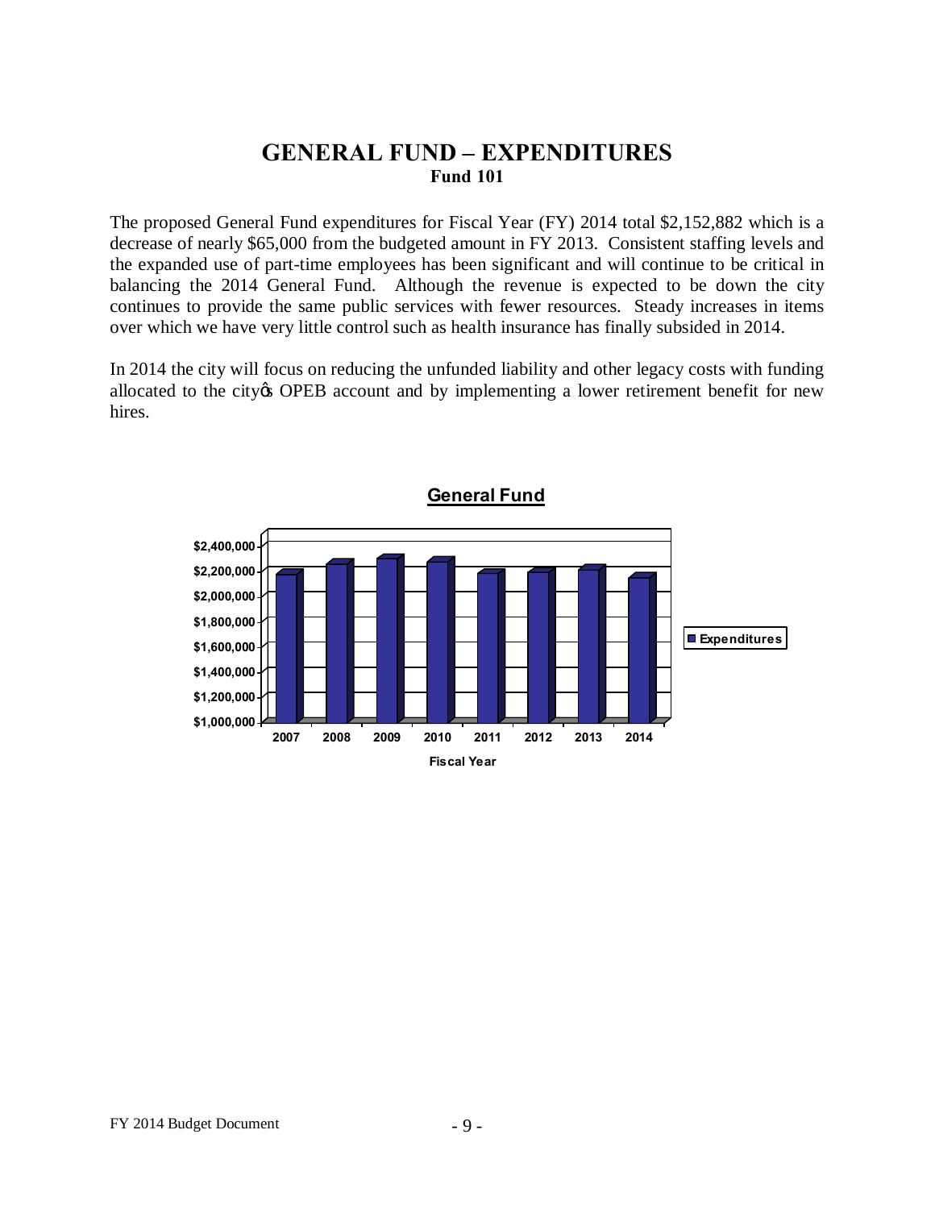# GENERAL FUND – EXPENDITURES

### Fund 101

The proposed General Fund expenditures for Fiscal Year (FY) 2014 total $2,152,882 which is a decrease of nearly $65,000 from the budgeted amount in FY 2013. Consistent staffing levels and the expanded use of part-time employees has been significant and will continue to be critical in balancing the 2014 General Fund. Although the revenue is expected to be down the city continues to provide the same public services with fewer resources. Steady increases in items over which we have very little control such as health insurance has finally subsided in 2014.

In 2014 the city will focus on reducing the unfunded liability and other legacy costs with funding allocated to the city's OPEB account and by implementing a lower retirement benefit for new hires.

**General Fund**

Chart axes: $1,000,000 to $2,400,000; Fiscal Year 2007–2014; Legend: Expenditures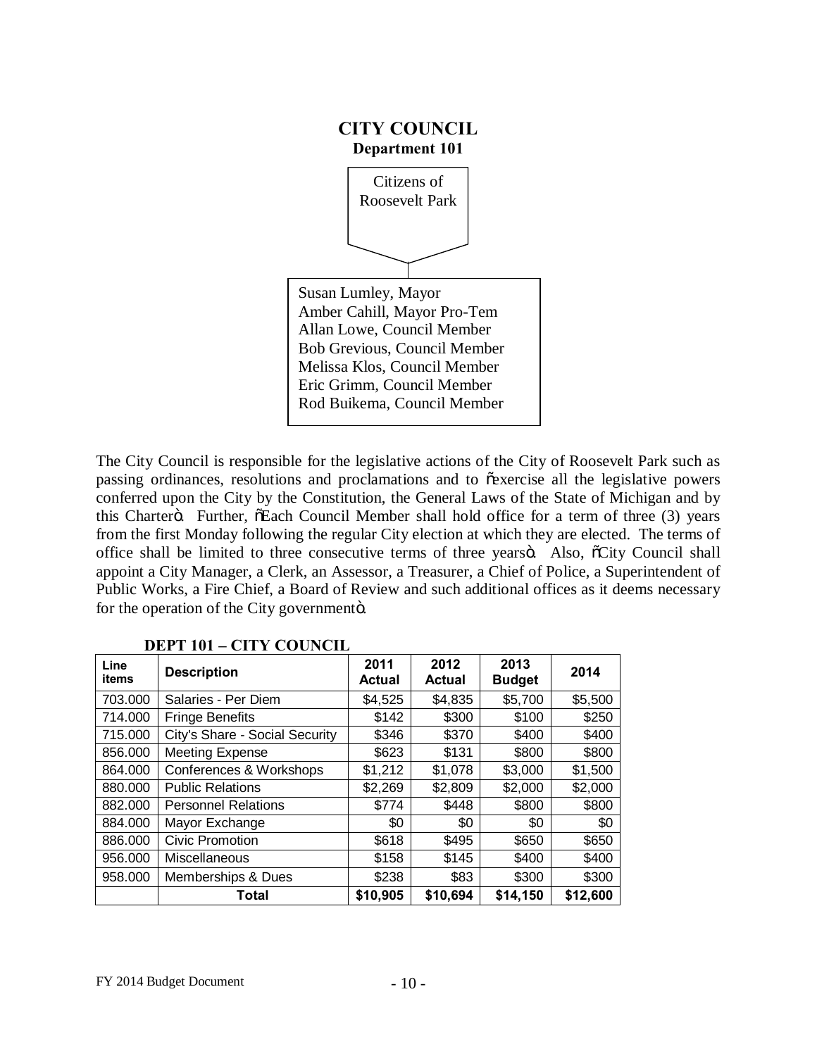# CITY COUNCIL
## Department 101

Citizens of Roosevelt Park

Susan Lumley, Mayor
Amber Cahill, Mayor Pro-Tem
Allan Lowe, Council Member
Bob Grevious, Council Member
Melissa Klos, Council Member
Eric Grimm, Council Member
Rod Buikema, Council Member

The City Council is responsible for the legislative actions of the City of Roosevelt Park such as passing ordinances, resolutions and proclamations and to "exercise all the legislative powers conferred upon the City by the Constitution, the General Laws of the State of Michigan and by this Charter". Further, "Each Council Member shall hold office for a term of three (3) years from the first Monday following the regular City election at which they are elected. The terms of office shall be limited to three consecutive terms of three years". Also, "City Council shall appoint a City Manager, a Clerk, an Assessor, a Treasurer, a Chief of Police, a Superintendent of Public Works, a Fire Chief, a Board of Review and such additional offices as it deems necessary for the operation of the City government".

**DEPT 101 – CITY COUNCIL**

| Line items | Description | 2011 Actual | 2012 Actual | 2013 Budget | 2014 |
|---|---|---|---|---|---|
| 703.000 | Salaries - Per Diem | $4,525 | $4,835 | $5,700 | $5,500 |
| 714.000 | Fringe Benefits | $142 | $300 | $100 | $250 |
| 715.000 | City's Share - Social Security | $346 | $370 | $400 | $400 |
| 856.000 | Meeting Expense | $623 | $131 | $800 | $800 |
| 864.000 | Conferences & Workshops | $1,212 | $1,078 | $3,000 | $1,500 |
| 880.000 | Public Relations | $2,269 | $2,809 | $2,000 | $2,000 |
| 882.000 | Personnel Relations | $774 | $448 | $800 | $800 |
| 884.000 | Mayor Exchange | $0 | $0 | $0 | $0 |
| 886.000 | Civic Promotion | $618 | $495 | $650 | $650 |
| 956.000 | Miscellaneous | $158 | $145 | $400 | $400 |
| 958.000 | Memberships & Dues | $238 | $83 | $300 | $300 |
| | **Total** | **$10,905** | **$10,694** | **$14,150** | **$12,600** |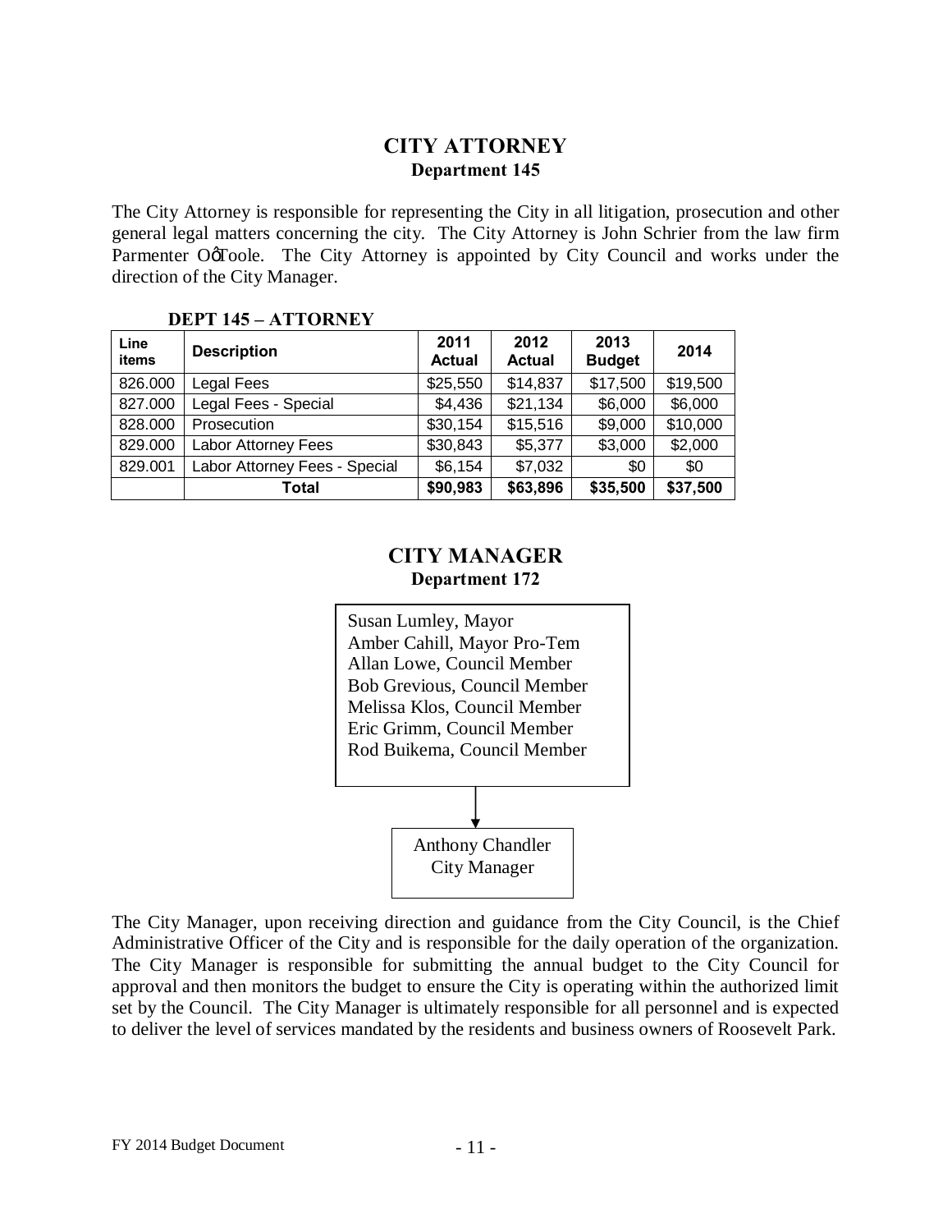## CITY ATTORNEY
### Department 145

The City Attorney is responsible for representing the City in all litigation, prosecution and other general legal matters concerning the city. The City Attorney is John Schrier from the law firm Parmenter O'Toole. The City Attorney is appointed by City Council and works under the direction of the City Manager.

**DEPT 145 – ATTORNEY**

| Line items | Description | 2011 Actual | 2012 Actual | 2013 Budget | 2014 |
|---|---|---|---|---|---|
| 826.000 | Legal Fees | $25,550 | $14,837 | $17,500 | $19,500 |
| 827.000 | Legal Fees - Special | $4,436 | $21,134 | $6,000 | $6,000 |
| 828.000 | Prosecution | $30,154 | $15,516 | $9,000 | $10,000 |
| 829.000 | Labor Attorney Fees | $30,843 | $5,377 | $3,000 | $2,000 |
| 829.001 | Labor Attorney Fees - Special | $6,154 | $7,032 | $0 | $0 |
| | **Total** | **$90,983** | **$63,896** | **$35,500** | **$37,500** |

## CITY MANAGER
### Department 172

Susan Lumley, Mayor
Amber Cahill, Mayor Pro-Tem
Allan Lowe, Council Member
Bob Grevious, Council Member
Melissa Klos, Council Member
Eric Grimm, Council Member
Rod Buikema, Council Member

↓

Anthony Chandler
City Manager

The City Manager, upon receiving direction and guidance from the City Council, is the Chief Administrative Officer of the City and is responsible for the daily operation of the organization. The City Manager is responsible for submitting the annual budget to the City Council for approval and then monitors the budget to ensure the City is operating within the authorized limit set by the Council. The City Manager is ultimately responsible for all personnel and is expected to deliver the level of services mandated by the residents and business owners of Roosevelt Park.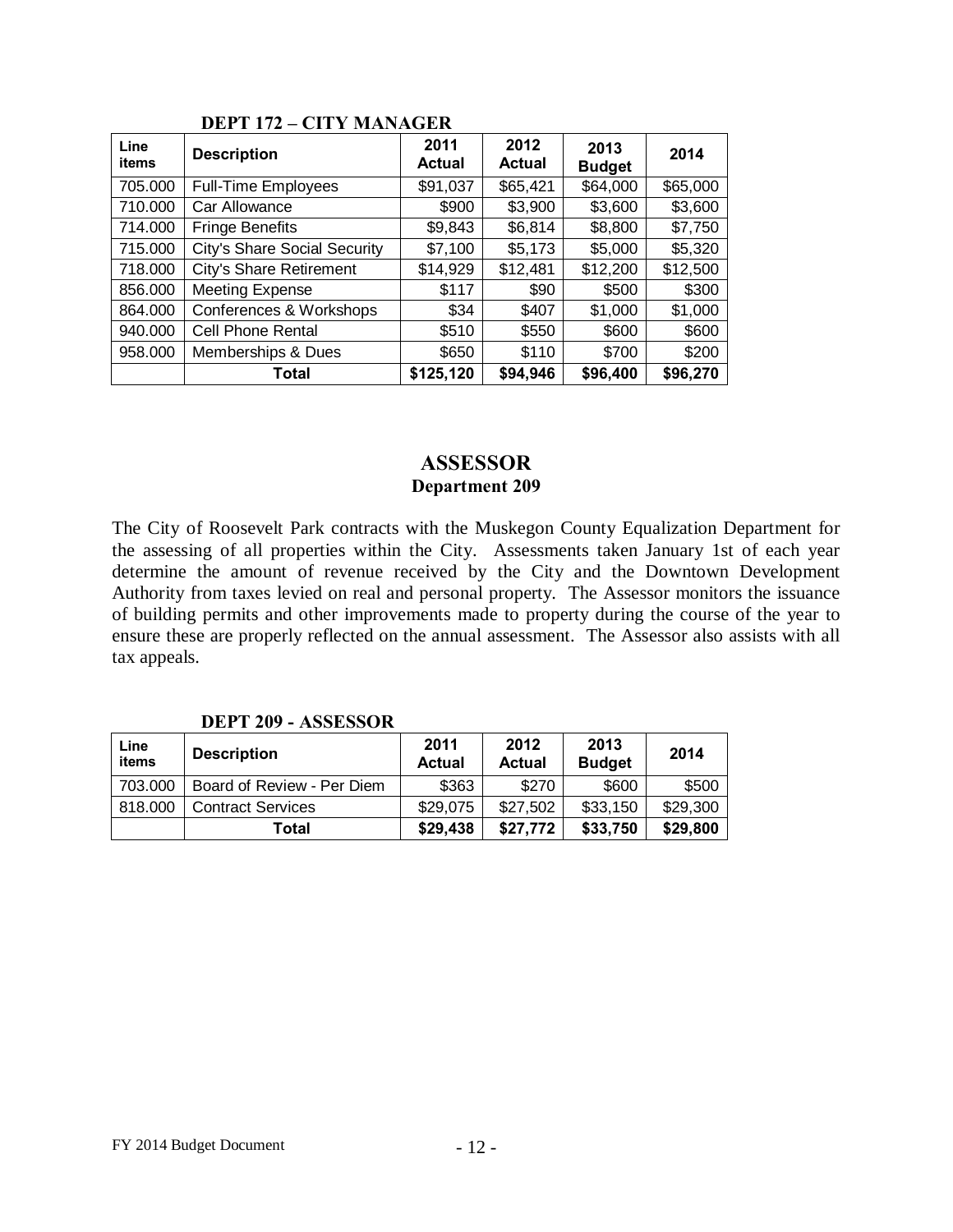**DEPT 172 – CITY MANAGER**

| Line items | Description | 2011 Actual | 2012 Actual | 2013 Budget | 2014 |
|---|---|---|---|---|---|
| 705.000 | Full-Time Employees | $91,037 | $65,421 | $64,000 | $65,000 |
| 710.000 | Car Allowance | $900 | $3,900 | $3,600 | $3,600 |
| 714.000 | Fringe Benefits | $9,843 | $6,814 | $8,800 | $7,750 |
| 715.000 | City's Share Social Security | $7,100 | $5,173 | $5,000 | $5,320 |
| 718.000 | City's Share Retirement | $14,929 | $12,481 | $12,200 | $12,500 |
| 856.000 | Meeting Expense | $117 | $90 | $500 | $300 |
| 864.000 | Conferences & Workshops | $34 | $407 | $1,000 | $1,000 |
| 940.000 | Cell Phone Rental | $510 | $550 | $600 | $600 |
| 958.000 | Memberships & Dues | $650 | $110 | $700 | $200 |
| | **Total** | **$125,120** | **$94,946** | **$96,400** | **$96,270** |

## ASSESSOR

### Department 209

The City of Roosevelt Park contracts with the Muskegon County Equalization Department for the assessing of all properties within the City. Assessments taken January 1st of each year determine the amount of revenue received by the City and the Downtown Development Authority from taxes levied on real and personal property. The Assessor monitors the issuance of building permits and other improvements made to property during the course of the year to ensure these are properly reflected on the annual assessment. The Assessor also assists with all tax appeals.

**DEPT 209 - ASSESSOR**

| Line items | Description | 2011 Actual | 2012 Actual | 2013 Budget | 2014 |
|---|---|---|---|---|---|
| 703.000 | Board of Review - Per Diem | $363 | $270 | $600 | $500 |
| 818.000 | Contract Services | $29,075 | $27,502 | $33,150 | $29,300 |
| | **Total** | **$29,438** | **$27,772** | **$33,750** | **$29,800** |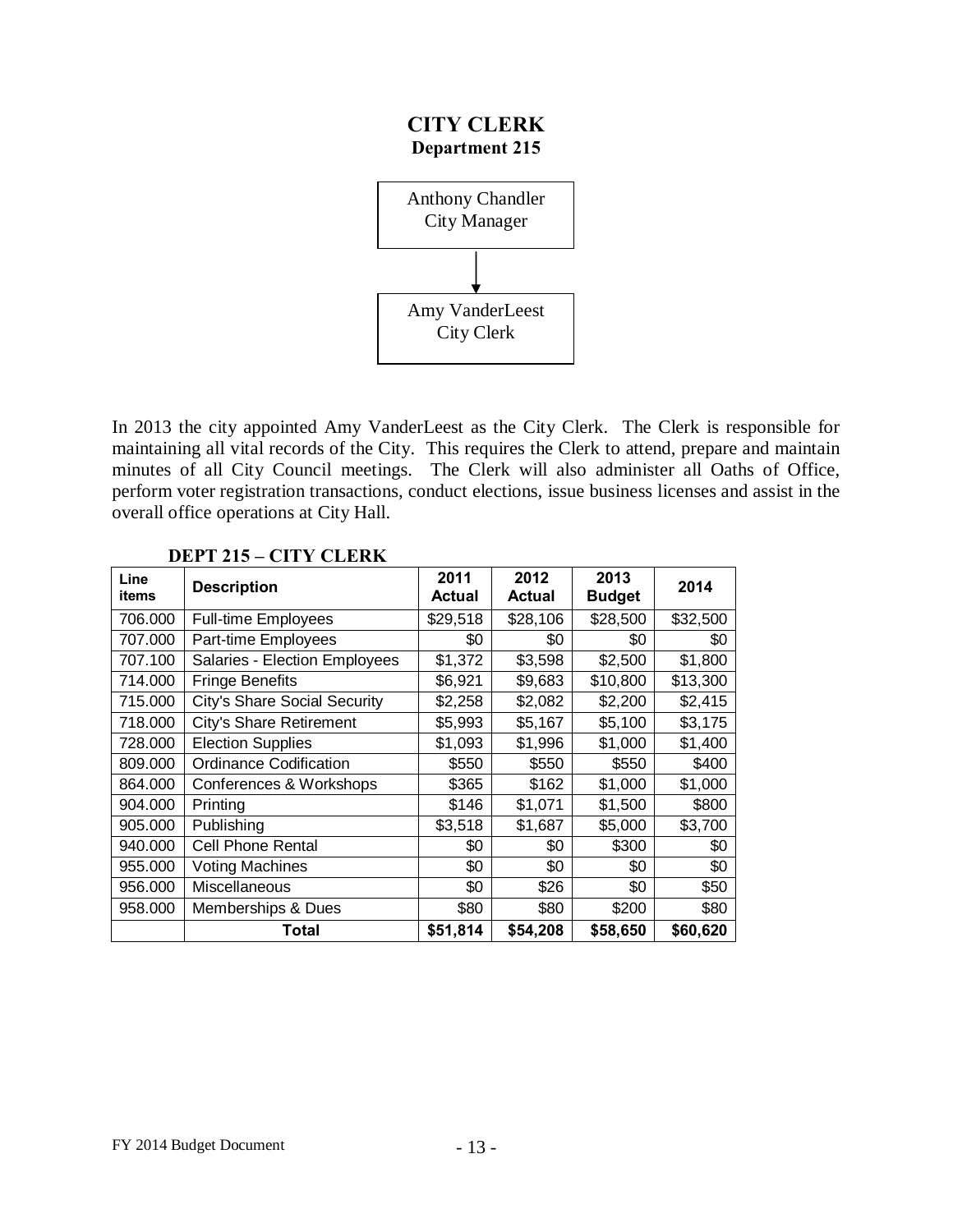# CITY CLERK

## Department 215

Anthony Chandler
City Manager

↓

Amy VanderLeest
City Clerk

In 2013 the city appointed Amy VanderLeest as the City Clerk. The Clerk is responsible for maintaining all vital records of the City. This requires the Clerk to attend, prepare and maintain minutes of all City Council meetings. The Clerk will also administer all Oaths of Office, perform voter registration transactions, conduct elections, issue business licenses and assist in the overall office operations at City Hall.

### DEPT 215 – CITY CLERK

| Line items | Description | 2011 Actual | 2012 Actual | 2013 Budget | 2014 |
|---|---|---|---|---|---|
| 706.000 | Full-time Employees | $29,518 | $28,106 | $28,500 | $32,500 |
| 707.000 | Part-time Employees | $0 | $0 | $0 | $0 |
| 707.100 | Salaries - Election Employees | $1,372 | $3,598 | $2,500 | $1,800 |
| 714.000 | Fringe Benefits | $6,921 | $9,683 | $10,800 | $13,300 |
| 715.000 | City's Share Social Security | $2,258 | $2,082 | $2,200 | $2,415 |
| 718.000 | City's Share Retirement | $5,993 | $5,167 | $5,100 | $3,175 |
| 728.000 | Election Supplies | $1,093 | $1,996 | $1,000 | $1,400 |
| 809.000 | Ordinance Codification | $550 | $550 | $550 | $400 |
| 864.000 | Conferences & Workshops | $365 | $162 | $1,000 | $1,000 |
| 904.000 | Printing | $146 | $1,071 | $1,500 | $800 |
| 905.000 | Publishing | $3,518 | $1,687 | $5,000 | $3,700 |
| 940.000 | Cell Phone Rental | $0 | $0 | $300 | $0 |
| 955.000 | Voting Machines | $0 | $0 | $0 | $0 |
| 956.000 | Miscellaneous | $0 | $26 | $0 | $50 |
| 958.000 | Memberships & Dues | $80 | $80 | $200 | $80 |
| | **Total** | **$51,814** | **$54,208** | **$58,650** | **$60,620** |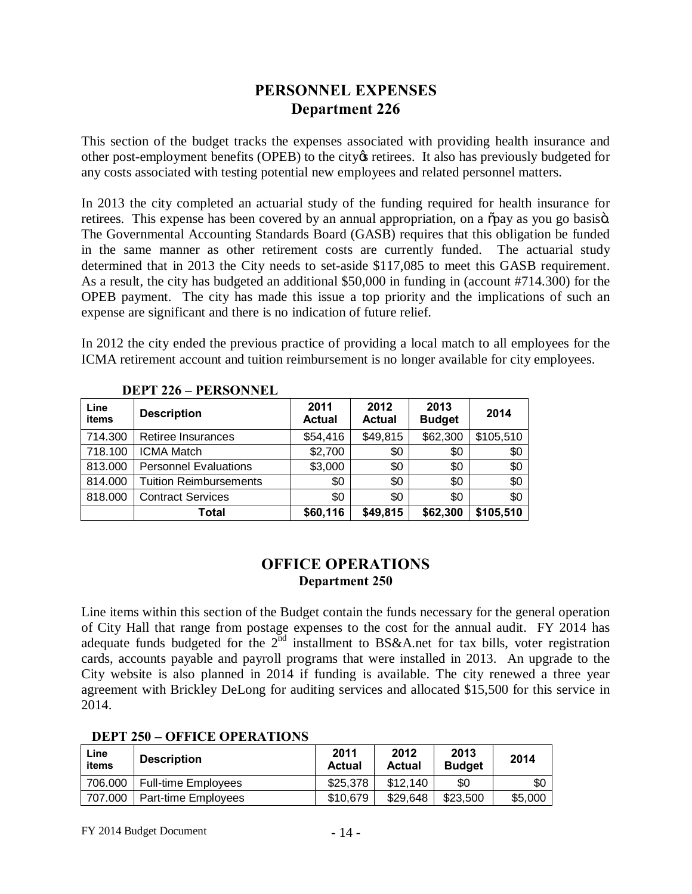# PERSONNEL EXPENSES
## Department 226

This section of the budget tracks the expenses associated with providing health insurance and other post-employment benefits (OPEB) to the city's retirees. It also has previously budgeted for any costs associated with testing potential new employees and related personnel matters.

In 2013 the city completed an actuarial study of the funding required for health insurance for retirees. This expense has been covered by an annual appropriation, on a "pay as you go basis". The Governmental Accounting Standards Board (GASB) requires that this obligation be funded in the same manner as other retirement costs are currently funded. The actuarial study determined that in 2013 the City needs to set-aside \$117,085 to meet this GASB requirement. As a result, the city has budgeted an additional \$50,000 in funding in (account #714.300) for the OPEB payment. The city has made this issue a top priority and the implications of such an expense are significant and there is no indication of future relief.

In 2012 the city ended the previous practice of providing a local match to all employees for the ICMA retirement account and tuition reimbursement is no longer available for city employees.

**DEPT 226 – PERSONNEL**

| Line items | Description | 2011 Actual | 2012 Actual | 2013 Budget | 2014 |
|---|---|---|---|---|---|
| 714.300 | Retiree Insurances | \$54,416 | \$49,815 | \$62,300 | \$105,510 |
| 718.100 | ICMA Match | \$2,700 | \$0 | \$0 | \$0 |
| 813.000 | Personnel Evaluations | \$3,000 | \$0 | \$0 | \$0 |
| 814.000 | Tuition Reimbursements | \$0 | \$0 | \$0 | \$0 |
| 818.000 | Contract Services | \$0 | \$0 | \$0 | \$0 |
| | **Total** | **\$60,116** | **\$49,815** | **\$62,300** | **\$105,510** |

# OFFICE OPERATIONS
## Department 250

Line items within this section of the Budget contain the funds necessary for the general operation of City Hall that range from postage expenses to the cost for the annual audit. FY 2014 has adequate funds budgeted for the 2nd installment to BS&A.net for tax bills, voter registration cards, accounts payable and payroll programs that were installed in 2013. An upgrade to the City website is also planned in 2014 if funding is available. The city renewed a three year agreement with Brickley DeLong for auditing services and allocated \$15,500 for this service in 2014.

**DEPT 250 – OFFICE OPERATIONS**

| Line items | Description | 2011 Actual | 2012 Actual | 2013 Budget | 2014 |
|---|---|---|---|---|---|
| 706.000 | Full-time Employees | \$25,378 | \$12,140 | \$0 | \$0 |
| 707.000 | Part-time Employees | \$10,679 | \$29,648 | \$23,500 | \$5,000 |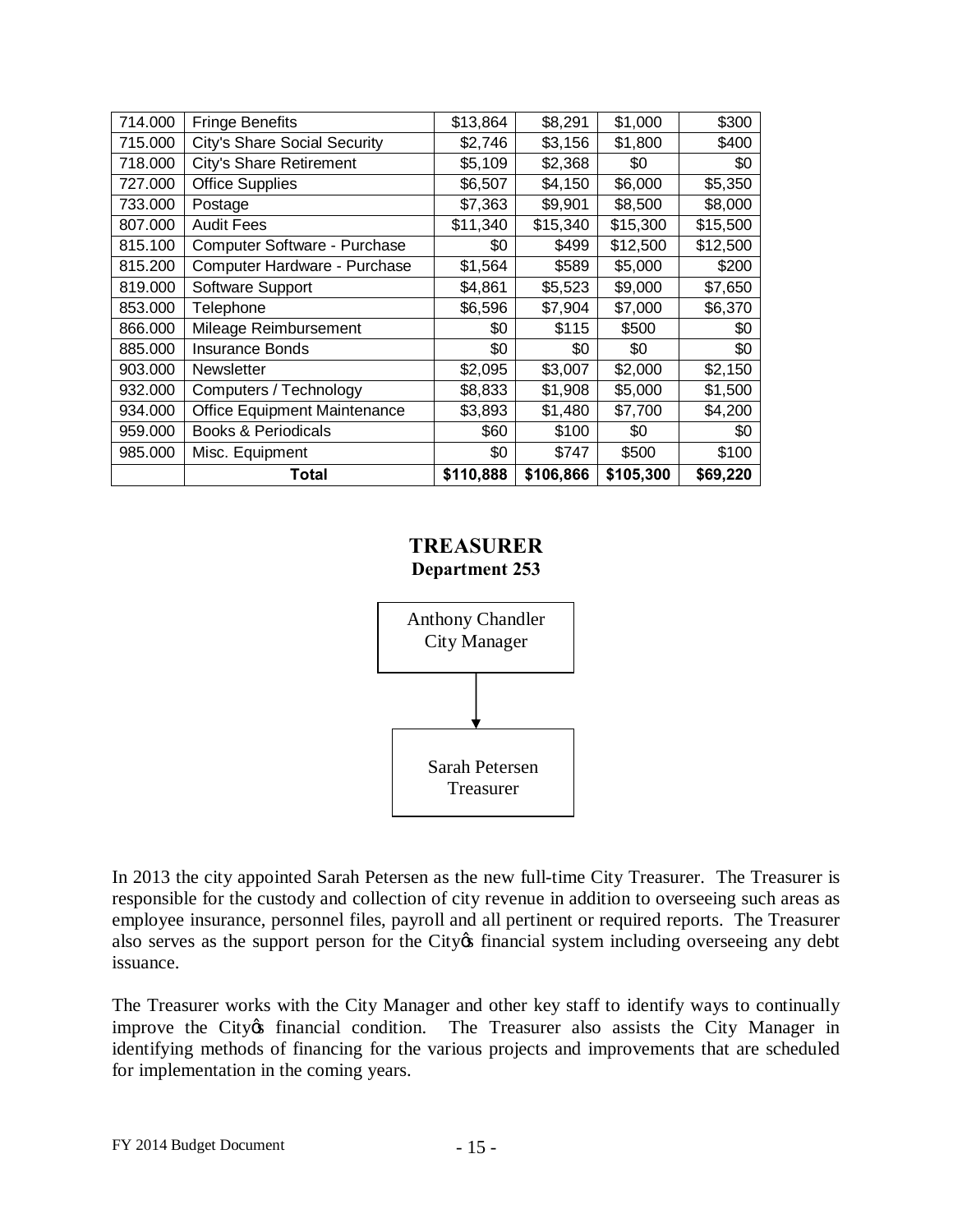| | | | | | |
|---|---|---|---|---|---|
| 714.000 | Fringe Benefits | $13,864 | $8,291 | $1,000 | $300 |
| 715.000 | City's Share Social Security | $2,746 | $3,156 | $1,800 | $400 |
| 718.000 | City's Share Retirement | $5,109 | $2,368 | $0 | $0 |
| 727.000 | Office Supplies | $6,507 | $4,150 | $6,000 | $5,350 |
| 733.000 | Postage | $7,363 | $9,901 | $8,500 | $8,000 |
| 807.000 | Audit Fees | $11,340 | $15,340 | $15,300 | $15,500 |
| 815.100 | Computer Software - Purchase | $0 | $499 | $12,500 | $12,500 |
| 815.200 | Computer Hardware - Purchase | $1,564 | $589 | $5,000 | $200 |
| 819.000 | Software Support | $4,861 | $5,523 | $9,000 | $7,650 |
| 853.000 | Telephone | $6,596 | $7,904 | $7,000 | $6,370 |
| 866.000 | Mileage Reimbursement | $0 | $115 | $500 | $0 |
| 885.000 | Insurance Bonds | $0 | $0 | $0 | $0 |
| 903.000 | Newsletter | $2,095 | $3,007 | $2,000 | $2,150 |
| 932.000 | Computers / Technology | $8,833 | $1,908 | $5,000 | $1,500 |
| 934.000 | Office Equipment Maintenance | $3,893 | $1,480 | $7,700 | $4,200 |
| 959.000 | Books & Periodicals | $60 | $100 | $0 | $0 |
| 985.000 | Misc. Equipment | $0 | $747 | $500 | $100 |
| | **Total** | **$110,888** | **$106,866** | **$105,300** | **$69,220** |

## TREASURER
### Department 253

Anthony Chandler
City Manager

↓

Sarah Petersen
Treasurer

In 2013 the city appointed Sarah Petersen as the new full-time City Treasurer. The Treasurer is responsible for the custody and collection of city revenue in addition to overseeing such areas as employee insurance, personnel files, payroll and all pertinent or required reports. The Treasurer also serves as the support person for the City's financial system including overseeing any debt issuance.

The Treasurer works with the City Manager and other key staff to identify ways to continually improve the City's financial condition. The Treasurer also assists the City Manager in identifying methods of financing for the various projects and improvements that are scheduled for implementation in the coming years.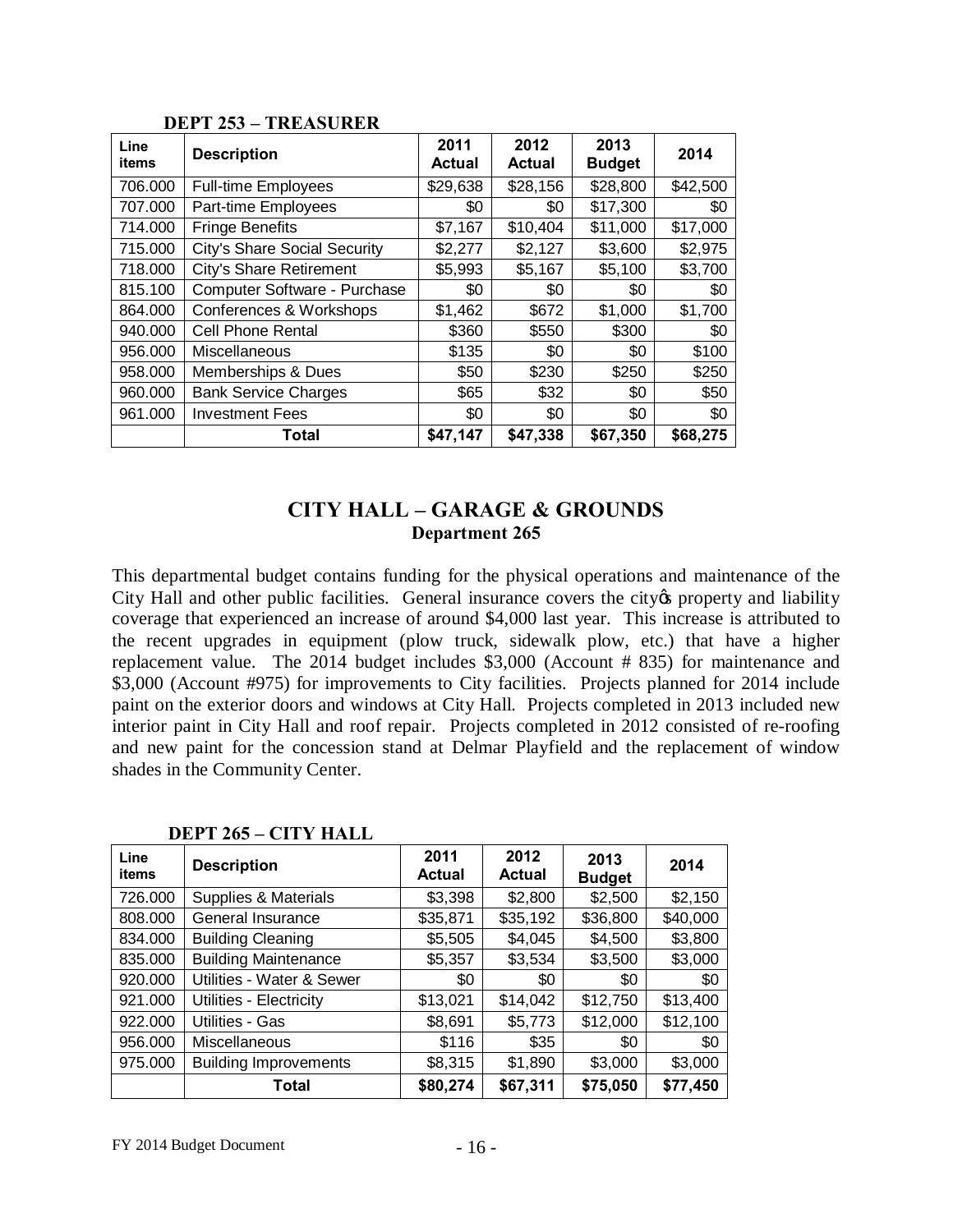**DEPT 253 – TREASURER**

| Line items | Description | 2011 Actual | 2012 Actual | 2013 Budget | 2014 |
|---|---|---|---|---|---|
| 706.000 | Full-time Employees | $29,638 | $28,156 | $28,800 | $42,500 |
| 707.000 | Part-time Employees | $0 | $0 | $17,300 | $0 |
| 714.000 | Fringe Benefits | $7,167 | $10,404 | $11,000 | $17,000 |
| 715.000 | City's Share Social Security | $2,277 | $2,127 | $3,600 | $2,975 |
| 718.000 | City's Share Retirement | $5,993 | $5,167 | $5,100 | $3,700 |
| 815.100 | Computer Software - Purchase | $0 | $0 | $0 | $0 |
| 864.000 | Conferences & Workshops | $1,462 | $672 | $1,000 | $1,700 |
| 940.000 | Cell Phone Rental | $360 | $550 | $300 | $0 |
| 956.000 | Miscellaneous | $135 | $0 | $0 | $100 |
| 958.000 | Memberships & Dues | $50 | $230 | $250 | $250 |
| 960.000 | Bank Service Charges | $65 | $32 | $0 | $50 |
| 961.000 | Investment Fees | $0 | $0 | $0 | $0 |
| | **Total** | **$47,147** | **$47,338** | **$67,350** | **$68,275** |

## CITY HALL – GARAGE & GROUNDS

### Department 265

This departmental budget contains funding for the physical operations and maintenance of the City Hall and other public facilities. General insurance covers the city's property and liability coverage that experienced an increase of around $4,000 last year. This increase is attributed to the recent upgrades in equipment (plow truck, sidewalk plow, etc.) that have a higher replacement value. The 2014 budget includes $3,000 (Account # 835) for maintenance and $3,000 (Account #975) for improvements to City facilities. Projects planned for 2014 include paint on the exterior doors and windows at City Hall. Projects completed in 2013 included new interior paint in City Hall and roof repair. Projects completed in 2012 consisted of re-roofing and new paint for the concession stand at Delmar Playfield and the replacement of window shades in the Community Center.

**DEPT 265 – CITY HALL**

| Line items | Description | 2011 Actual | 2012 Actual | 2013 Budget | 2014 |
|---|---|---|---|---|---|
| 726.000 | Supplies & Materials | $3,398 | $2,800 | $2,500 | $2,150 |
| 808.000 | General Insurance | $35,871 | $35,192 | $36,800 | $40,000 |
| 834.000 | Building Cleaning | $5,505 | $4,045 | $4,500 | $3,800 |
| 835.000 | Building Maintenance | $5,357 | $3,534 | $3,500 | $3,000 |
| 920.000 | Utilities - Water & Sewer | $0 | $0 | $0 | $0 |
| 921.000 | Utilities - Electricity | $13,021 | $14,042 | $12,750 | $13,400 |
| 922.000 | Utilities - Gas | $8,691 | $5,773 | $12,000 | $12,100 |
| 956.000 | Miscellaneous | $116 | $35 | $0 | $0 |
| 975.000 | Building Improvements | $8,315 | $1,890 | $3,000 | $3,000 |
| | **Total** | **$80,274** | **$67,311** | **$75,050** | **$77,450** |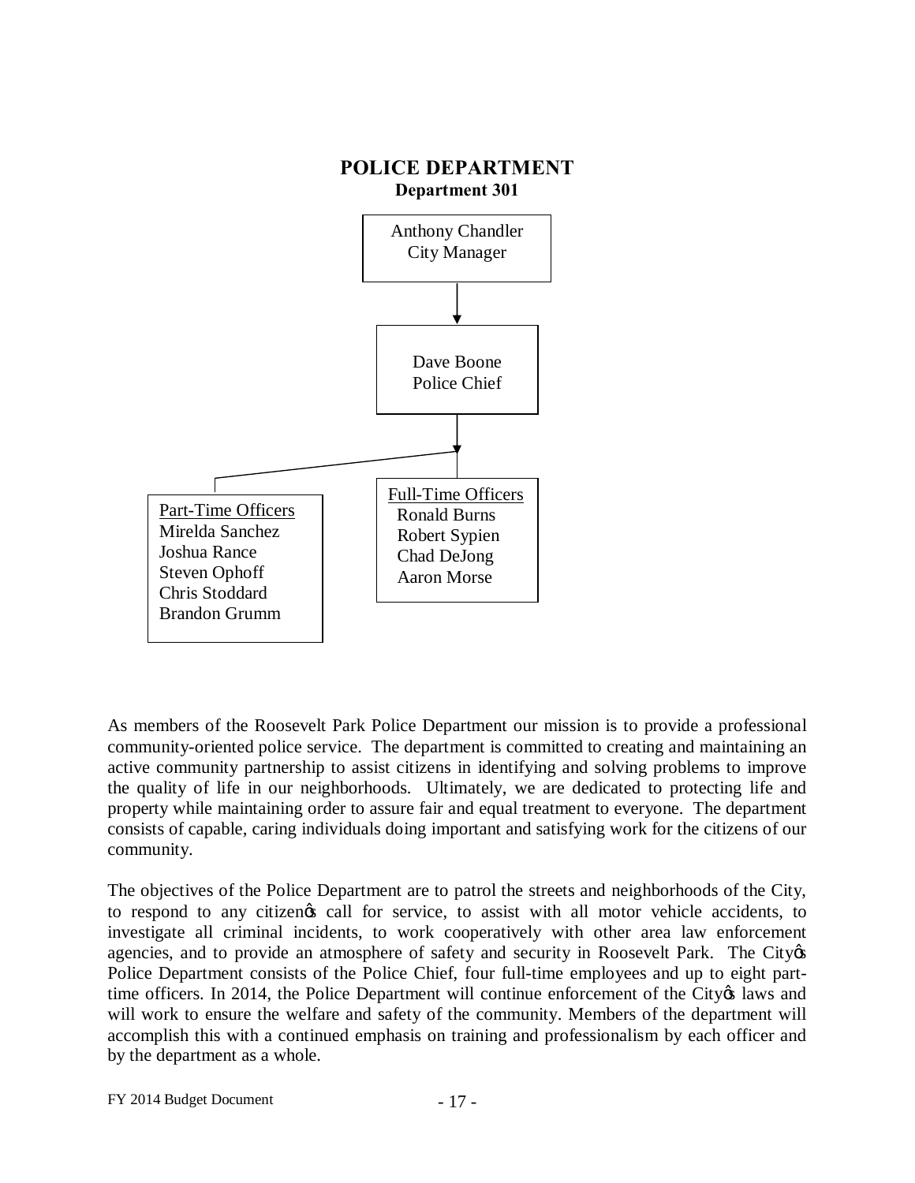# POLICE DEPARTMENT

**Department 301**

Anthony Chandler
City Manager

Dave Boone
Police Chief

Part-Time Officers
Mirelda Sanchez
Joshua Rance
Steven Ophoff
Chris Stoddard
Brandon Grumm

Full-Time Officers
Ronald Burns
Robert Sypien
Chad DeJong
Aaron Morse

As members of the Roosevelt Park Police Department our mission is to provide a professional community-oriented police service. The department is committed to creating and maintaining an active community partnership to assist citizens in identifying and solving problems to improve the quality of life in our neighborhoods. Ultimately, we are dedicated to protecting life and property while maintaining order to assure fair and equal treatment to everyone. The department consists of capable, caring individuals doing important and satisfying work for the citizens of our community.

The objectives of the Police Department are to patrol the streets and neighborhoods of the City, to respond to any citizen's call for service, to assist with all motor vehicle accidents, to investigate all criminal incidents, to work cooperatively with other area law enforcement agencies, and to provide an atmosphere of safety and security in Roosevelt Park. The City's Police Department consists of the Police Chief, four full-time employees and up to eight part-time officers. In 2014, the Police Department will continue enforcement of the City's laws and will work to ensure the welfare and safety of the community. Members of the department will accomplish this with a continued emphasis on training and professionalism by each officer and by the department as a whole.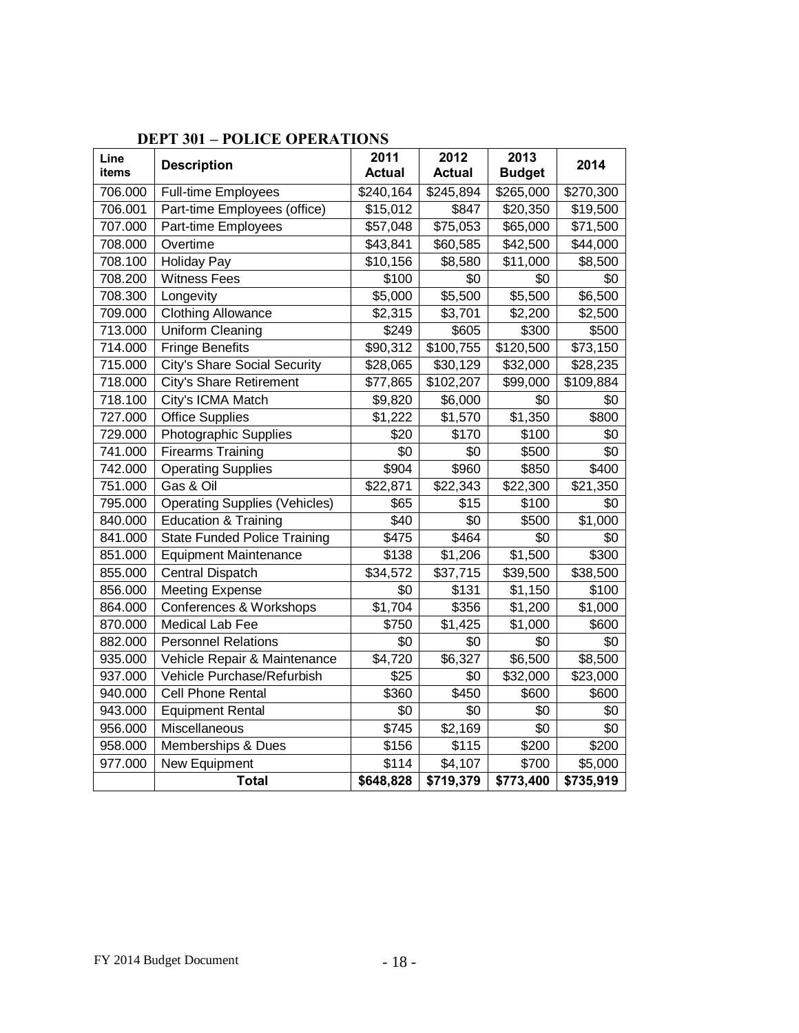## DEPT 301 – POLICE OPERATIONS

| Line items | Description | 2011 Actual | 2012 Actual | 2013 Budget | 2014 |
|---|---|---|---|---|---|
| 706.000 | Full-time Employees | $240,164 | $245,894 | $265,000 | $270,300 |
| 706.001 | Part-time Employees (office) | $15,012 | $847 | $20,350 | $19,500 |
| 707.000 | Part-time Employees | $57,048 | $75,053 | $65,000 | $71,500 |
| 708.000 | Overtime | $43,841 | $60,585 | $42,500 | $44,000 |
| 708.100 | Holiday Pay | $10,156 | $8,580 | $11,000 | $8,500 |
| 708.200 | Witness Fees | $100 | $0 | $0 | $0 |
| 708.300 | Longevity | $5,000 | $5,500 | $5,500 | $6,500 |
| 709.000 | Clothing Allowance | $2,315 | $3,701 | $2,200 | $2,500 |
| 713.000 | Uniform Cleaning | $249 | $605 | $300 | $500 |
| 714.000 | Fringe Benefits | $90,312 | $100,755 | $120,500 | $73,150 |
| 715.000 | City's Share Social Security | $28,065 | $30,129 | $32,000 | $28,235 |
| 718.000 | City's Share Retirement | $77,865 | $102,207 | $99,000 | $109,884 |
| 718.100 | City's ICMA Match | $9,820 | $6,000 | $0 | $0 |
| 727.000 | Office Supplies | $1,222 | $1,570 | $1,350 | $800 |
| 729.000 | Photographic Supplies | $20 | $170 | $100 | $0 |
| 741.000 | Firearms Training | $0 | $0 | $500 | $0 |
| 742.000 | Operating Supplies | $904 | $960 | $850 | $400 |
| 751.000 | Gas & Oil | $22,871 | $22,343 | $22,300 | $21,350 |
| 795.000 | Operating Supplies (Vehicles) | $65 | $15 | $100 | $0 |
| 840.000 | Education & Training | $40 | $0 | $500 | $1,000 |
| 841.000 | State Funded Police Training | $475 | $464 | $0 | $0 |
| 851.000 | Equipment Maintenance | $138 | $1,206 | $1,500 | $300 |
| 855.000 | Central Dispatch | $34,572 | $37,715 | $39,500 | $38,500 |
| 856.000 | Meeting Expense | $0 | $131 | $1,150 | $100 |
| 864.000 | Conferences & Workshops | $1,704 | $356 | $1,200 | $1,000 |
| 870.000 | Medical Lab Fee | $750 | $1,425 | $1,000 | $600 |
| 882.000 | Personnel Relations | $0 | $0 | $0 | $0 |
| 935.000 | Vehicle Repair & Maintenance | $4,720 | $6,327 | $6,500 | $8,500 |
| 937.000 | Vehicle Purchase/Refurbish | $25 | $0 | $32,000 | $23,000 |
| 940.000 | Cell Phone Rental | $360 | $450 | $600 | $600 |
| 943.000 | Equipment Rental | $0 | $0 | $0 | $0 |
| 956.000 | Miscellaneous | $745 | $2,169 | $0 | $0 |
| 958.000 | Memberships & Dues | $156 | $115 | $200 | $200 |
| 977.000 | New Equipment | $114 | $4,107 | $700 | $5,000 |
| | **Total** | **$648,828** | **$719,379** | **$773,400** | **$735,919** |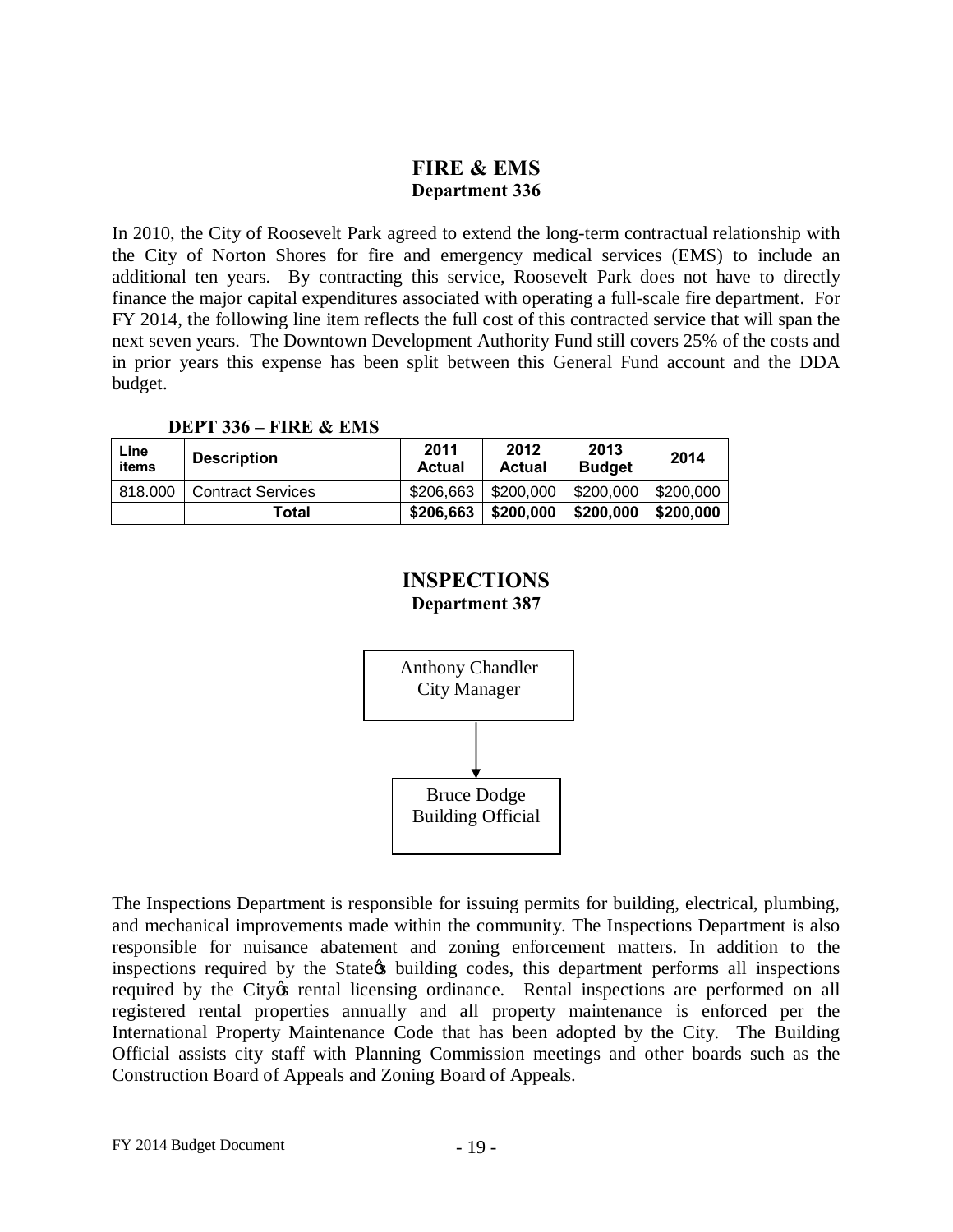## FIRE & EMS
### Department 336

In 2010, the City of Roosevelt Park agreed to extend the long-term contractual relationship with the City of Norton Shores for fire and emergency medical services (EMS) to include an additional ten years. By contracting this service, Roosevelt Park does not have to directly finance the major capital expenditures associated with operating a full-scale fire department. For FY 2014, the following line item reflects the full cost of this contracted service that will span the next seven years. The Downtown Development Authority Fund still covers 25% of the costs and in prior years this expense has been split between this General Fund account and the DDA budget.

**DEPT 336 – FIRE & EMS**

| Line items | Description | 2011 Actual | 2012 Actual | 2013 Budget | 2014 |
|---|---|---|---|---|---|
| 818.000 | Contract Services | $206,663 | $200,000 | $200,000 | $200,000 |
| | **Total** | **$206,663** | **$200,000** | **$200,000** | **$200,000** |

## INSPECTIONS
### Department 387

Anthony Chandler
City Manager

↓

Bruce Dodge
Building Official

The Inspections Department is responsible for issuing permits for building, electrical, plumbing, and mechanical improvements made within the community. The Inspections Department is also responsible for nuisance abatement and zoning enforcement matters. In addition to the inspections required by the State's building codes, this department performs all inspections required by the City's rental licensing ordinance. Rental inspections are performed on all registered rental properties annually and all property maintenance is enforced per the International Property Maintenance Code that has been adopted by the City. The Building Official assists city staff with Planning Commission meetings and other boards such as the Construction Board of Appeals and Zoning Board of Appeals.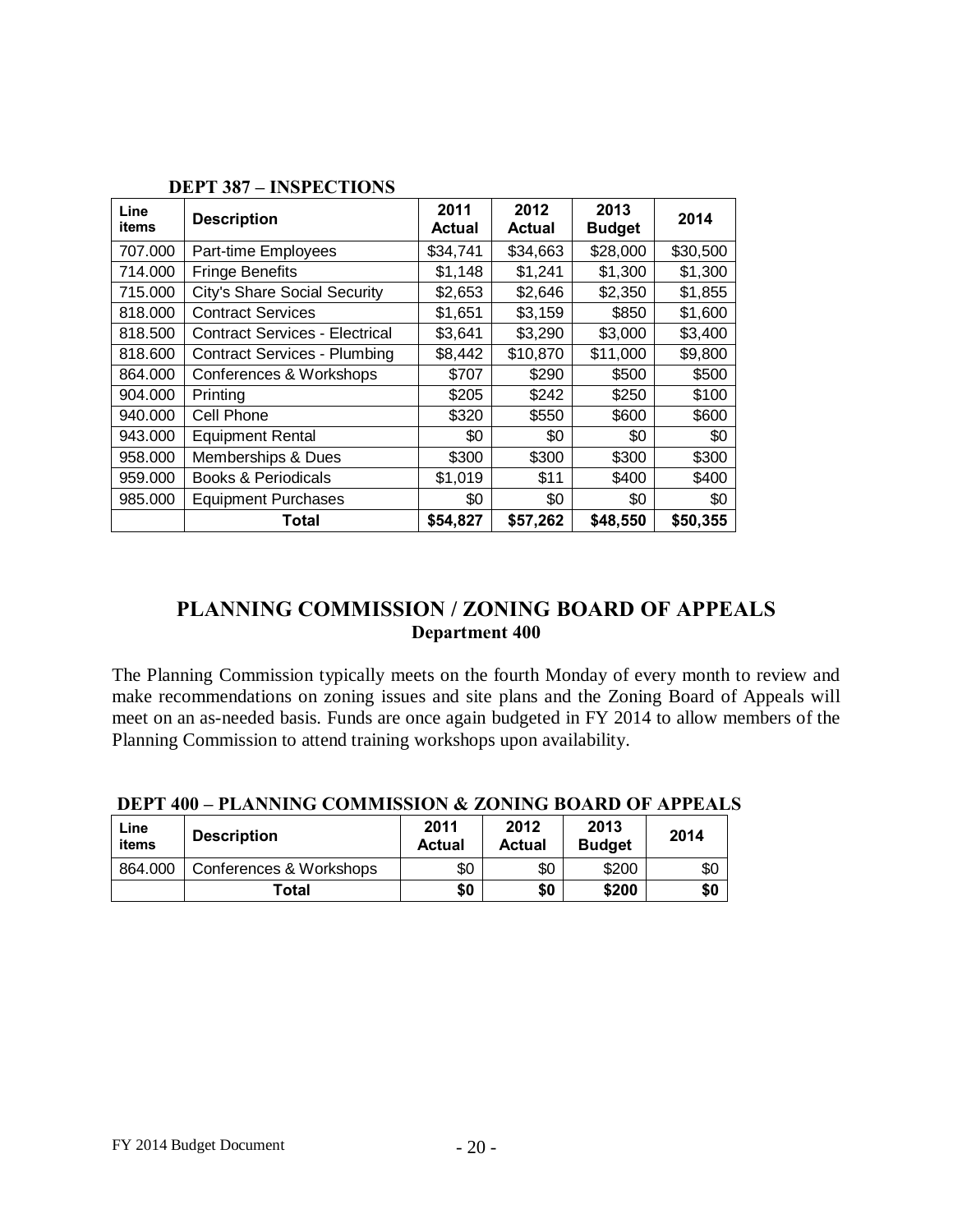**DEPT 387 – INSPECTIONS**

| Line items | Description | 2011 Actual | 2012 Actual | 2013 Budget | 2014 |
|---|---|---|---|---|---|
| 707.000 | Part-time Employees | $34,741 | $34,663 | $28,000 | $30,500 |
| 714.000 | Fringe Benefits | $1,148 | $1,241 | $1,300 | $1,300 |
| 715.000 | City's Share Social Security | $2,653 | $2,646 | $2,350 | $1,855 |
| 818.000 | Contract Services | $1,651 | $3,159 | $850 | $1,600 |
| 818.500 | Contract Services - Electrical | $3,641 | $3,290 | $3,000 | $3,400 |
| 818.600 | Contract Services - Plumbing | $8,442 | $10,870 | $11,000 | $9,800 |
| 864.000 | Conferences & Workshops | $707 | $290 | $500 | $500 |
| 904.000 | Printing | $205 | $242 | $250 | $100 |
| 940.000 | Cell Phone | $320 | $550 | $600 | $600 |
| 943.000 | Equipment Rental | $0 | $0 | $0 | $0 |
| 958.000 | Memberships & Dues | $300 | $300 | $300 | $300 |
| 959.000 | Books & Periodicals | $1,019 | $11 | $400 | $400 |
| 985.000 | Equipment Purchases | $0 | $0 | $0 | $0 |
| | **Total** | **$54,827** | **$57,262** | **$48,550** | **$50,355** |

## PLANNING COMMISSION / ZONING BOARD OF APPEALS

### Department 400

The Planning Commission typically meets on the fourth Monday of every month to review and make recommendations on zoning issues and site plans and the Zoning Board of Appeals will meet on an as-needed basis. Funds are once again budgeted in FY 2014 to allow members of the Planning Commission to attend training workshops upon availability.

**DEPT 400 – PLANNING COMMISSION & ZONING BOARD OF APPEALS**

| Line items | Description | 2011 Actual | 2012 Actual | 2013 Budget | 2014 |
|---|---|---|---|---|---|
| 864.000 | Conferences & Workshops | $0 | $0 | $200 | $0 |
| | **Total** | **$0** | **$0** | **$200** | **$0** |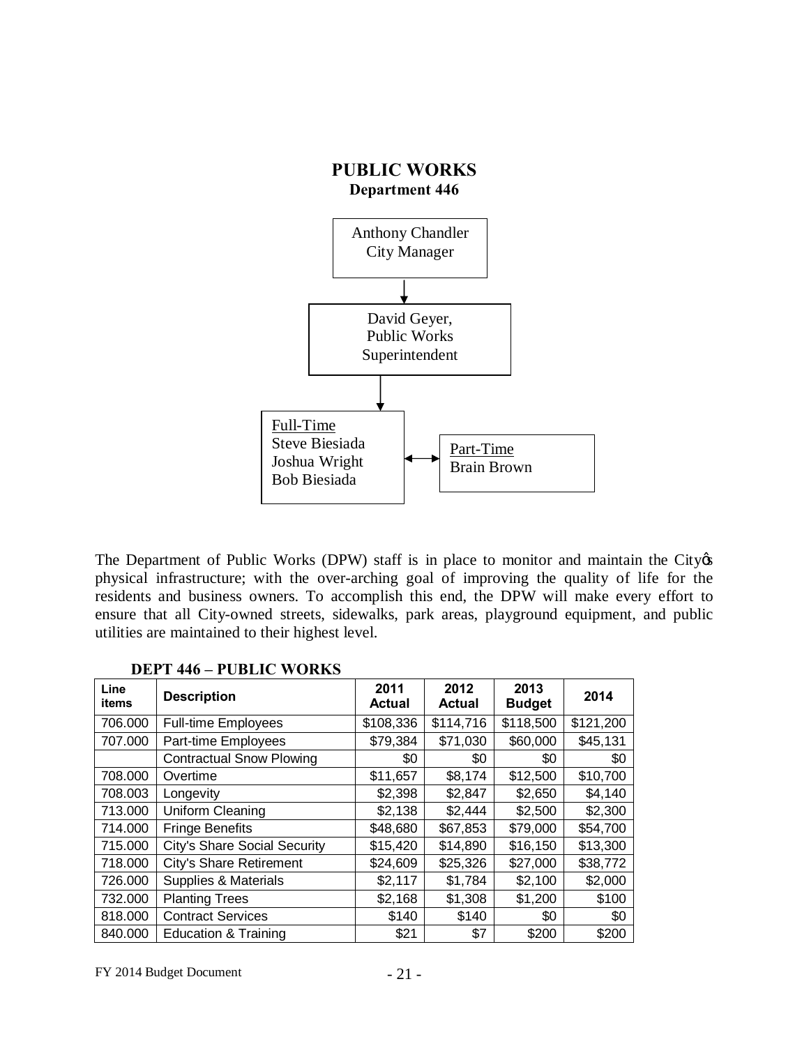# PUBLIC WORKS

## Department 446

Anthony Chandler
City Manager

David Geyer,
Public Works
Superintendent

Full-Time
Steve Biesiada
Joshua Wright
Bob Biesiada

Part-Time
Brain Brown

The Department of Public Works (DPW) staff is in place to monitor and maintain the City¢s physical infrastructure; with the over-arching goal of improving the quality of life for the residents and business owners. To accomplish this end, the DPW will make every effort to ensure that all City-owned streets, sidewalks, park areas, playground equipment, and public utilities are maintained to their highest level.

**DEPT 446 – PUBLIC WORKS**

| Line items | Description | 2011 Actual | 2012 Actual | 2013 Budget | 2014 |
|---|---|---|---|---|---|
| 706.000 | Full-time Employees | $108,336 | $114,716 | $118,500 | $121,200 |
| 707.000 | Part-time Employees | $79,384 | $71,030 | $60,000 | $45,131 |
| | Contractual Snow Plowing | $0 | $0 | $0 | $0 |
| 708.000 | Overtime | $11,657 | $8,174 | $12,500 | $10,700 |
| 708.003 | Longevity | $2,398 | $2,847 | $2,650 | $4,140 |
| 713.000 | Uniform Cleaning | $2,138 | $2,444 | $2,500 | $2,300 |
| 714.000 | Fringe Benefits | $48,680 | $67,853 | $79,000 | $54,700 |
| 715.000 | City's Share Social Security | $15,420 | $14,890 | $16,150 | $13,300 |
| 718.000 | City's Share Retirement | $24,609 | $25,326 | $27,000 | $38,772 |
| 726.000 | Supplies & Materials | $2,117 | $1,784 | $2,100 | $2,000 |
| 732.000 | Planting Trees | $2,168 | $1,308 | $1,200 | $100 |
| 818.000 | Contract Services | $140 | $140 | $0 | $0 |
| 840.000 | Education & Training | $21 | $7 | $200 | $200 |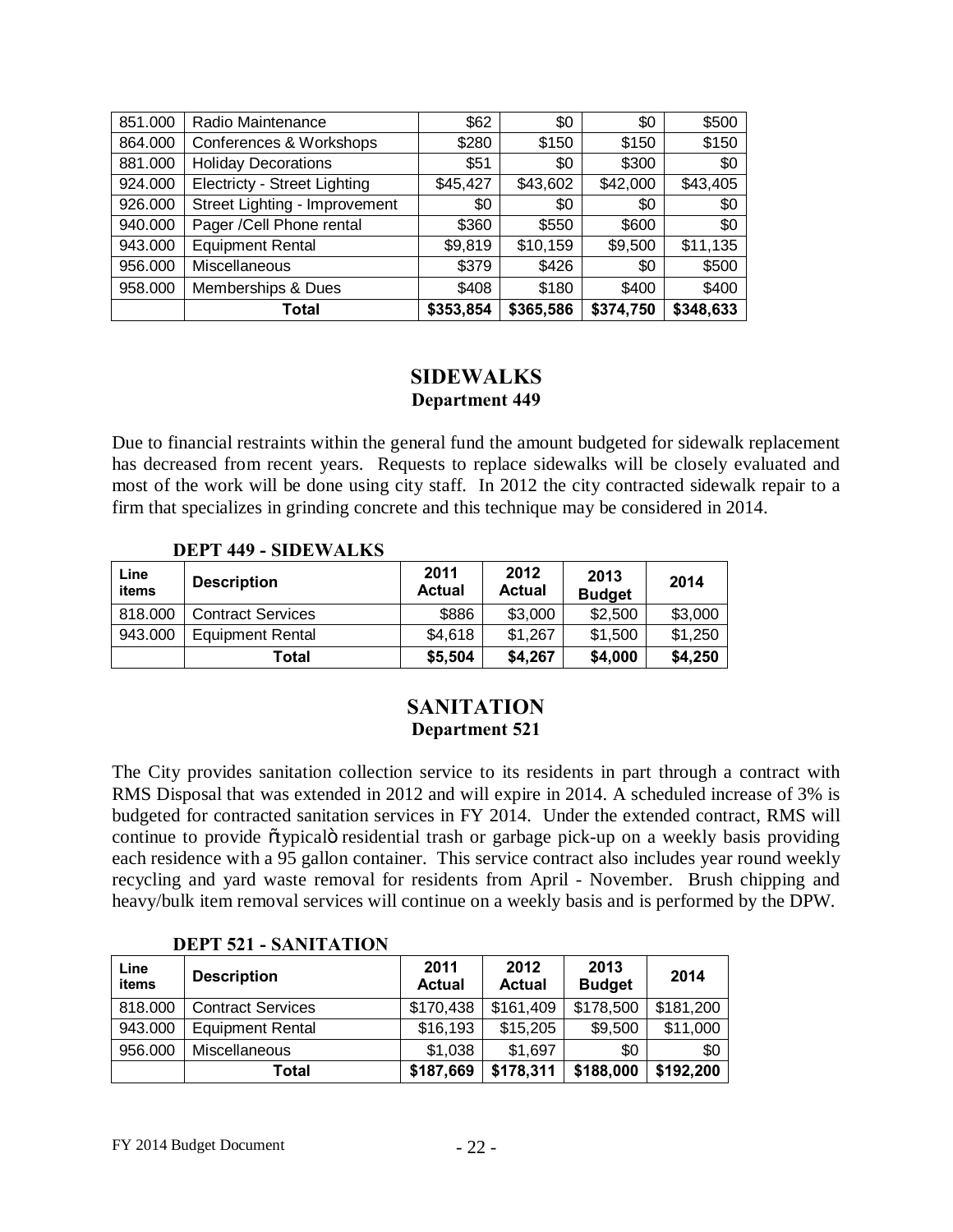| | | | | | |
|---|---|---|---|---|---|
| 851.000 | Radio Maintenance | $62 | $0 | $0 | $500 |
| 864.000 | Conferences & Workshops | $280 | $150 | $150 | $150 |
| 881.000 | Holiday Decorations | $51 | $0 | $300 | $0 |
| 924.000 | Electricty - Street Lighting | $45,427 | $43,602 | $42,000 | $43,405 |
| 926.000 | Street Lighting - Improvement | $0 | $0 | $0 | $0 |
| 940.000 | Pager /Cell Phone rental | $360 | $550 | $600 | $0 |
| 943.000 | Equipment Rental | $9,819 | $10,159 | $9,500 | $11,135 |
| 956.000 | Miscellaneous | $379 | $426 | $0 | $500 |
| 958.000 | Memberships & Dues | $408 | $180 | $400 | $400 |
| | **Total** | **$353,854** | **$365,586** | **$374,750** | **$348,633** |

## SIDEWALKS

### Department 449

Due to financial restraints within the general fund the amount budgeted for sidewalk replacement has decreased from recent years. Requests to replace sidewalks will be closely evaluated and most of the work will be done using city staff. In 2012 the city contracted sidewalk repair to a firm that specializes in grinding concrete and this technique may be considered in 2014.

**DEPT 449 - SIDEWALKS**

| Line items | Description | 2011 Actual | 2012 Actual | 2013 Budget | 2014 |
|---|---|---|---|---|---|
| 818.000 | Contract Services | $886 | $3,000 | $2,500 | $3,000 |
| 943.000 | Equipment Rental | $4,618 | $1,267 | $1,500 | $1,250 |
| | **Total** | **$5,504** | **$4,267** | **$4,000** | **$4,250** |

## SANITATION

### Department 521

The City provides sanitation collection service to its residents in part through a contract with RMS Disposal that was extended in 2012 and will expire in 2014. A scheduled increase of 3% is budgeted for contracted sanitation services in FY 2014. Under the extended contract, RMS will continue to provide "typical" residential trash or garbage pick-up on a weekly basis providing each residence with a 95 gallon container. This service contract also includes year round weekly recycling and yard waste removal for residents from April - November. Brush chipping and heavy/bulk item removal services will continue on a weekly basis and is performed by the DPW.

**DEPT 521 - SANITATION**

| Line items | Description | 2011 Actual | 2012 Actual | 2013 Budget | 2014 |
|---|---|---|---|---|---|
| 818.000 | Contract Services | $170,438 | $161,409 | $178,500 | $181,200 |
| 943.000 | Equipment Rental | $16,193 | $15,205 | $9,500 | $11,000 |
| 956.000 | Miscellaneous | $1,038 | $1,697 | $0 | $0 |
| | **Total** | **$187,669** | **$178,311** | **$188,000** | **$192,200** |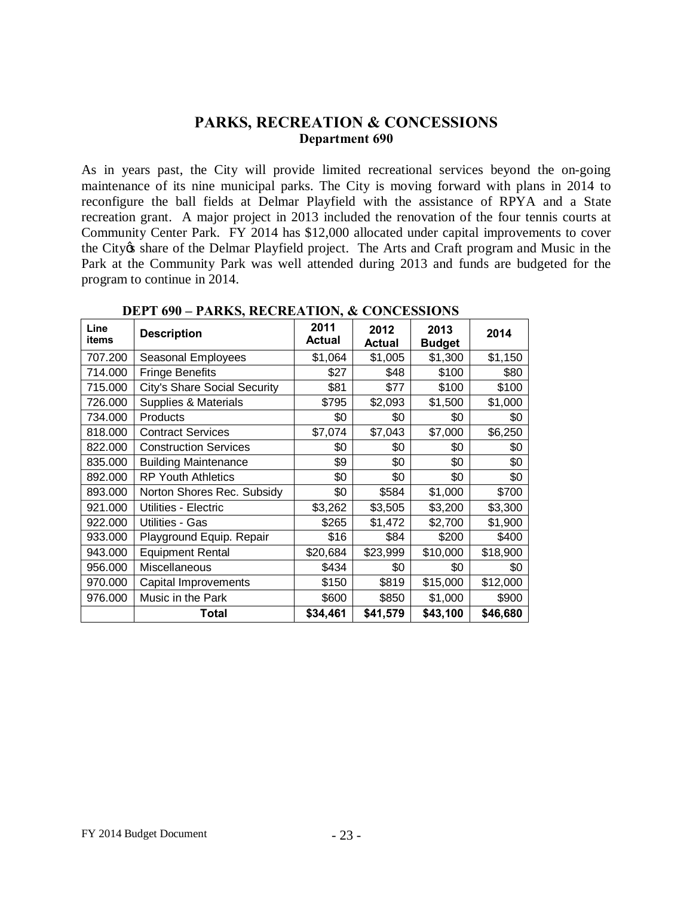# PARKS, RECREATION & CONCESSIONS
## Department 690

As in years past, the City will provide limited recreational services beyond the on-going maintenance of its nine municipal parks. The City is moving forward with plans in 2014 to reconfigure the ball fields at Delmar Playfield with the assistance of RPYA and a State recreation grant. A major project in 2013 included the renovation of the four tennis courts at Community Center Park. FY 2014 has $12,000 allocated under capital improvements to cover the City◆s share of the Delmar Playfield project. The Arts and Craft program and Music in the Park at the Community Park was well attended during 2013 and funds are budgeted for the program to continue in 2014.

**DEPT 690 – PARKS, RECREATION, & CONCESSIONS**

| Line items | Description | 2011 Actual | 2012 Actual | 2013 Budget | 2014 |
|---|---|---|---|---|---|
| 707.200 | Seasonal Employees | $1,064 | $1,005 | $1,300 | $1,150 |
| 714.000 | Fringe Benefits | $27 | $48 | $100 | $80 |
| 715.000 | City's Share Social Security | $81 | $77 | $100 | $100 |
| 726.000 | Supplies & Materials | $795 | $2,093 | $1,500 | $1,000 |
| 734.000 | Products | $0 | $0 | $0 | $0 |
| 818.000 | Contract Services | $7,074 | $7,043 | $7,000 | $6,250 |
| 822.000 | Construction Services | $0 | $0 | $0 | $0 |
| 835.000 | Building Maintenance | $9 | $0 | $0 | $0 |
| 892.000 | RP Youth Athletics | $0 | $0 | $0 | $0 |
| 893.000 | Norton Shores Rec. Subsidy | $0 | $584 | $1,000 | $700 |
| 921.000 | Utilities - Electric | $3,262 | $3,505 | $3,200 | $3,300 |
| 922.000 | Utilities - Gas | $265 | $1,472 | $2,700 | $1,900 |
| 933.000 | Playground Equip. Repair | $16 | $84 | $200 | $400 |
| 943.000 | Equipment Rental | $20,684 | $23,999 | $10,000 | $18,900 |
| 956.000 | Miscellaneous | $434 | $0 | $0 | $0 |
| 970.000 | Capital Improvements | $150 | $819 | $15,000 | $12,000 |
| 976.000 | Music in the Park | $600 | $850 | $1,000 | $900 |
| | **Total** | **$34,461** | **$41,579** | **$43,100** | **$46,680** |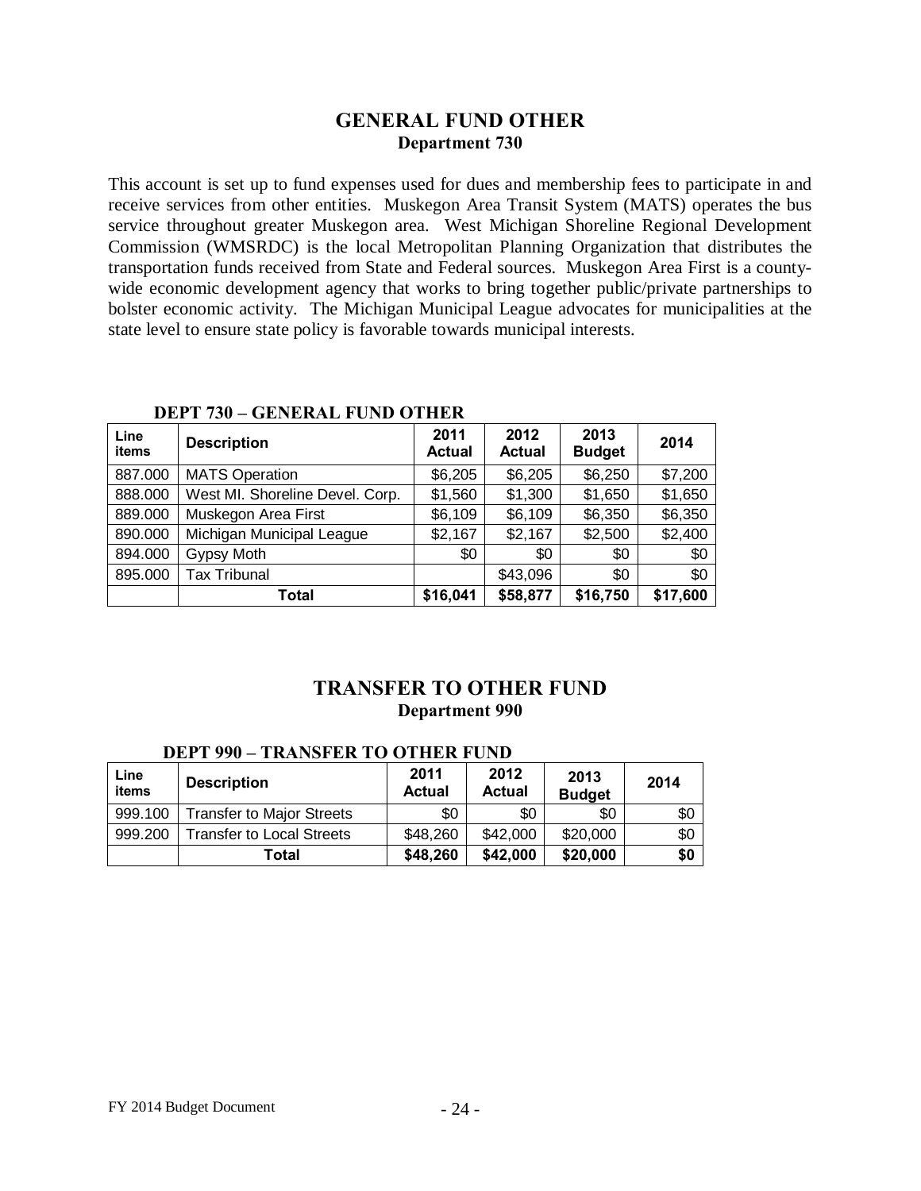## GENERAL FUND OTHER
### Department 730

This account is set up to fund expenses used for dues and membership fees to participate in and receive services from other entities. Muskegon Area Transit System (MATS) operates the bus service throughout greater Muskegon area. West Michigan Shoreline Regional Development Commission (WMSRDC) is the local Metropolitan Planning Organization that distributes the transportation funds received from State and Federal sources. Muskegon Area First is a county-wide economic development agency that works to bring together public/private partnerships to bolster economic activity. The Michigan Municipal League advocates for municipalities at the state level to ensure state policy is favorable towards municipal interests.

**DEPT 730 – GENERAL FUND OTHER**

| Line items | Description | 2011 Actual | 2012 Actual | 2013 Budget | 2014 |
|---|---|---|---|---|---|
| 887.000 | MATS Operation | $6,205 | $6,205 | $6,250 | $7,200 |
| 888.000 | West MI. Shoreline Devel. Corp. | $1,560 | $1,300 | $1,650 | $1,650 |
| 889.000 | Muskegon Area First | $6,109 | $6,109 | $6,350 | $6,350 |
| 890.000 | Michigan Municipal League | $2,167 | $2,167 | $2,500 | $2,400 |
| 894.000 | Gypsy Moth | $0 | $0 | $0 | $0 |
| 895.000 | Tax Tribunal | | $43,096 | $0 | $0 |
| | **Total** | **$16,041** | **$58,877** | **$16,750** | **$17,600** |

## TRANSFER TO OTHER FUND
### Department 990

**DEPT 990 – TRANSFER TO OTHER FUND**

| Line items | Description | 2011 Actual | 2012 Actual | 2013 Budget | 2014 |
|---|---|---|---|---|---|
| 999.100 | Transfer to Major Streets | $0 | $0 | $0 | $0 |
| 999.200 | Transfer to Local Streets | $48,260 | $42,000 | $20,000 | $0 |
| | **Total** | **$48,260** | **$42,000** | **$20,000** | **$0** |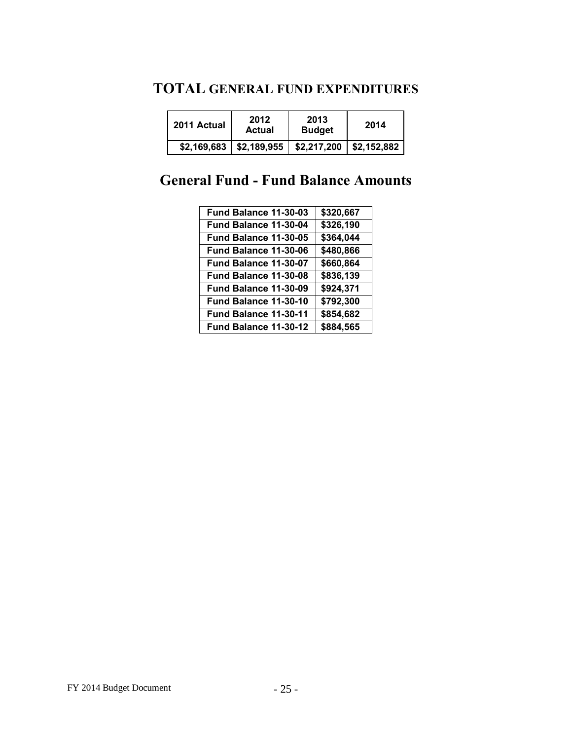## TOTAL GENERAL FUND EXPENDITURES

| 2011 Actual | 2012 Actual | 2013 Budget | 2014 |
|---|---|---|---|
| $2,169,683 | $2,189,955 | $2,217,200 | $2,152,882 |

## General Fund - Fund Balance Amounts

| Fund Balance | Amount |
|---|---|
| Fund Balance 11-30-03 | $320,667 |
| Fund Balance 11-30-04 | $326,190 |
| Fund Balance 11-30-05 | $364,044 |
| Fund Balance 11-30-06 | $480,866 |
| Fund Balance 11-30-07 | $660,864 |
| Fund Balance 11-30-08 | $836,139 |
| Fund Balance 11-30-09 | $924,371 |
| Fund Balance 11-30-10 | $792,300 |
| Fund Balance 11-30-11 | $854,682 |
| Fund Balance 11-30-12 | $884,565 |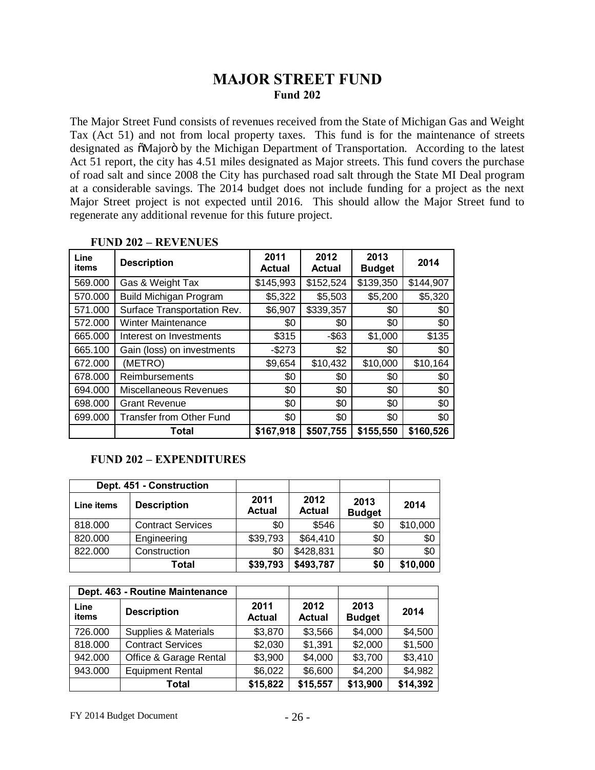# MAJOR STREET FUND

## Fund 202

The Major Street Fund consists of revenues received from the State of Michigan Gas and Weight Tax (Act 51) and not from local property taxes. This fund is for the maintenance of streets designated as "Major" by the Michigan Department of Transportation. According to the latest Act 51 report, the city has 4.51 miles designated as Major streets. This fund covers the purchase of road salt and since 2008 the City has purchased road salt through the State MI Deal program at a considerable savings. The 2014 budget does not include funding for a project as the next Major Street project is not expected until 2016. This should allow the Major Street fund to regenerate any additional revenue for this future project.

### FUND 202 – REVENUES

| Line items | Description | 2011 Actual | 2012 Actual | 2013 Budget | 2014 |
|---|---|---|---|---|---|
| 569.000 | Gas & Weight Tax | $145,993 | $152,524 | $139,350 | $144,907 |
| 570.000 | Build Michigan Program | $5,322 | $5,503 | $5,200 | $5,320 |
| 571.000 | Surface Transportation Rev. | $6,907 | $339,357 | $0 | $0 |
| 572.000 | Winter Maintenance | $0 | $0 | $0 | $0 |
| 665.000 | Interest on Investments | $315 | -$63 | $1,000 | $135 |
| 665.100 | Gain (loss) on investments | -$273 | $2 | $0 | $0 |
| 672.000 | (METRO) | $9,654 | $10,432 | $10,000 | $10,164 |
| 678.000 | Reimbursements | $0 | $0 | $0 | $0 |
| 694.000 | Miscellaneous Revenues | $0 | $0 | $0 | $0 |
| 698.000 | Grant Revenue | $0 | $0 | $0 | $0 |
| 699.000 | Transfer from Other Fund | $0 | $0 | $0 | $0 |
| | **Total** | **$167,918** | **$507,755** | **$155,550** | **$160,526** |

### FUND 202 – EXPENDITURES

| Dept. 451 - Construction | | | | | |
|---|---|---|---|---|---|
| **Line items** | **Description** | **2011 Actual** | **2012 Actual** | **2013 Budget** | **2014** |
| 818.000 | Contract Services | $0 | $546 | $0 | $10,000 |
| 820.000 | Engineering | $39,793 | $64,410 | $0 | $0 |
| 822.000 | Construction | $0 | $428,831 | $0 | $0 |
| | **Total** | **$39,793** | **$493,787** | **$0** | **$10,000** |

| Dept. 463 - Routine Maintenance | | | | | |
|---|---|---|---|---|---|
| **Line items** | **Description** | **2011 Actual** | **2012 Actual** | **2013 Budget** | **2014** |
| 726.000 | Supplies & Materials | $3,870 | $3,566 | $4,000 | $4,500 |
| 818.000 | Contract Services | $2,030 | $1,391 | $2,000 | $1,500 |
| 942.000 | Office & Garage Rental | $3,900 | $4,000 | $3,700 | $3,410 |
| 943.000 | Equipment Rental | $6,022 | $6,600 | $4,200 | $4,982 |
| | **Total** | **$15,822** | **$15,557** | **$13,900** | **$14,392** |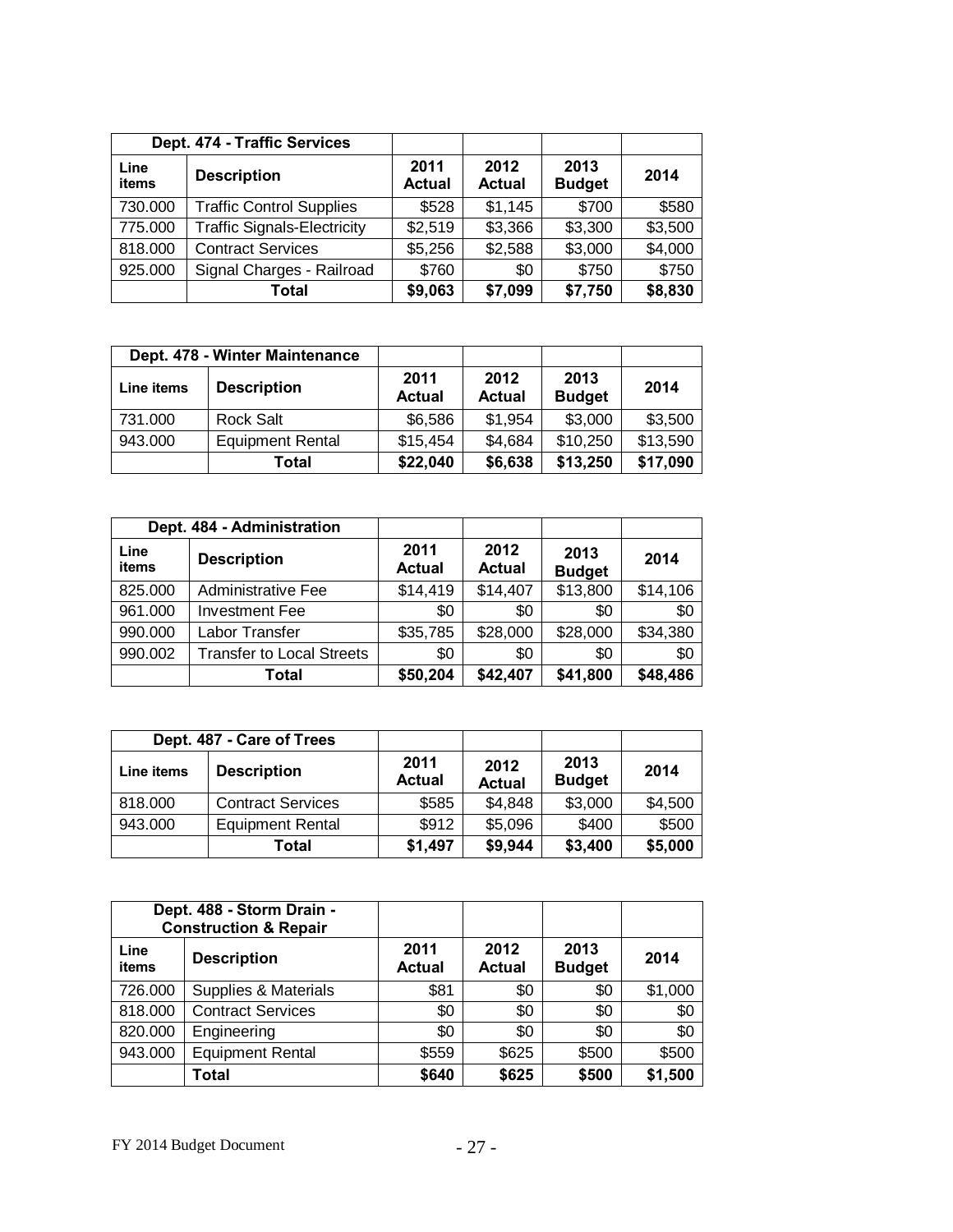| Dept. 474 - Traffic Services | | | | | |
|---|---|---|---|---|---|
| **Line items** | **Description** | **2011 Actual** | **2012 Actual** | **2013 Budget** | **2014** |
| 730.000 | Traffic Control Supplies | $528 | $1,145 | $700 | $580 |
| 775.000 | Traffic Signals-Electricity | $2,519 | $3,366 | $3,300 | $3,500 |
| 818.000 | Contract Services | $5,256 | $2,588 | $3,000 | $4,000 |
| 925.000 | Signal Charges - Railroad | $760 | $0 | $750 | $750 |
| | **Total** | **$9,063** | **$7,099** | **$7,750** | **$8,830** |

| Dept. 478 - Winter Maintenance | | | | | |
|---|---|---|---|---|---|
| **Line items** | **Description** | **2011 Actual** | **2012 Actual** | **2013 Budget** | **2014** |
| 731.000 | Rock Salt | $6,586 | $1,954 | $3,000 | $3,500 |
| 943.000 | Equipment Rental | $15,454 | $4,684 | $10,250 | $13,590 |
| | **Total** | **$22,040** | **$6,638** | **$13,250** | **$17,090** |

| Dept. 484 - Administration | | | | | |
|---|---|---|---|---|---|
| **Line items** | **Description** | **2011 Actual** | **2012 Actual** | **2013 Budget** | **2014** |
| 825.000 | Administrative Fee | $14,419 | $14,407 | $13,800 | $14,106 |
| 961.000 | Investment Fee | $0 | $0 | $0 | $0 |
| 990.000 | Labor Transfer | $35,785 | $28,000 | $28,000 | $34,380 |
| 990.002 | Transfer to Local Streets | $0 | $0 | $0 | $0 |
| | **Total** | **$50,204** | **$42,407** | **$41,800** | **$48,486** |

| Dept. 487 - Care of Trees | | | | | |
|---|---|---|---|---|---|
| **Line items** | **Description** | **2011 Actual** | **2012 Actual** | **2013 Budget** | **2014** |
| 818.000 | Contract Services | $585 | $4,848 | $3,000 | $4,500 |
| 943.000 | Equipment Rental | $912 | $5,096 | $400 | $500 |
| | **Total** | **$1,497** | **$9,944** | **$3,400** | **$5,000** |

| Dept. 488 - Storm Drain - Construction & Repair | | | | | |
|---|---|---|---|---|---|
| **Line items** | **Description** | **2011 Actual** | **2012 Actual** | **2013 Budget** | **2014** |
| 726.000 | Supplies & Materials | $81 | $0 | $0 | $1,000 |
| 818.000 | Contract Services | $0 | $0 | $0 | $0 |
| 820.000 | Engineering | $0 | $0 | $0 | $0 |
| 943.000 | Equipment Rental | $559 | $625 | $500 | $500 |
| | **Total** | **$640** | **$625** | **$500** | **$1,500** |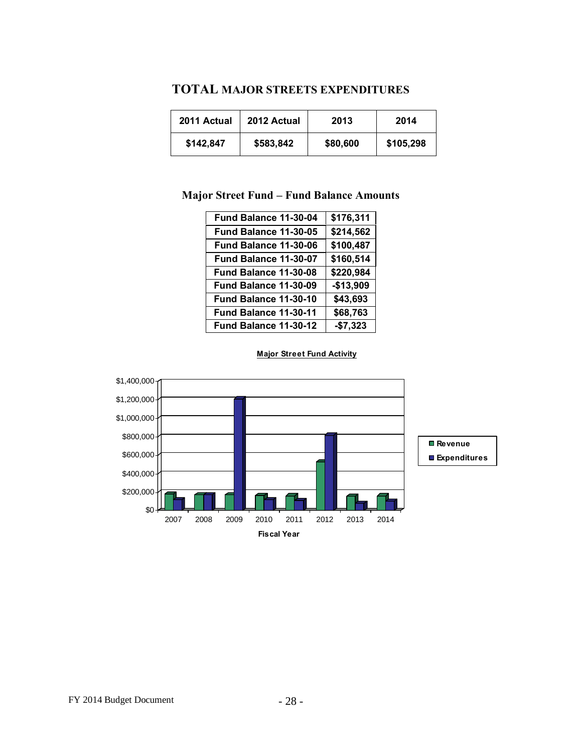## TOTAL MAJOR STREETS EXPENDITURES

| 2011 Actual | 2012 Actual | 2013 | 2014 |
|---|---|---|---|
| $142,847 | $583,842 | $80,600 | $105,298 |

## Major Street Fund – Fund Balance Amounts

| | |
|---|---|
| Fund Balance 11-30-04 | $176,311 |
| Fund Balance 11-30-05 | $214,562 |
| Fund Balance 11-30-06 | $100,487 |
| Fund Balance 11-30-07 | $160,514 |
| Fund Balance 11-30-08 | $220,984 |
| Fund Balance 11-30-09 | -$13,909 |
| Fund Balance 11-30-10 | $43,693 |
| Fund Balance 11-30-11 | $68,763 |
| Fund Balance 11-30-12 | -$7,323 |

**Major Street Fund Activity**

$1,400,000
$1,200,000
$1,000,000
$800,000
$600,000
$400,000
$200,000
$0

2007 2008 2009 2010 2011 2012 2013 2014

Fiscal Year

Revenue
Expenditures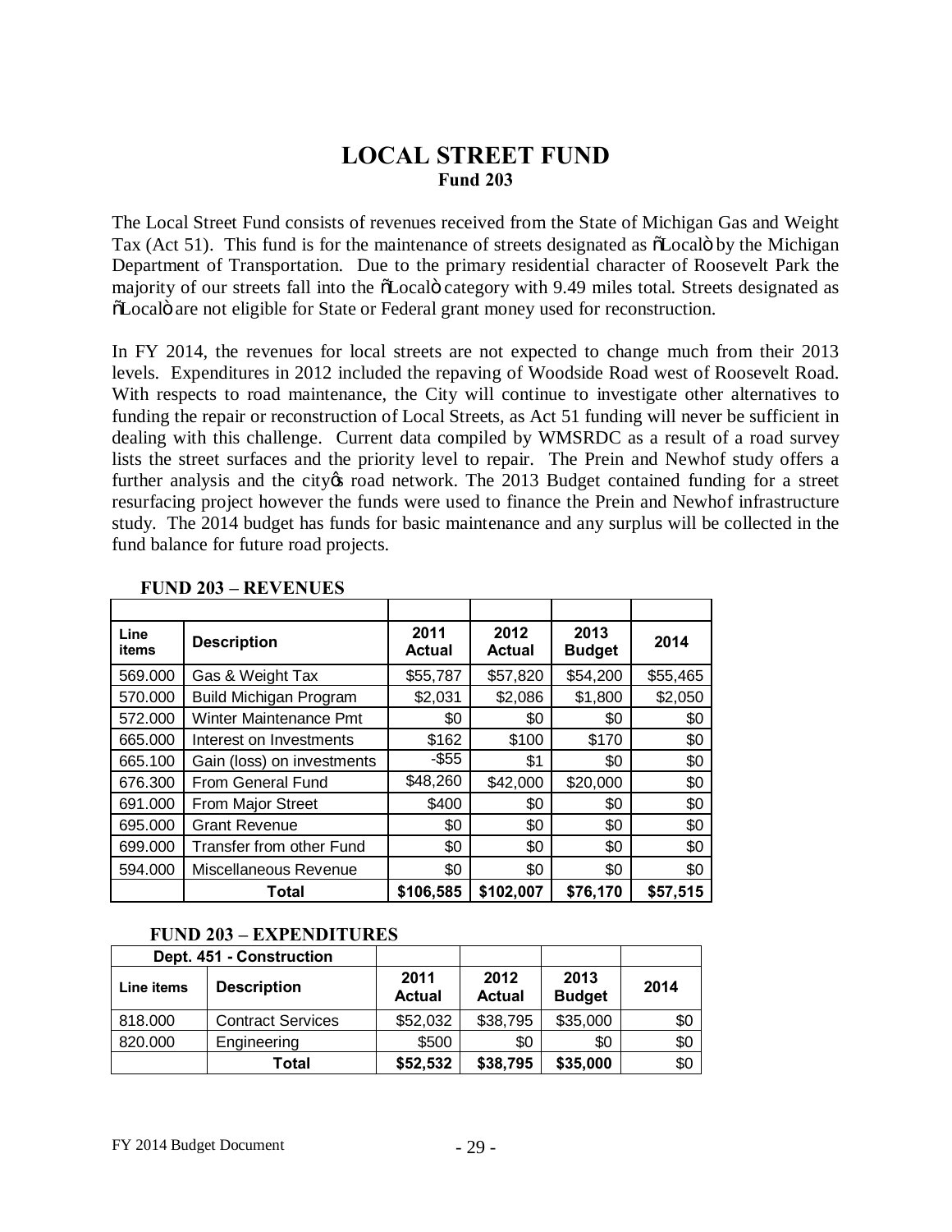# LOCAL STREET FUND

## Fund 203

The Local Street Fund consists of revenues received from the State of Michigan Gas and Weight Tax (Act 51). This fund is for the maintenance of streets designated as "Local" by the Michigan Department of Transportation. Due to the primary residential character of Roosevelt Park the majority of our streets fall into the "Local" category with 9.49 miles total. Streets designated as "Local" are not eligible for State or Federal grant money used for reconstruction.

In FY 2014, the revenues for local streets are not expected to change much from their 2013 levels. Expenditures in 2012 included the repaving of Woodside Road west of Roosevelt Road. With respects to road maintenance, the City will continue to investigate other alternatives to funding the repair or reconstruction of Local Streets, as Act 51 funding will never be sufficient in dealing with this challenge. Current data compiled by WMSRDC as a result of a road survey lists the street surfaces and the priority level to repair. The Prein and Newhof study offers a further analysis and the city's road network. The 2013 Budget contained funding for a street resurfacing project however the funds were used to finance the Prein and Newhof infrastructure study. The 2014 budget has funds for basic maintenance and any surplus will be collected in the fund balance for future road projects.

### FUND 203 – REVENUES

| Line items | Description | 2011 Actual | 2012 Actual | 2013 Budget | 2014 |
|---|---|---|---|---|---|
| 569.000 | Gas & Weight Tax | $55,787 | $57,820 | $54,200 | $55,465 |
| 570.000 | Build Michigan Program | $2,031 | $2,086 | $1,800 | $2,050 |
| 572.000 | Winter Maintenance Pmt | $0 | $0 | $0 | $0 |
| 665.000 | Interest on Investments | $162 | $100 | $170 | $0 |
| 665.100 | Gain (loss) on investments | -$55 | $1 | $0 | $0 |
| 676.300 | From General Fund | $48,260 | $42,000 | $20,000 | $0 |
| 691.000 | From Major Street | $400 | $0 | $0 | $0 |
| 695.000 | Grant Revenue | $0 | $0 | $0 | $0 |
| 699.000 | Transfer from other Fund | $0 | $0 | $0 | $0 |
| 594.000 | Miscellaneous Revenue | $0 | $0 | $0 | $0 |
| | **Total** | **$106,585** | **$102,007** | **$76,170** | **$57,515** |

### FUND 203 – EXPENDITURES

| Dept. 451 - Construction | | | | | |
|---|---|---|---|---|---|
| **Line items** | **Description** | **2011 Actual** | **2012 Actual** | **2013 Budget** | **2014** |
| 818.000 | Contract Services | $52,032 | $38,795 | $35,000 | $0 |
| 820.000 | Engineering | $500 | $0 | $0 | $0 |
| | **Total** | **$52,532** | **$38,795** | **$35,000** | $0 |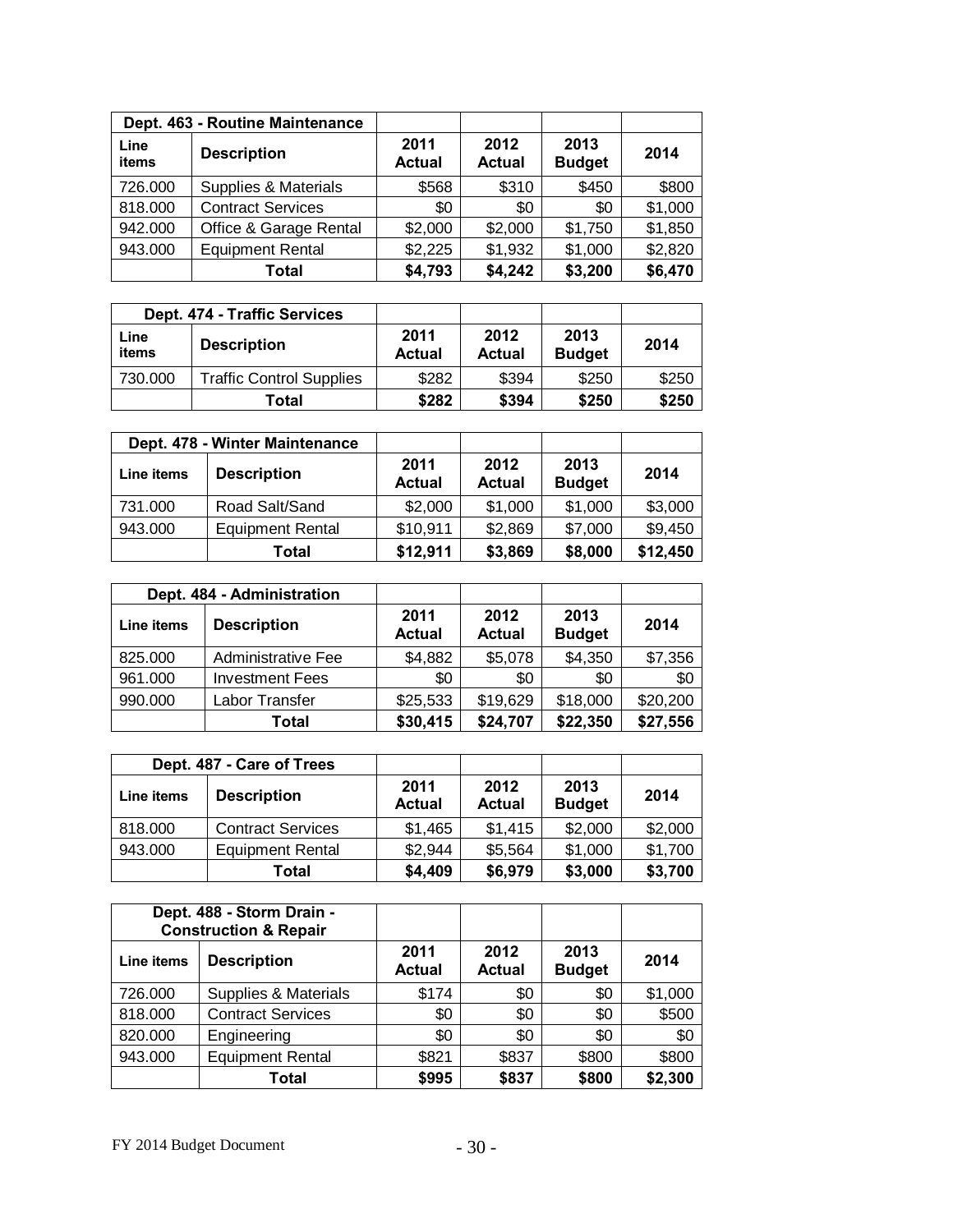| Dept. 463 - Routine Maintenance | | | | | |
|---|---|---|---|---|---|
| **Line items** | **Description** | **2011 Actual** | **2012 Actual** | **2013 Budget** | **2014** |
| 726.000 | Supplies & Materials | $568 | $310 | $450 | $800 |
| 818.000 | Contract Services | $0 | $0 | $0 | $1,000 |
| 942.000 | Office & Garage Rental | $2,000 | $2,000 | $1,750 | $1,850 |
| 943.000 | Equipment Rental | $2,225 | $1,932 | $1,000 | $2,820 |
| | **Total** | **$4,793** | **$4,242** | **$3,200** | **$6,470** |

| Dept. 474 - Traffic Services | | | | | |
|---|---|---|---|---|---|
| **Line items** | **Description** | **2011 Actual** | **2012 Actual** | **2013 Budget** | **2014** |
| 730.000 | Traffic Control Supplies | $282 | $394 | $250 | $250 |
| | **Total** | **$282** | **$394** | **$250** | **$250** |

| Dept. 478 - Winter Maintenance | | | | | |
|---|---|---|---|---|---|
| **Line items** | **Description** | **2011 Actual** | **2012 Actual** | **2013 Budget** | **2014** |
| 731.000 | Road Salt/Sand | $2,000 | $1,000 | $1,000 | $3,000 |
| 943.000 | Equipment Rental | $10,911 | $2,869 | $7,000 | $9,450 |
| | **Total** | **$12,911** | **$3,869** | **$8,000** | **$12,450** |

| Dept. 484 - Administration | | | | | |
|---|---|---|---|---|---|
| **Line items** | **Description** | **2011 Actual** | **2012 Actual** | **2013 Budget** | **2014** |
| 825.000 | Administrative Fee | $4,882 | $5,078 | $4,350 | $7,356 |
| 961.000 | Investment Fees | $0 | $0 | $0 | $0 |
| 990.000 | Labor Transfer | $25,533 | $19,629 | $18,000 | $20,200 |
| | **Total** | **$30,415** | **$24,707** | **$22,350** | **$27,556** |

| Dept. 487 - Care of Trees | | | | | |
|---|---|---|---|---|---|
| **Line items** | **Description** | **2011 Actual** | **2012 Actual** | **2013 Budget** | **2014** |
| 818.000 | Contract Services | $1,465 | $1,415 | $2,000 | $2,000 |
| 943.000 | Equipment Rental | $2,944 | $5,564 | $1,000 | $1,700 |
| | **Total** | **$4,409** | **$6,979** | **$3,000** | **$3,700** |

| Dept. 488 - Storm Drain - Construction & Repair | | | | | |
|---|---|---|---|---|---|
| **Line items** | **Description** | **2011 Actual** | **2012 Actual** | **2013 Budget** | **2014** |
| 726.000 | Supplies & Materials | $174 | $0 | $0 | $1,000 |
| 818.000 | Contract Services | $0 | $0 | $0 | $500 |
| 820.000 | Engineering | $0 | $0 | $0 | $0 |
| 943.000 | Equipment Rental | $821 | $837 | $800 | $800 |
| | **Total** | **$995** | **$837** | **$800** | **$2,300** |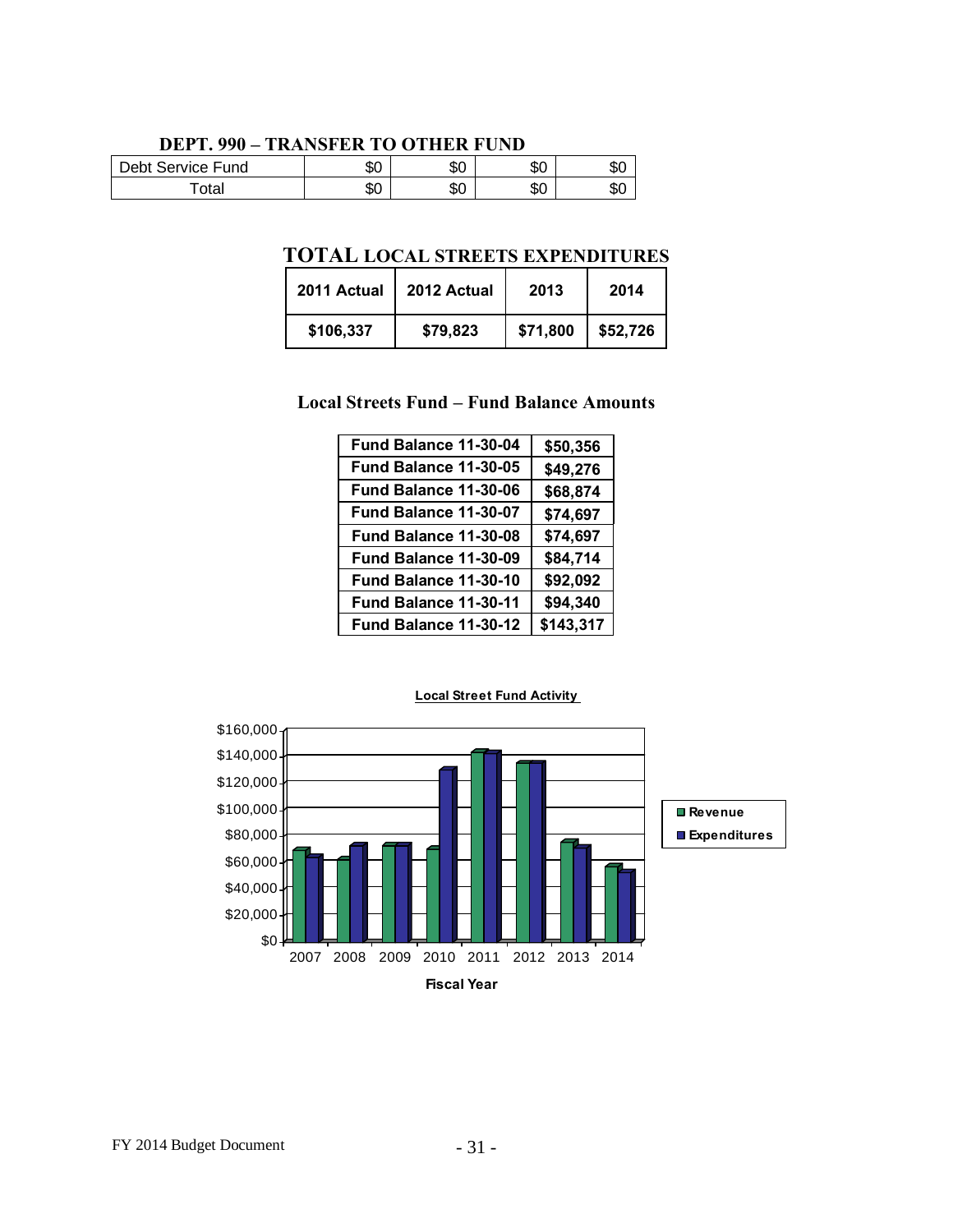### DEPT. 990 – TRANSFER TO OTHER FUND

| | | | | |
|---|---|---|---|---|
| Debt Service Fund | $0 | $0 | $0 | $0 |
| Total | $0 | $0 | $0 | $0 |

### TOTAL LOCAL STREETS EXPENDITURES

| 2011 Actual | 2012 Actual | 2013 | 2014 |
|---|---|---|---|
| $106,337 | $79,823 | $71,800 | $52,726 |

### Local Streets Fund – Fund Balance Amounts

| | |
|---|---|
| Fund Balance 11-30-04 | $50,356 |
| Fund Balance 11-30-05 | $49,276 |
| Fund Balance 11-30-06 | $68,874 |
| Fund Balance 11-30-07 | $74,697 |
| Fund Balance 11-30-08 | $74,697 |
| Fund Balance 11-30-09 | $84,714 |
| Fund Balance 11-30-10 | $92,092 |
| Fund Balance 11-30-11 | $94,340 |
| Fund Balance 11-30-12 | $143,317 |

**Local Street Fund Activity**

(Chart: Revenue and Expenditures by Fiscal Year, 2007–2014; y-axis $0 to $160,000)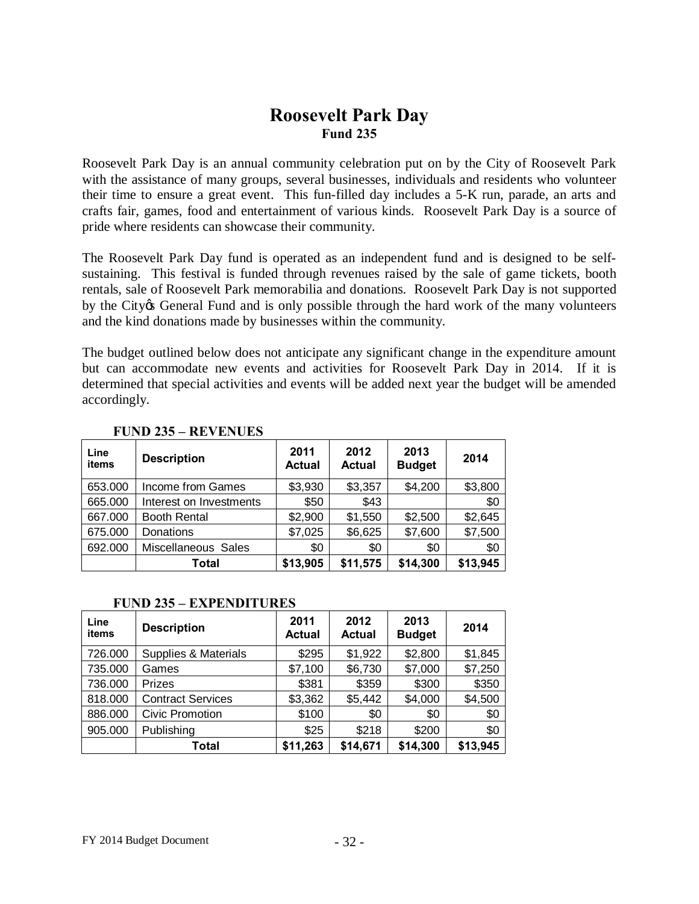# Roosevelt Park Day

## Fund 235

Roosevelt Park Day is an annual community celebration put on by the City of Roosevelt Park with the assistance of many groups, several businesses, individuals and residents who volunteer their time to ensure a great event. This fun-filled day includes a 5-K run, parade, an arts and crafts fair, games, food and entertainment of various kinds. Roosevelt Park Day is a source of pride where residents can showcase their community.

The Roosevelt Park Day fund is operated as an independent fund and is designed to be self-sustaining. This festival is funded through revenues raised by the sale of game tickets, booth rentals, sale of Roosevelt Park memorabilia and donations. Roosevelt Park Day is not supported by the City's General Fund and is only possible through the hard work of the many volunteers and the kind donations made by businesses within the community.

The budget outlined below does not anticipate any significant change in the expenditure amount but can accommodate new events and activities for Roosevelt Park Day in 2014. If it is determined that special activities and events will be added next year the budget will be amended accordingly.

**FUND 235 – REVENUES**

| Line items | Description | 2011 Actual | 2012 Actual | 2013 Budget | 2014 |
|---|---|---|---|---|---|
| 653.000 | Income from Games | $3,930 | $3,357 | $4,200 | $3,800 |
| 665.000 | Interest on Investments | $50 | $43 | | $0 |
| 667.000 | Booth Rental | $2,900 | $1,550 | $2,500 | $2,645 |
| 675.000 | Donations | $7,025 | $6,625 | $7,600 | $7,500 |
| 692.000 | Miscellaneous Sales | $0 | $0 | $0 | $0 |
| | **Total** | **$13,905** | **$11,575** | **$14,300** | **$13,945** |

**FUND 235 – EXPENDITURES**

| Line items | Description | 2011 Actual | 2012 Actual | 2013 Budget | 2014 |
|---|---|---|---|---|---|
| 726.000 | Supplies & Materials | $295 | $1,922 | $2,800 | $1,845 |
| 735.000 | Games | $7,100 | $6,730 | $7,000 | $7,250 |
| 736.000 | Prizes | $381 | $359 | $300 | $350 |
| 818.000 | Contract Services | $3,362 | $5,442 | $4,000 | $4,500 |
| 886.000 | Civic Promotion | $100 | $0 | $0 | $0 |
| 905.000 | Publishing | $25 | $218 | $200 | $0 |
| | **Total** | **$11,263** | **$14,671** | **$14,300** | **$13,945** |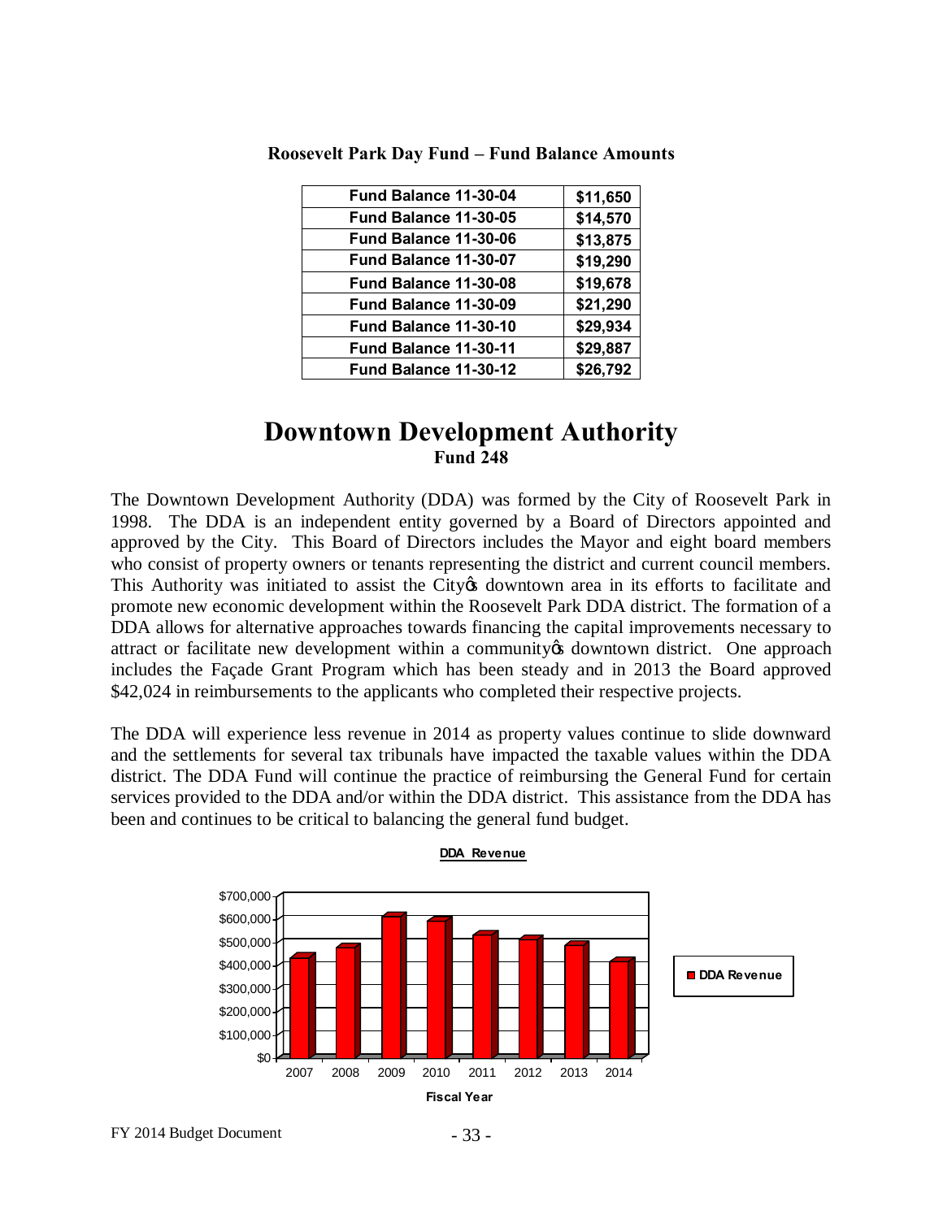**Roosevelt Park Day Fund – Fund Balance Amounts**

| Fund Balance 11-30-04 | $11,650 |
|---|---|
| Fund Balance 11-30-05 | $14,570 |
| Fund Balance 11-30-06 | $13,875 |
| Fund Balance 11-30-07 | $19,290 |
| Fund Balance 11-30-08 | $19,678 |
| Fund Balance 11-30-09 | $21,290 |
| Fund Balance 11-30-10 | $29,934 |
| Fund Balance 11-30-11 | $29,887 |
| Fund Balance 11-30-12 | $26,792 |

# Downtown Development Authority

**Fund 248**

The Downtown Development Authority (DDA) was formed by the City of Roosevelt Park in 1998. The DDA is an independent entity governed by a Board of Directors appointed and approved by the City. This Board of Directors includes the Mayor and eight board members who consist of property owners or tenants representing the district and current council members. This Authority was initiated to assist the City's downtown area in its efforts to facilitate and promote new economic development within the Roosevelt Park DDA district. The formation of a DDA allows for alternative approaches towards financing the capital improvements necessary to attract or facilitate new development within a community's downtown district. One approach includes the Façade Grant Program which has been steady and in 2013 the Board approved $42,024 in reimbursements to the applicants who completed their respective projects.

The DDA will experience less revenue in 2014 as property values continue to slide downward and the settlements for several tax tribunals have impacted the taxable values within the DDA district. The DDA Fund will continue the practice of reimbursing the General Fund for certain services provided to the DDA and/or within the DDA district. This assistance from the DDA has been and continues to be critical to balancing the general fund budget.

**DDA Revenue**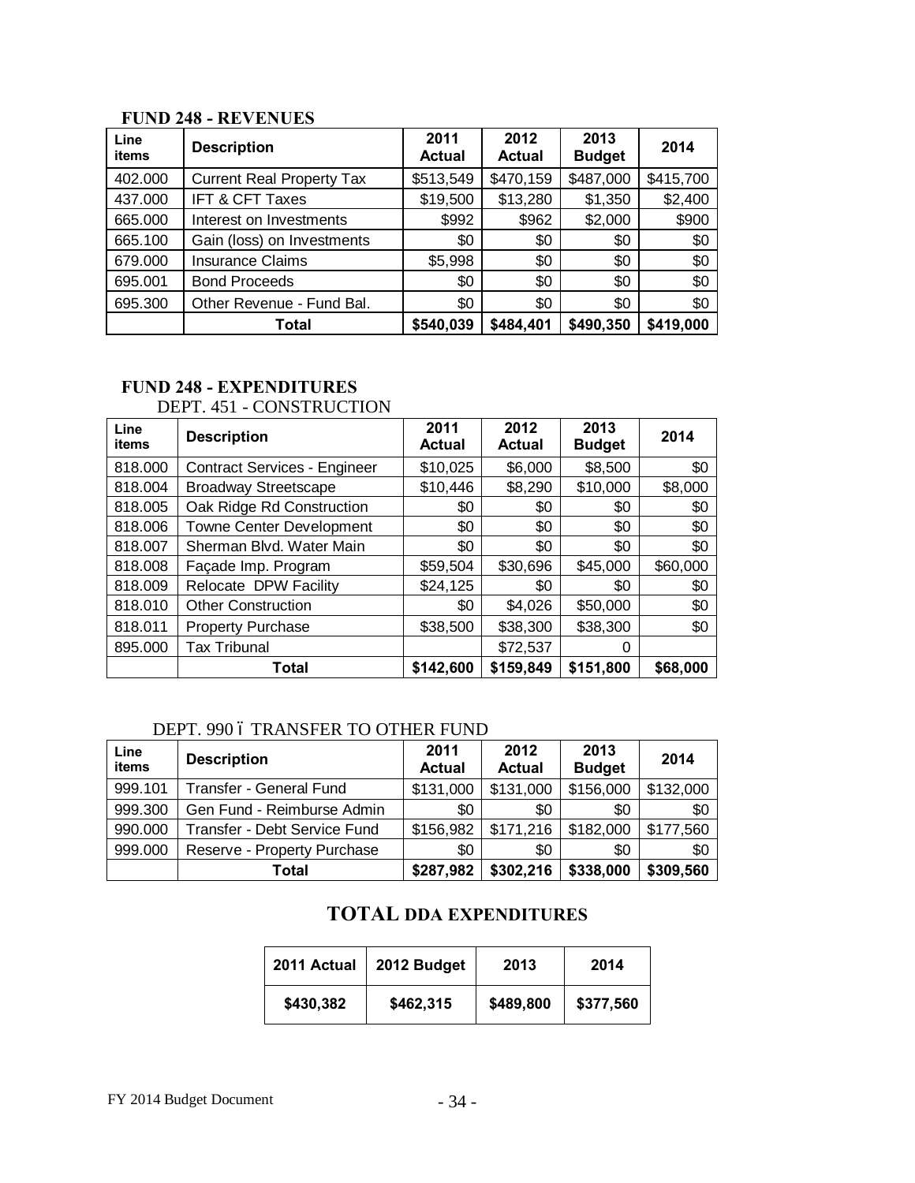**FUND 248 - REVENUES**

| Line items | Description | 2011 Actual | 2012 Actual | 2013 Budget | 2014 |
|---|---|---|---|---|---|
| 402.000 | Current Real Property Tax | $513,549 | $470,159 | $487,000 | $415,700 |
| 437.000 | IFT & CFT Taxes | $19,500 | $13,280 | $1,350 | $2,400 |
| 665.000 | Interest on Investments | $992 | $962 | $2,000 | $900 |
| 665.100 | Gain (loss) on Investments | $0 | $0 | $0 | $0 |
| 679.000 | Insurance Claims | $5,998 | $0 | $0 | $0 |
| 695.001 | Bond Proceeds | $0 | $0 | $0 | $0 |
| 695.300 | Other Revenue - Fund Bal. | $0 | $0 | $0 | $0 |
| | **Total** | **$540,039** | **$484,401** | **$490,350** | **$419,000** |

**FUND 248 - EXPENDITURES**

DEPT. 451 - CONSTRUCTION

| Line items | Description | 2011 Actual | 2012 Actual | 2013 Budget | 2014 |
|---|---|---|---|---|---|
| 818.000 | Contract Services - Engineer | $10,025 | $6,000 | $8,500 | $0 |
| 818.004 | Broadway Streetscape | $10,446 | $8,290 | $10,000 | $8,000 |
| 818.005 | Oak Ridge Rd Construction | $0 | $0 | $0 | $0 |
| 818.006 | Towne Center Development | $0 | $0 | $0 | $0 |
| 818.007 | Sherman Blvd. Water Main | $0 | $0 | $0 | $0 |
| 818.008 | Façade Imp. Program | $59,504 | $30,696 | $45,000 | $60,000 |
| 818.009 | Relocate DPW Facility | $24,125 | $0 | $0 | $0 |
| 818.010 | Other Construction | $0 | $4,026 | $50,000 | $0 |
| 818.011 | Property Purchase | $38,500 | $38,300 | $38,300 | $0 |
| 895.000 | Tax Tribunal | | $72,537 | 0 | |
| | **Total** | **$142,600** | **$159,849** | **$151,800** | **$68,000** |

DEPT. 990 – TRANSFER TO OTHER FUND

| Line items | Description | 2011 Actual | 2012 Actual | 2013 Budget | 2014 |
|---|---|---|---|---|---|
| 999.101 | Transfer - General Fund | $131,000 | $131,000 | $156,000 | $132,000 |
| 999.300 | Gen Fund - Reimburse Admin | $0 | $0 | $0 | $0 |
| 990.000 | Transfer - Debt Service Fund | $156,982 | $171,216 | $182,000 | $177,560 |
| 999.000 | Reserve - Property Purchase | $0 | $0 | $0 | $0 |
| | **Total** | **$287,982** | **$302,216** | **$338,000** | **$309,560** |

## TOTAL DDA EXPENDITURES

| 2011 Actual | 2012 Budget | 2013 | 2014 |
|---|---|---|---|
| $430,382 | $462,315 | $489,800 | $377,560 |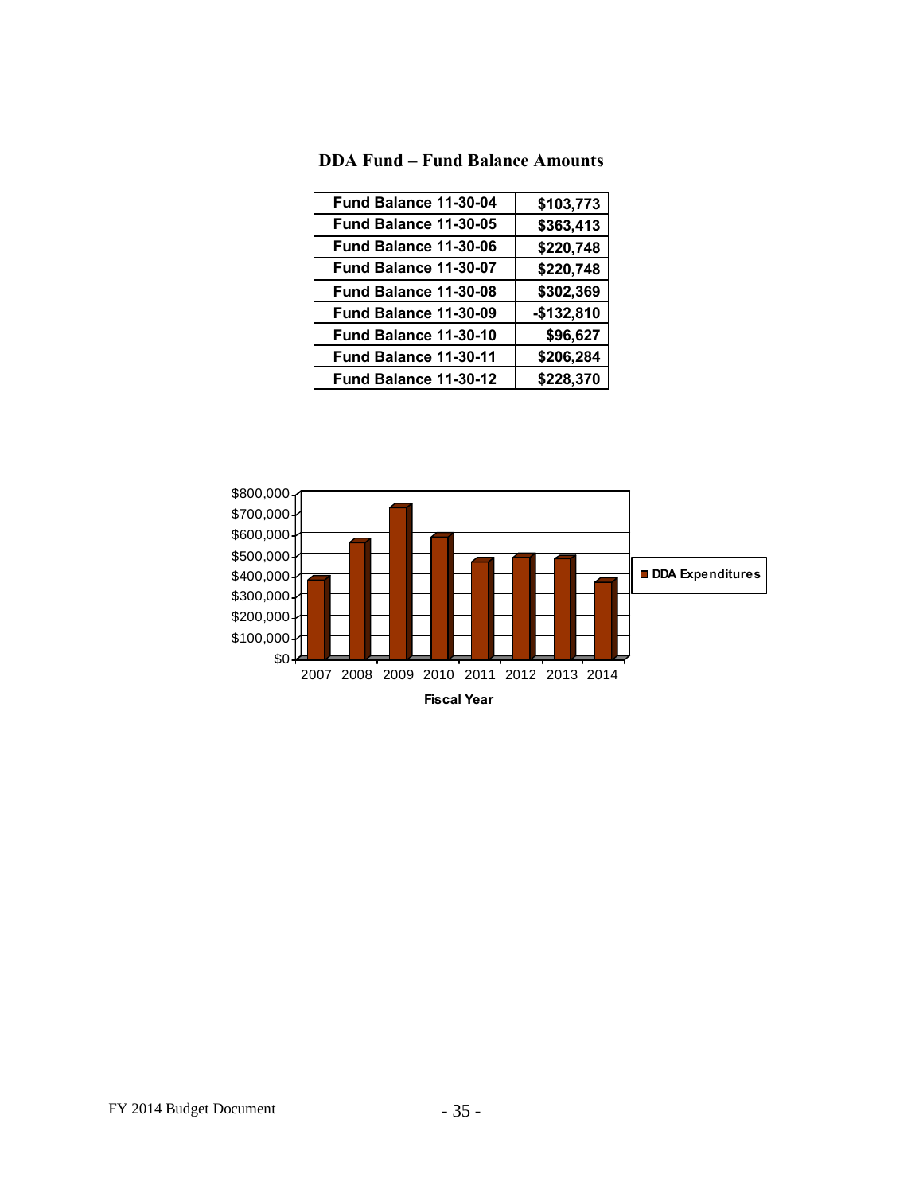**DDA Fund – Fund Balance Amounts**

| Fund Balance 11-30-04 | $103,773 |
|---|---|
| Fund Balance 11-30-05 | $363,413 |
| Fund Balance 11-30-06 | $220,748 |
| Fund Balance 11-30-07 | $220,748 |
| Fund Balance 11-30-08 | $302,369 |
| Fund Balance 11-30-09 | -$132,810 |
| Fund Balance 11-30-10 | $96,627 |
| Fund Balance 11-30-11 | $206,284 |
| Fund Balance 11-30-12 | $228,370 |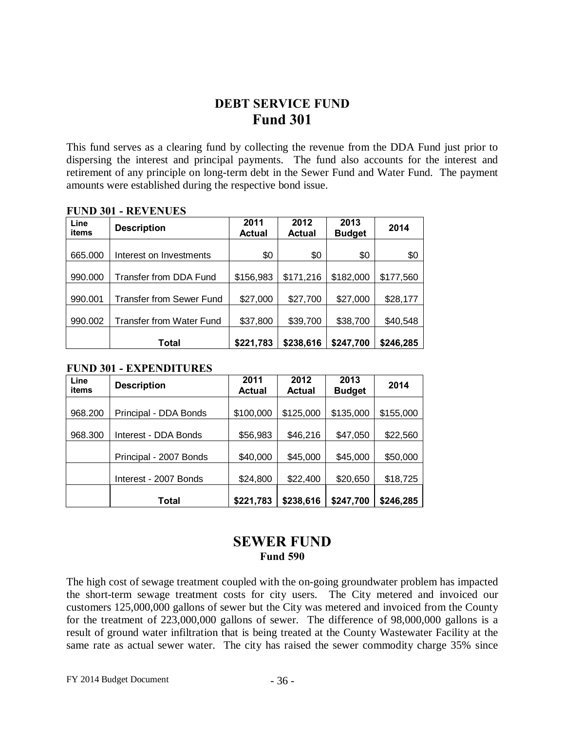# DEBT SERVICE FUND
# Fund 301

This fund serves as a clearing fund by collecting the revenue from the DDA Fund just prior to dispersing the interest and principal payments. The fund also accounts for the interest and retirement of any principle on long-term debt in the Sewer Fund and Water Fund. The payment amounts were established during the respective bond issue.

**FUND 301 - REVENUES**

| Line items | Description | 2011 Actual | 2012 Actual | 2013 Budget | 2014 |
|---|---|---|---|---|---|
| 665.000 | Interest on Investments | $0 | $0 | $0 | $0 |
| 990.000 | Transfer from DDA Fund | $156,983 | $171,216 | $182,000 | $177,560 |
| 990.001 | Transfer from Sewer Fund | $27,000 | $27,700 | $27,000 | $28,177 |
| 990.002 | Transfer from Water Fund | $37,800 | $39,700 | $38,700 | $40,548 |
| | **Total** | **$221,783** | **$238,616** | **$247,700** | **$246,285** |

**FUND 301 - EXPENDITURES**

| Line items | Description | 2011 Actual | 2012 Actual | 2013 Budget | 2014 |
|---|---|---|---|---|---|
| 968.200 | Principal - DDA Bonds | $100,000 | $125,000 | $135,000 | $155,000 |
| 968.300 | Interest - DDA Bonds | $56,983 | $46,216 | $47,050 | $22,560 |
| | Principal - 2007 Bonds | $40,000 | $45,000 | $45,000 | $50,000 |
| | Interest - 2007 Bonds | $24,800 | $22,400 | $20,650 | $18,725 |
| | **Total** | **$221,783** | **$238,616** | **$247,700** | **$246,285** |

# SEWER FUND
## Fund 590

The high cost of sewage treatment coupled with the on-going groundwater problem has impacted the short-term sewage treatment costs for city users. The City metered and invoiced our customers 125,000,000 gallons of sewer but the City was metered and invoiced from the County for the treatment of 223,000,000 gallons of sewer. The difference of 98,000,000 gallons is a result of ground water infiltration that is being treated at the County Wastewater Facility at the same rate as actual sewer water. The city has raised the sewer commodity charge 35% since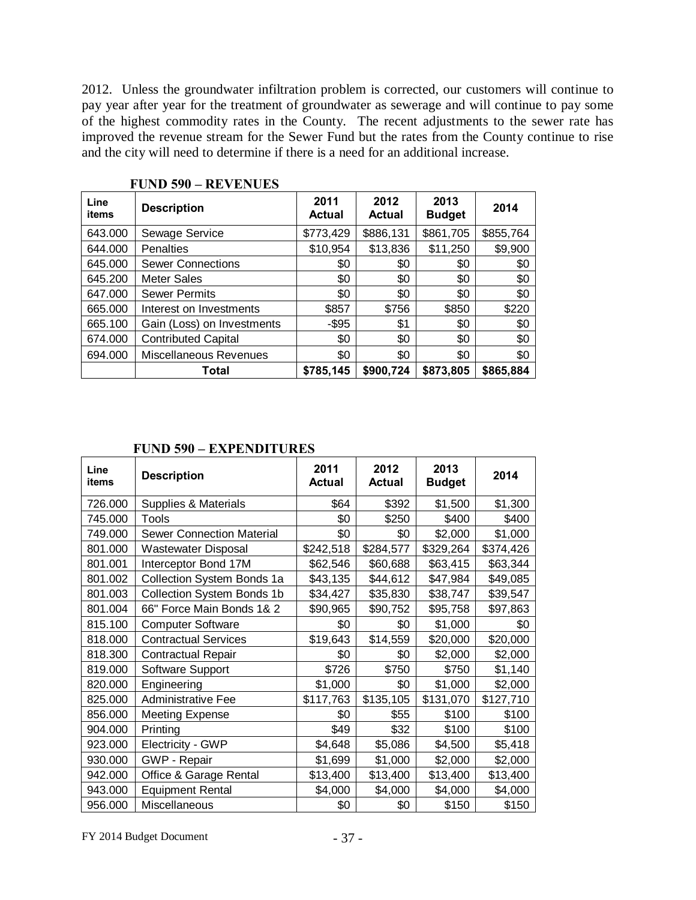2012. Unless the groundwater infiltration problem is corrected, our customers will continue to pay year after year for the treatment of groundwater as sewerage and will continue to pay some of the highest commodity rates in the County. The recent adjustments to the sewer rate has improved the revenue stream for the Sewer Fund but the rates from the County continue to rise and the city will need to determine if there is a need for an additional increase.

**FUND 590 – REVENUES**

| Line items | Description | 2011 Actual | 2012 Actual | 2013 Budget | 2014 |
|---|---|---|---|---|---|
| 643.000 | Sewage Service | $773,429 | $886,131 | $861,705 | $855,764 |
| 644.000 | Penalties | $10,954 | $13,836 | $11,250 | $9,900 |
| 645.000 | Sewer Connections | $0 | $0 | $0 | $0 |
| 645.200 | Meter Sales | $0 | $0 | $0 | $0 |
| 647.000 | Sewer Permits | $0 | $0 | $0 | $0 |
| 665.000 | Interest on Investments | $857 | $756 | $850 | $220 |
| 665.100 | Gain (Loss) on Investments | -$95 | $1 | $0 | $0 |
| 674.000 | Contributed Capital | $0 | $0 | $0 | $0 |
| 694.000 | Miscellaneous Revenues | $0 | $0 | $0 | $0 |
| | **Total** | **$785,145** | **$900,724** | **$873,805** | **$865,884** |

**FUND 590 – EXPENDITURES**

| Line items | Description | 2011 Actual | 2012 Actual | 2013 Budget | 2014 |
|---|---|---|---|---|---|
| 726.000 | Supplies & Materials | $64 | $392 | $1,500 | $1,300 |
| 745.000 | Tools | $0 | $250 | $400 | $400 |
| 749.000 | Sewer Connection Material | $0 | $0 | $2,000 | $1,000 |
| 801.000 | Wastewater Disposal | $242,518 | $284,577 | $329,264 | $374,426 |
| 801.001 | Interceptor Bond 17M | $62,546 | $60,688 | $63,415 | $63,344 |
| 801.002 | Collection System Bonds 1a | $43,135 | $44,612 | $47,984 | $49,085 |
| 801.003 | Collection System Bonds 1b | $34,427 | $35,830 | $38,747 | $39,547 |
| 801.004 | 66" Force Main Bonds 1& 2 | $90,965 | $90,752 | $95,758 | $97,863 |
| 815.100 | Computer Software | $0 | $0 | $1,000 | $0 |
| 818.000 | Contractual Services | $19,643 | $14,559 | $20,000 | $20,000 |
| 818.300 | Contractual Repair | $0 | $0 | $2,000 | $2,000 |
| 819.000 | Software Support | $726 | $750 | $750 | $1,140 |
| 820.000 | Engineering | $1,000 | $0 | $1,000 | $2,000 |
| 825.000 | Administrative Fee | $117,763 | $135,105 | $131,070 | $127,710 |
| 856.000 | Meeting Expense | $0 | $55 | $100 | $100 |
| 904.000 | Printing | $49 | $32 | $100 | $100 |
| 923.000 | Electricity - GWP | $4,648 | $5,086 | $4,500 | $5,418 |
| 930.000 | GWP - Repair | $1,699 | $1,000 | $2,000 | $2,000 |
| 942.000 | Office & Garage Rental | $13,400 | $13,400 | $13,400 | $13,400 |
| 943.000 | Equipment Rental | $4,000 | $4,000 | $4,000 | $4,000 |
| 956.000 | Miscellaneous | $0 | $0 | $150 | $150 |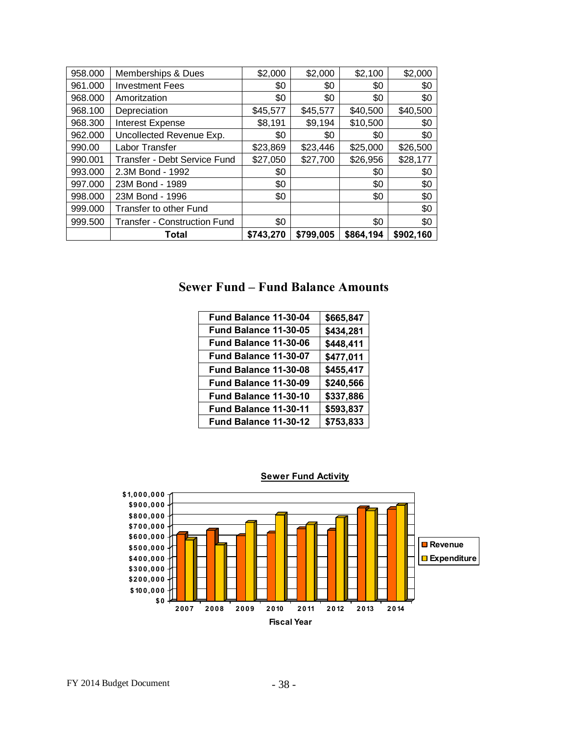| | | | | | |
|---|---|---|---|---|---|
| 958.000 | Memberships & Dues | $2,000 | $2,000 | $2,100 | $2,000 |
| 961.000 | Investment Fees | $0 | $0 | $0 | $0 |
| 968.000 | Amoritzation | $0 | $0 | $0 | $0 |
| 968.100 | Depreciation | $45,577 | $45,577 | $40,500 | $40,500 |
| 968.300 | Interest Expense | $8,191 | $9,194 | $10,500 | $0 |
| 962.000 | Uncollected Revenue Exp. | $0 | $0 | $0 | $0 |
| 990.00 | Labor Transfer | $23,869 | $23,446 | $25,000 | $26,500 |
| 990.001 | Transfer - Debt Service Fund | $27,050 | $27,700 | $26,956 | $28,177 |
| 993.000 | 2.3M Bond - 1992 | $0 | | $0 | $0 |
| 997.000 | 23M Bond - 1989 | $0 | | $0 | $0 |
| 998.000 | 23M Bond - 1996 | $0 | | $0 | $0 |
| 999.000 | Transfer to other Fund | | | | $0 |
| 999.500 | Transfer - Construction Fund | $0 | | $0 | $0 |
| | **Total** | **$743,270** | **$799,005** | **$864,194** | **$902,160** |

## Sewer Fund – Fund Balance Amounts

| | |
|---|---|
| **Fund Balance 11-30-04** | **$665,847** |
| **Fund Balance 11-30-05** | **$434,281** |
| **Fund Balance 11-30-06** | **$448,411** |
| **Fund Balance 11-30-07** | **$477,011** |
| **Fund Balance 11-30-08** | **$455,417** |
| **Fund Balance 11-30-09** | **$240,566** |
| **Fund Balance 11-30-10** | **$337,886** |
| **Fund Balance 11-30-11** | **$593,837** |
| **Fund Balance 11-30-12** | **$753,833** |

**Sewer Fund Activity**

(Chart: Revenue and Expenditure by Fiscal Year, 2007–2014; y-axis $0 to $1,000,000)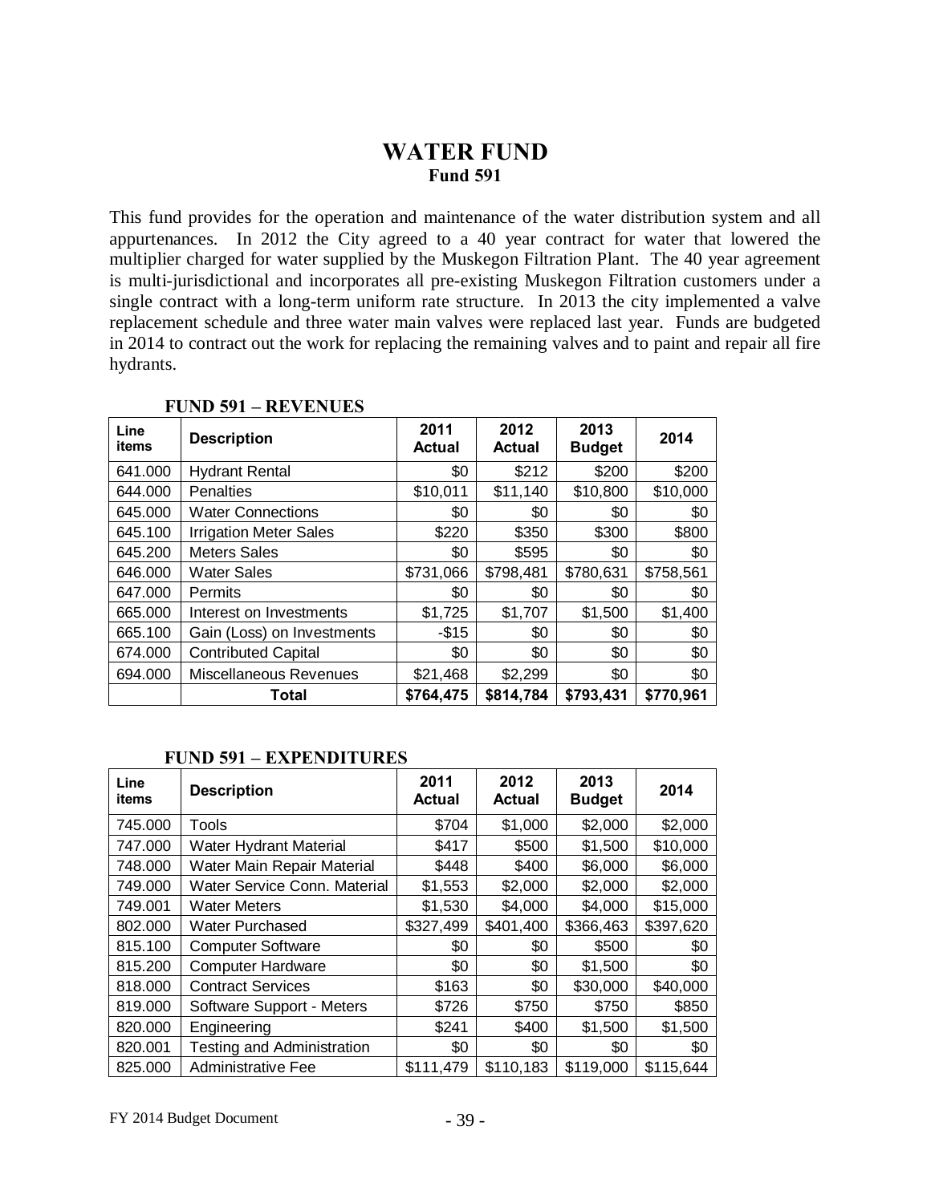# WATER FUND

## Fund 591

This fund provides for the operation and maintenance of the water distribution system and all appurtenances. In 2012 the City agreed to a 40 year contract for water that lowered the multiplier charged for water supplied by the Muskegon Filtration Plant. The 40 year agreement is multi-jurisdictional and incorporates all pre-existing Muskegon Filtration customers under a single contract with a long-term uniform rate structure. In 2013 the city implemented a valve replacement schedule and three water main valves were replaced last year. Funds are budgeted in 2014 to contract out the work for replacing the remaining valves and to paint and repair all fire hydrants.

### FUND 591 – REVENUES

| Line items | Description | 2011 Actual | 2012 Actual | 2013 Budget | 2014 |
|---|---|---|---|---|---|
| 641.000 | Hydrant Rental | $0 | $212 | $200 | $200 |
| 644.000 | Penalties | $10,011 | $11,140 | $10,800 | $10,000 |
| 645.000 | Water Connections | $0 | $0 | $0 | $0 |
| 645.100 | Irrigation Meter Sales | $220 | $350 | $300 | $800 |
| 645.200 | Meters Sales | $0 | $595 | $0 | $0 |
| 646.000 | Water Sales | $731,066 | $798,481 | $780,631 | $758,561 |
| 647.000 | Permits | $0 | $0 | $0 | $0 |
| 665.000 | Interest on Investments | $1,725 | $1,707 | $1,500 | $1,400 |
| 665.100 | Gain (Loss) on Investments | -$15 | $0 | $0 | $0 |
| 674.000 | Contributed Capital | $0 | $0 | $0 | $0 |
| 694.000 | Miscellaneous Revenues | $21,468 | $2,299 | $0 | $0 |
| | **Total** | **$764,475** | **$814,784** | **$793,431** | **$770,961** |

### FUND 591 – EXPENDITURES

| Line items | Description | 2011 Actual | 2012 Actual | 2013 Budget | 2014 |
|---|---|---|---|---|---|
| 745.000 | Tools | $704 | $1,000 | $2,000 | $2,000 |
| 747.000 | Water Hydrant Material | $417 | $500 | $1,500 | $10,000 |
| 748.000 | Water Main Repair Material | $448 | $400 | $6,000 | $6,000 |
| 749.000 | Water Service Conn. Material | $1,553 | $2,000 | $2,000 | $2,000 |
| 749.001 | Water Meters | $1,530 | $4,000 | $4,000 | $15,000 |
| 802.000 | Water Purchased | $327,499 | $401,400 | $366,463 | $397,620 |
| 815.100 | Computer Software | $0 | $0 | $500 | $0 |
| 815.200 | Computer Hardware | $0 | $0 | $1,500 | $0 |
| 818.000 | Contract Services | $163 | $0 | $30,000 | $40,000 |
| 819.000 | Software Support - Meters | $726 | $750 | $750 | $850 |
| 820.000 | Engineering | $241 | $400 | $1,500 | $1,500 |
| 820.001 | Testing and Administration | $0 | $0 | $0 | $0 |
| 825.000 | Administrative Fee | $111,479 | $110,183 | $119,000 | $115,644 |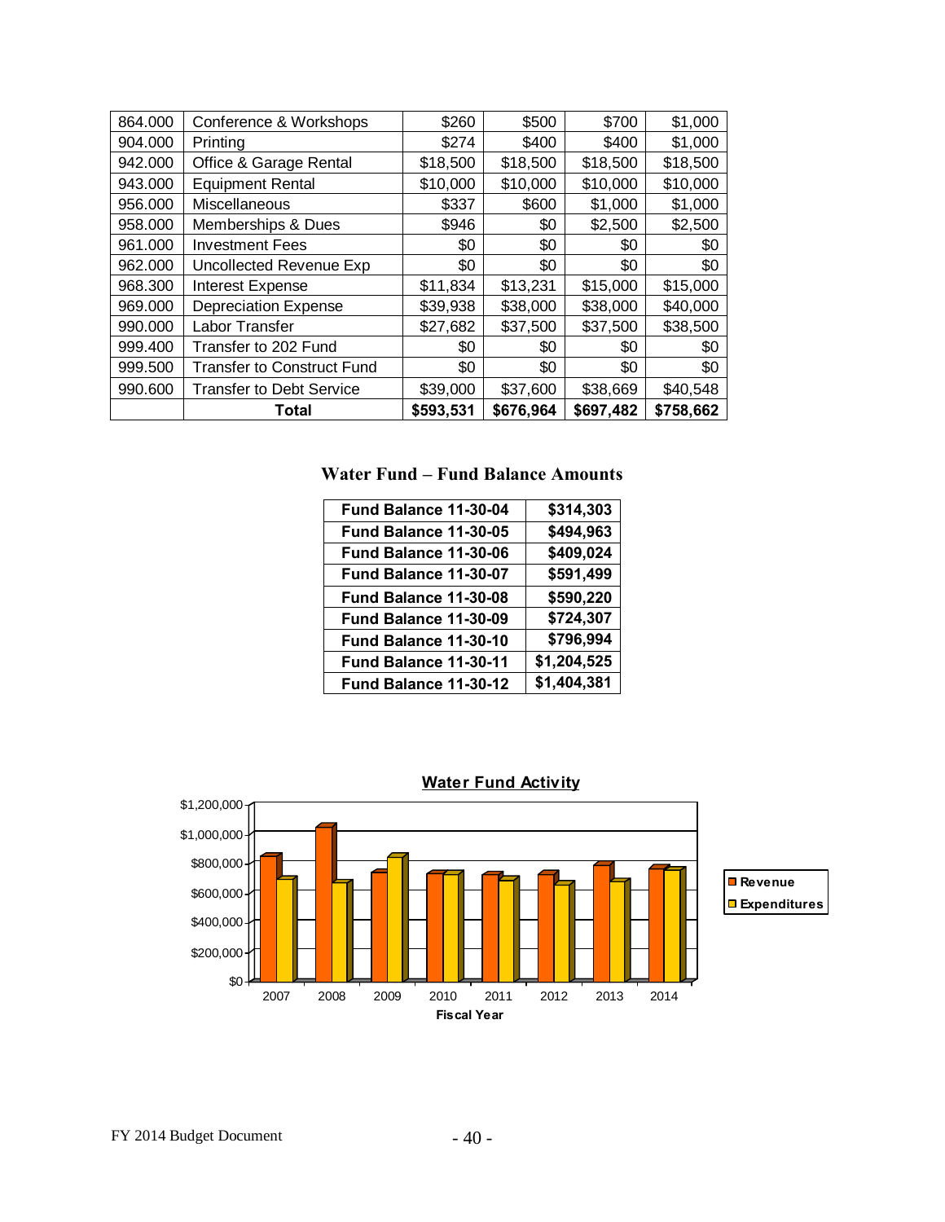| | | | | | |
|---|---|---|---|---|---|
| 864.000 | Conference & Workshops | $260 | $500 | $700 | $1,000 |
| 904.000 | Printing | $274 | $400 | $400 | $1,000 |
| 942.000 | Office & Garage Rental | $18,500 | $18,500 | $18,500 | $18,500 |
| 943.000 | Equipment Rental | $10,000 | $10,000 | $10,000 | $10,000 |
| 956.000 | Miscellaneous | $337 | $600 | $1,000 | $1,000 |
| 958.000 | Memberships & Dues | $946 | $0 | $2,500 | $2,500 |
| 961.000 | Investment Fees | $0 | $0 | $0 | $0 |
| 962.000 | Uncollected Revenue Exp | $0 | $0 | $0 | $0 |
| 968.300 | Interest Expense | $11,834 | $13,231 | $15,000 | $15,000 |
| 969.000 | Depreciation Expense | $39,938 | $38,000 | $38,000 | $40,000 |
| 990.000 | Labor Transfer | $27,682 | $37,500 | $37,500 | $38,500 |
| 999.400 | Transfer to 202 Fund | $0 | $0 | $0 | $0 |
| 999.500 | Transfer to Construct Fund | $0 | $0 | $0 | $0 |
| 990.600 | Transfer to Debt Service | $39,000 | $37,600 | $38,669 | $40,548 |
| | **Total** | **$593,531** | **$676,964** | **$697,482** | **$758,662** |

## Water Fund – Fund Balance Amounts

| | |
|---|---|
| **Fund Balance 11-30-04** | **$314,303** |
| **Fund Balance 11-30-05** | **$494,963** |
| **Fund Balance 11-30-06** | **$409,024** |
| **Fund Balance 11-30-07** | **$591,499** |
| **Fund Balance 11-30-08** | **$590,220** |
| **Fund Balance 11-30-09** | **$724,307** |
| **Fund Balance 11-30-10** | **$796,994** |
| **Fund Balance 11-30-11** | **$1,204,525** |
| **Fund Balance 11-30-12** | **$1,404,381** |

**Water Fund Activity**

$1,200,000 · $1,000,000 · $800,000 · $600,000 · $400,000 · $200,000 · $0

2007 · 2008 · 2009 · 2010 · 2011 · 2012 · 2013 · 2014

**Fiscal Year**

Revenue · Expenditures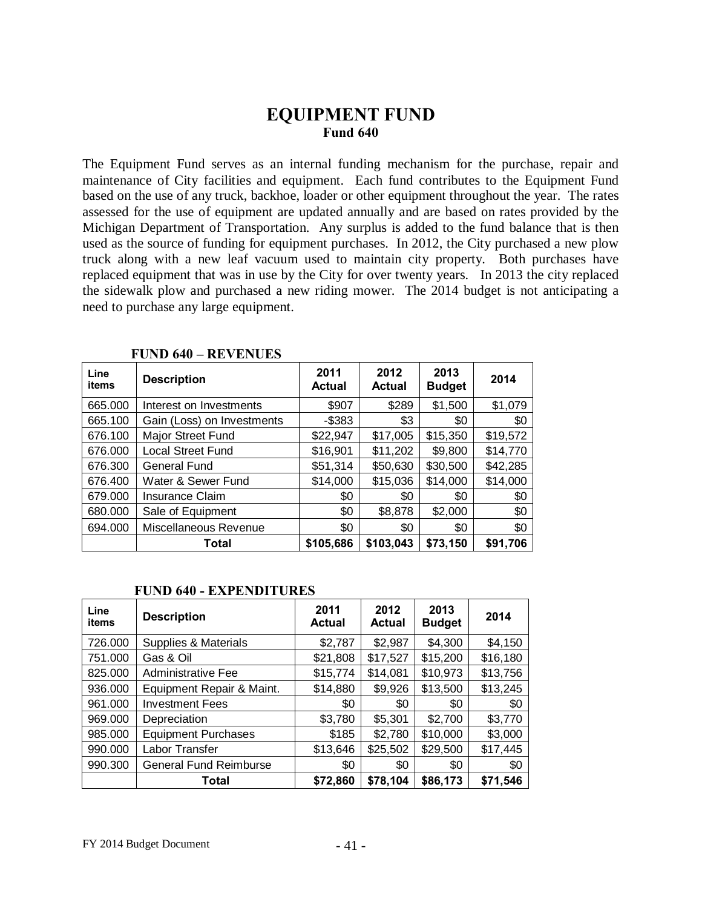# EQUIPMENT FUND

**Fund 640**

The Equipment Fund serves as an internal funding mechanism for the purchase, repair and maintenance of City facilities and equipment. Each fund contributes to the Equipment Fund based on the use of any truck, backhoe, loader or other equipment throughout the year. The rates assessed for the use of equipment are updated annually and are based on rates provided by the Michigan Department of Transportation. Any surplus is added to the fund balance that is then used as the source of funding for equipment purchases. In 2012, the City purchased a new plow truck along with a new leaf vacuum used to maintain city property. Both purchases have replaced equipment that was in use by the City for over twenty years. In 2013 the city replaced the sidewalk plow and purchased a new riding mower. The 2014 budget is not anticipating a need to purchase any large equipment.

**FUND 640 – REVENUES**

| Line items | Description | 2011 Actual | 2012 Actual | 2013 Budget | 2014 |
|---|---|---|---|---|---|
| 665.000 | Interest on Investments | $907 | $289 | $1,500 | $1,079 |
| 665.100 | Gain (Loss) on Investments | -$383 | $3 | $0 | $0 |
| 676.100 | Major Street Fund | $22,947 | $17,005 | $15,350 | $19,572 |
| 676.000 | Local Street Fund | $16,901 | $11,202 | $9,800 | $14,770 |
| 676.300 | General Fund | $51,314 | $50,630 | $30,500 | $42,285 |
| 676.400 | Water & Sewer Fund | $14,000 | $15,036 | $14,000 | $14,000 |
| 679.000 | Insurance Claim | $0 | $0 | $0 | $0 |
| 680.000 | Sale of Equipment | $0 | $8,878 | $2,000 | $0 |
| 694.000 | Miscellaneous Revenue | $0 | $0 | $0 | $0 |
| | **Total** | **$105,686** | **$103,043** | **$73,150** | **$91,706** |

**FUND 640 - EXPENDITURES**

| Line items | Description | 2011 Actual | 2012 Actual | 2013 Budget | 2014 |
|---|---|---|---|---|---|
| 726.000 | Supplies & Materials | $2,787 | $2,987 | $4,300 | $4,150 |
| 751.000 | Gas & Oil | $21,808 | $17,527 | $15,200 | $16,180 |
| 825.000 | Administrative Fee | $15,774 | $14,081 | $10,973 | $13,756 |
| 936.000 | Equipment Repair & Maint. | $14,880 | $9,926 | $13,500 | $13,245 |
| 961.000 | Investment Fees | $0 | $0 | $0 | $0 |
| 969.000 | Depreciation | $3,780 | $5,301 | $2,700 | $3,770 |
| 985.000 | Equipment Purchases | $185 | $2,780 | $10,000 | $3,000 |
| 990.000 | Labor Transfer | $13,646 | $25,502 | $29,500 | $17,445 |
| 990.300 | General Fund Reimburse | $0 | $0 | $0 | $0 |
| | **Total** | **$72,860** | **$78,104** | **$86,173** | **$71,546** |

FY 2014 Budget Document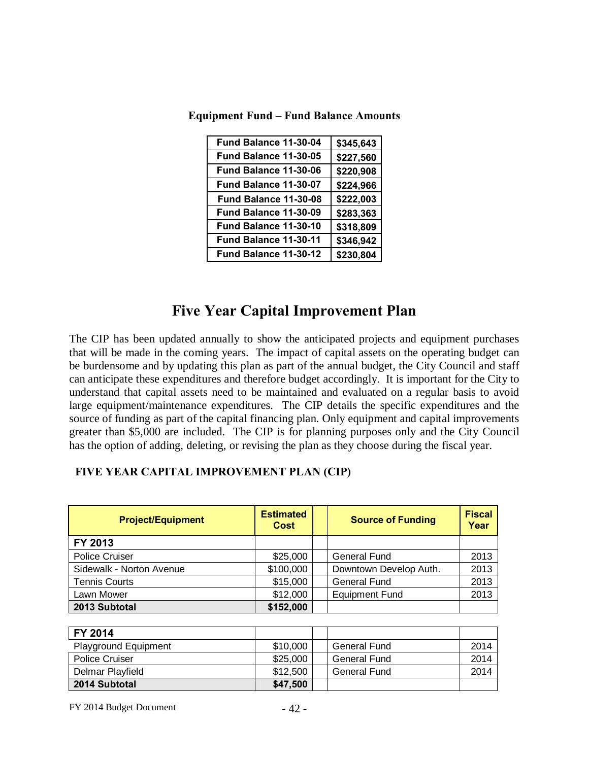**Equipment Fund – Fund Balance Amounts**

| | |
|---|---|
| Fund Balance 11-30-04 | $345,643 |
| Fund Balance 11-30-05 | $227,560 |
| Fund Balance 11-30-06 | $220,908 |
| Fund Balance 11-30-07 | $224,966 |
| Fund Balance 11-30-08 | $222,003 |
| Fund Balance 11-30-09 | $283,363 |
| Fund Balance 11-30-10 | $318,809 |
| Fund Balance 11-30-11 | $346,942 |
| Fund Balance 11-30-12 | $230,804 |

# Five Year Capital Improvement Plan

The CIP has been updated annually to show the anticipated projects and equipment purchases that will be made in the coming years. The impact of capital assets on the operating budget can be burdensome and by updating this plan as part of the annual budget, the City Council and staff can anticipate these expenditures and therefore budget accordingly. It is important for the City to understand that capital assets need to be maintained and evaluated on a regular basis to avoid large equipment/maintenance expenditures. The CIP details the specific expenditures and the source of funding as part of the capital financing plan. Only equipment and capital improvements greater than $5,000 are included. The CIP is for planning purposes only and the City Council has the option of adding, deleting, or revising the plan as they choose during the fiscal year.

**FIVE YEAR CAPITAL IMPROVEMENT PLAN (CIP)**

| Project/Equipment | Estimated Cost | | Source of Funding | Fiscal Year |
|---|---|---|---|---|
| **FY 2013** | | | | |
| Police Cruiser | $25,000 | | General Fund | 2013 |
| Sidewalk - Norton Avenue | $100,000 | | Downtown Develop Auth. | 2013 |
| Tennis Courts | $15,000 | | General Fund | 2013 |
| Lawn Mower | $12,000 | | Equipment Fund | 2013 |
| **2013 Subtotal** | **$152,000** | | | |
| | | | | |
| **FY 2014** | | | | |
| Playground Equipment | $10,000 | | General Fund | 2014 |
| Police Cruiser | $25,000 | | General Fund | 2014 |
| Delmar Playfield | $12,500 | | General Fund | 2014 |
| **2014 Subtotal** | **$47,500** | | | |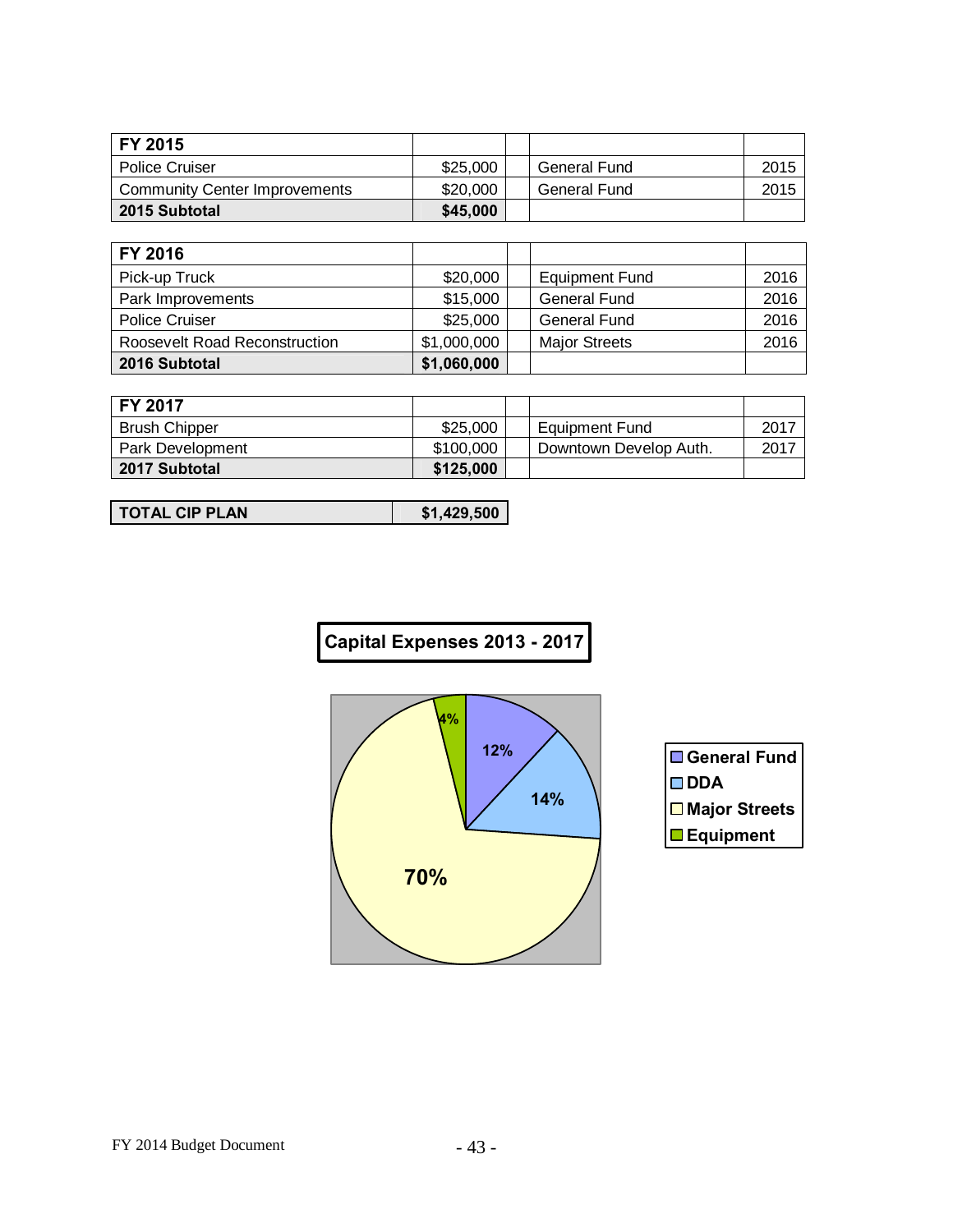| FY 2015 | | | | |
|---|---|---|---|---|
| Police Cruiser | $25,000 | | General Fund | 2015 |
| Community Center Improvements | $20,000 | | General Fund | 2015 |
| **2015 Subtotal** | **$45,000** | | | |

| FY 2016 | | | | |
|---|---|---|---|---|
| Pick-up Truck | $20,000 | | Equipment Fund | 2016 |
| Park Improvements | $15,000 | | General Fund | 2016 |
| Police Cruiser | $25,000 | | General Fund | 2016 |
| Roosevelt Road Reconstruction | $1,000,000 | | Major Streets | 2016 |
| **2016 Subtotal** | **$1,060,000** | | | |

| FY 2017 | | | | |
|---|---|---|---|---|
| Brush Chipper | $25,000 | | Equipment Fund | 2017 |
| Park Development | $100,000 | | Downtown Develop Auth. | 2017 |
| **2017 Subtotal** | **$125,000** | | | |

| **TOTAL CIP PLAN** | **$1,429,500** |
|---|---|

**Capital Expenses 2013 - 2017**

| Category | Percentage |
|---|---|
| General Fund | 12% |
| DDA | 14% |
| Major Streets | 70% |
| Equipment | 4% |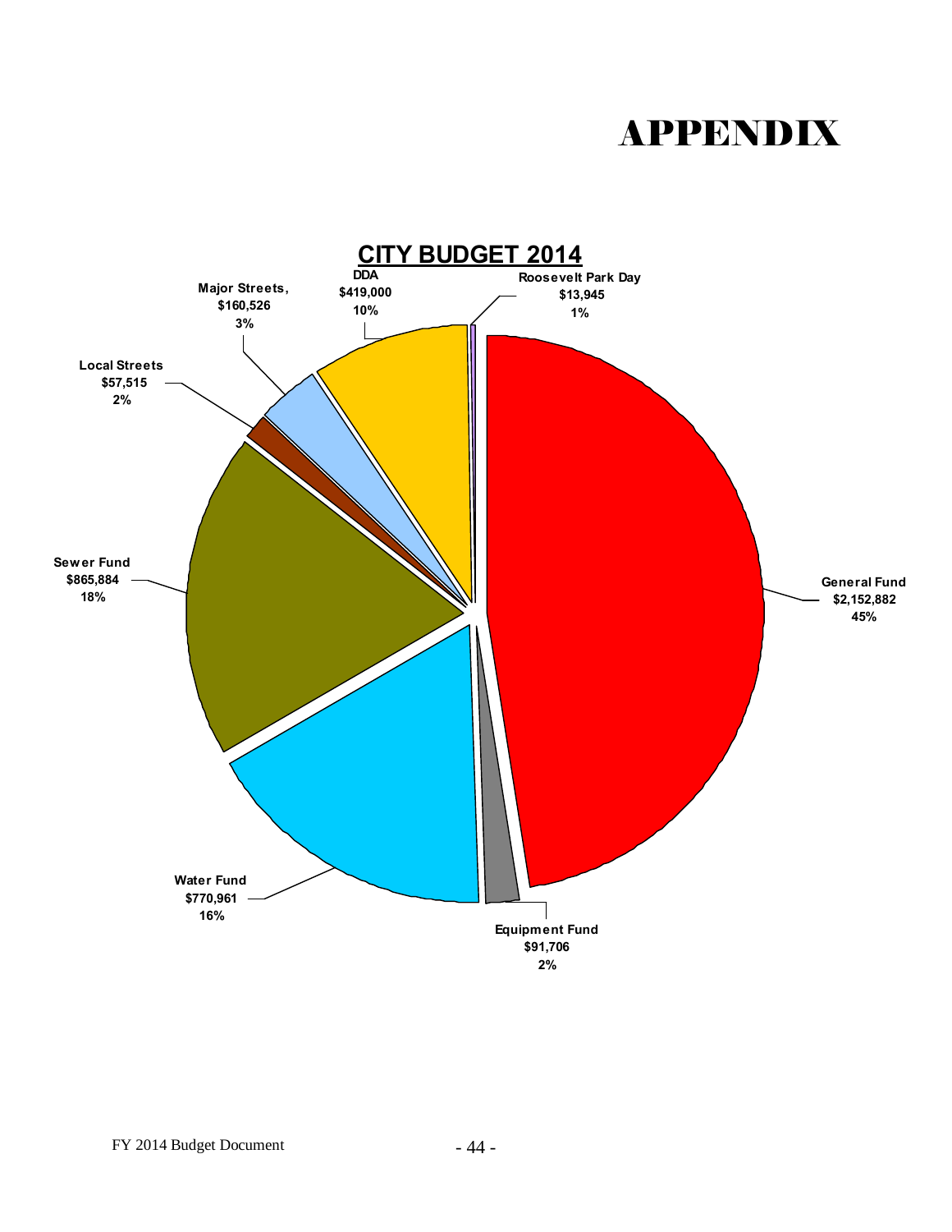# APPENDIX

## CITY BUDGET 2014

| Fund | Amount | Percent |
| --- | --- | --- |
| General Fund | $2,152,882 | 45% |
| Equipment Fund | $91,706 | 2% |
| Water Fund | $770,961 | 16% |
| Sewer Fund | $865,884 | 18% |
| Local Streets | $57,515 | 2% |
| Major Streets, | $160,526 | 3% |
| DDA | $419,000 | 10% |
| Roosevelt Park Day | $13,945 | 1% |

FY 2014 Budget Document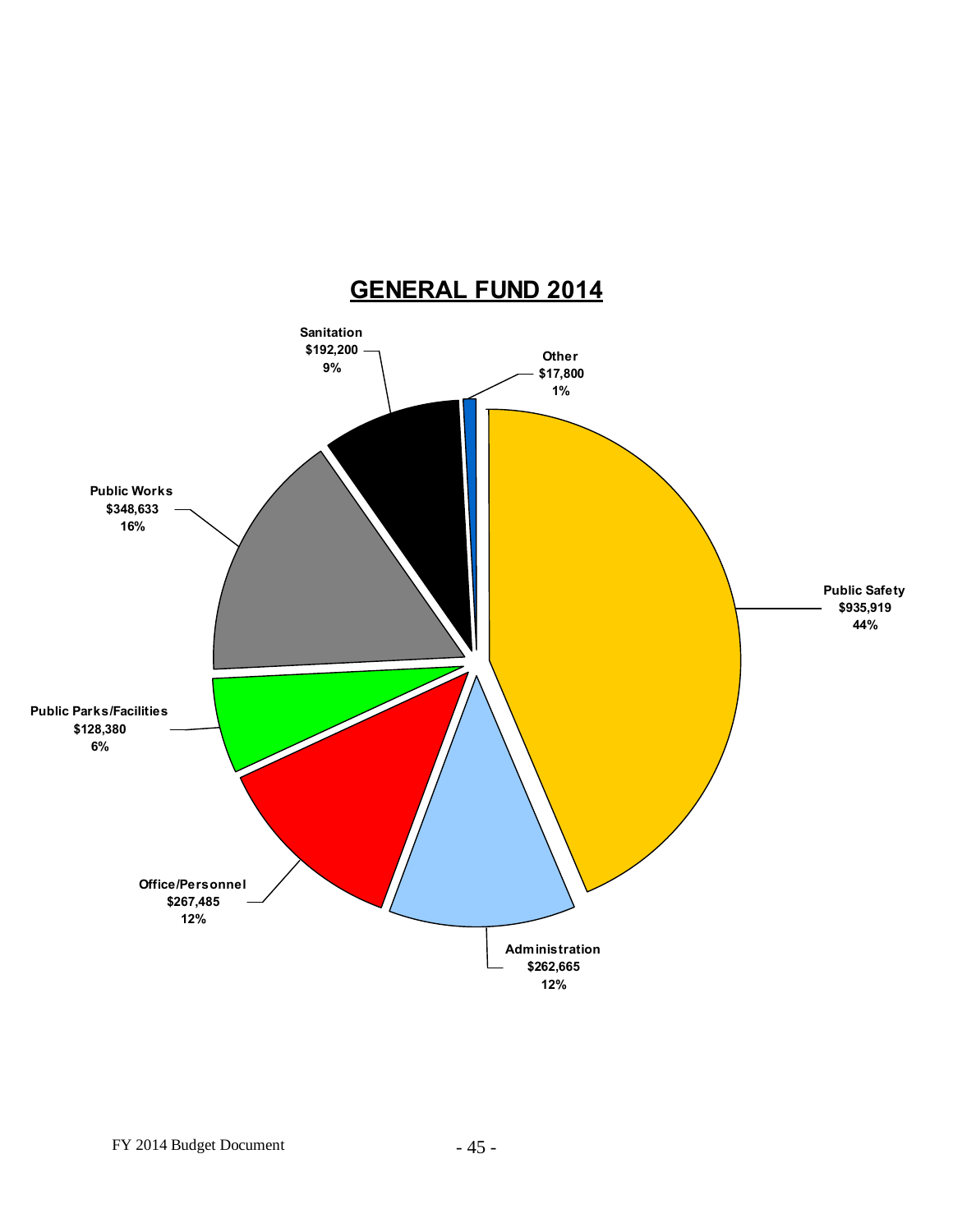# GENERAL FUND 2014

Sanitation
$192,200
9%

Other
$17,800
1%

Public Works
$348,633
16%

Public Safety
$935,919
44%

Public Parks/Facilities
$128,380
6%

Office/Personnel
$267,485
12%

Administration
$262,665
12%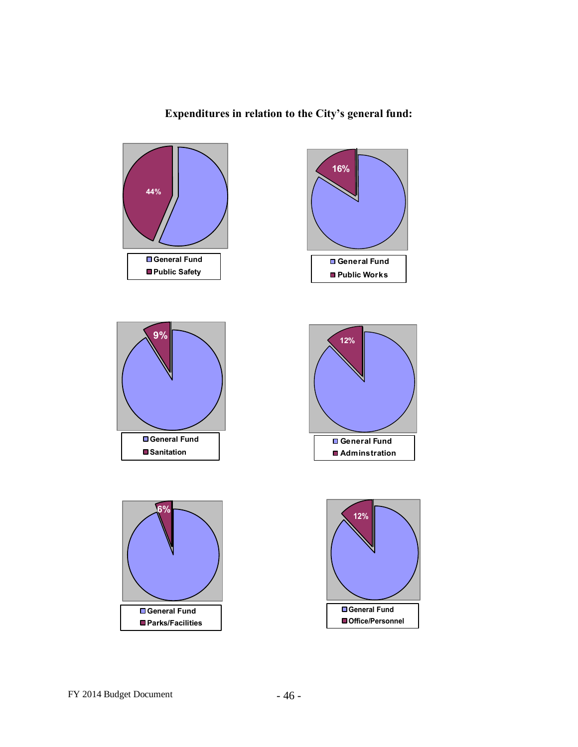**Expenditures in relation to the City's general fund:**

44%

General Fund
Public Safety

16%

General Fund
Public Works

9%

General Fund
Sanitation

12%

General Fund
Adminstration

6%

General Fund
Parks/Facilities

12%

General Fund
Office/Personnel

FY 2014 Budget Document